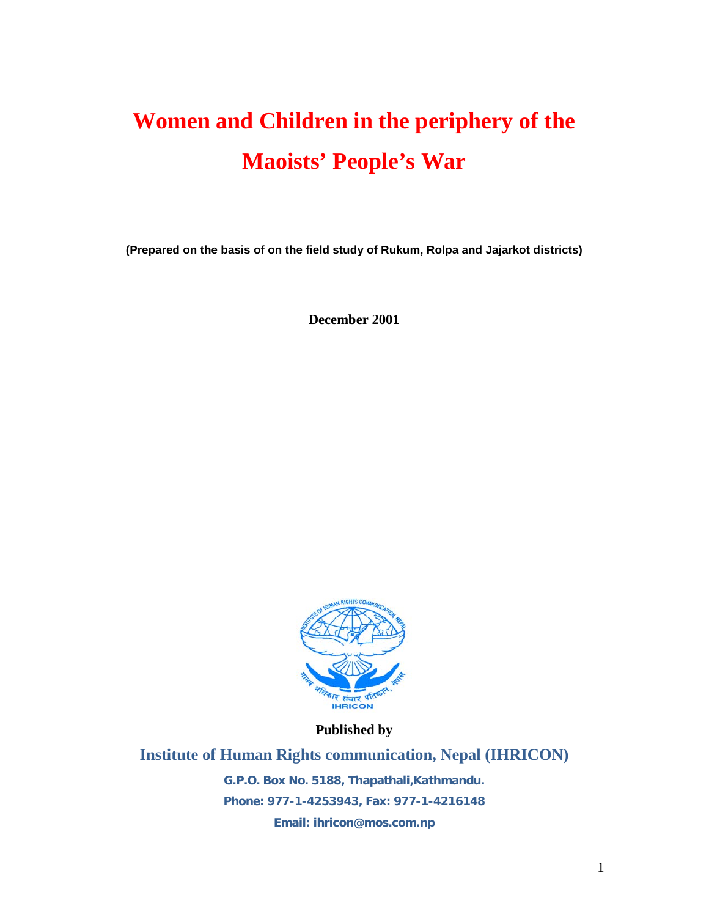# Women and Children in the periphery of the Maoists' People's War

**(Prepared on the basis of on the field study of Rukum, Rolpa and Jajarkot districts)**

**December 2001**

**Published by**

**Institute of Human Rights communication, Nepal (IHRICON)**

**G.P.O. Box No. 5188, Thapathali,Kathmandu.**

**Phone: 977-1-4253943, Fax: 977-1-4216148**

**Email: ihricon@mos.com.np**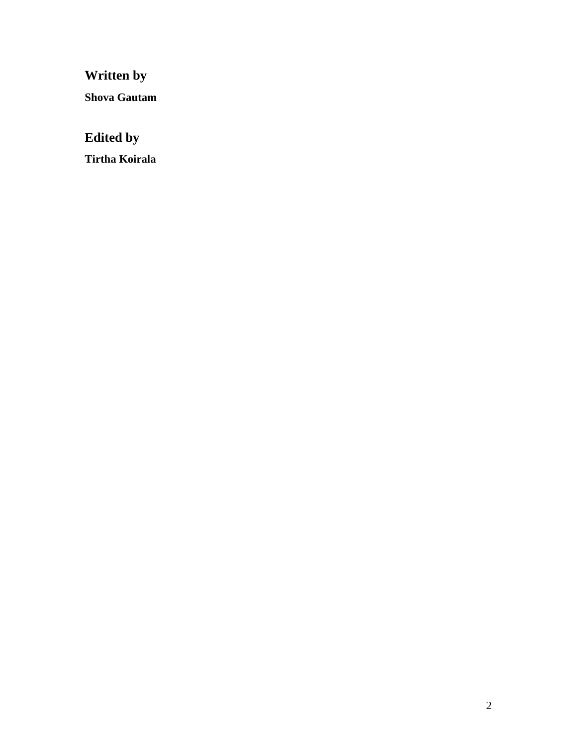## Written by

**Shova Gautam**

## Edited by

**Tirtha Koirala**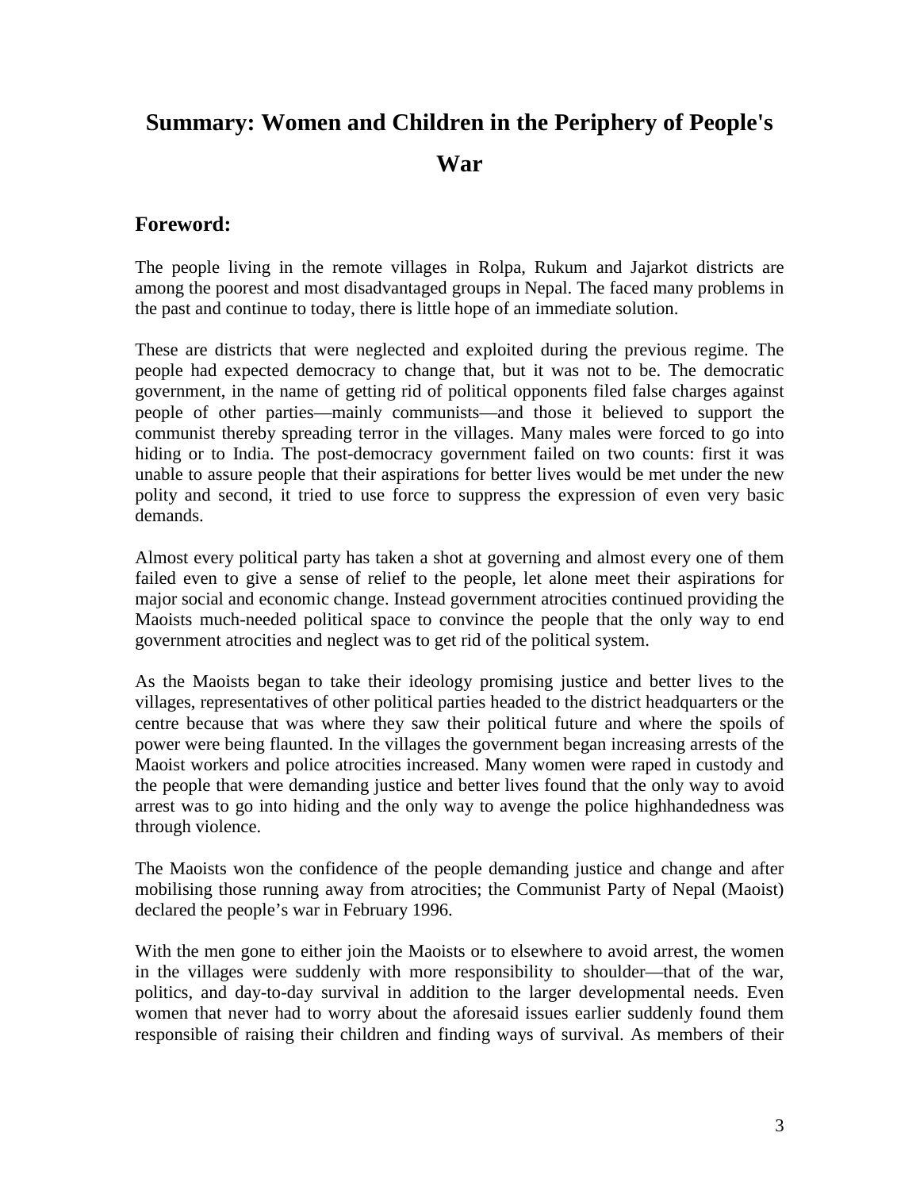# Summary: Women and Children in the Periphery of People's War

## Foreword:

The people living in the remote villages in Rolpa, Rukum and Jajarkot districts are among the poorest and most disadvantaged groups in Nepal. The faced many problems in the past and continue to today, there is little hope of an immediate solution.

These are districts that were neglected and exploited during the previous regime. The people had expected democracy to change that, but it was not to be. The democratic government, in the name of getting rid of political opponents filed false charges against people of other parties—mainly communists—and those it believed to support the communist thereby spreading terror in the villages. Many males were forced to go into hiding or to India. The post-democracy government failed on two counts: first it was unable to assure people that their aspirations for better lives would be met under the new polity and second, it tried to use force to suppress the expression of even very basic demands.

Almost every political party has taken a shot at governing and almost every one of them failed even to give a sense of relief to the people, let alone meet their aspirations for major social and economic change. Instead government atrocities continued providing the Maoists much-needed political space to convince the people that the only way to end government atrocities and neglect was to get rid of the political system.

As the Maoists began to take their ideology promising justice and better lives to the villages, representatives of other political parties headed to the district headquarters or the centre because that was where they saw their political future and where the spoils of power were being flaunted. In the villages the government began increasing arrests of the Maoist workers and police atrocities increased. Many women were raped in custody and the people that were demanding justice and better lives found that the only way to avoid arrest was to go into hiding and the only way to avenge the police highhandedness was through violence.

The Maoists won the confidence of the people demanding justice and change and after mobilising those running away from atrocities; the Communist Party of Nepal (Maoist) declared the people's war in February 1996.

With the men gone to either join the Maoists or to elsewhere to avoid arrest, the women in the villages were suddenly with more responsibility to shoulder—that of the war, politics, and day-to-day survival in addition to the larger developmental needs. Even women that never had to worry about the aforesaid issues earlier suddenly found them responsible of raising their children and finding ways of survival. As members of their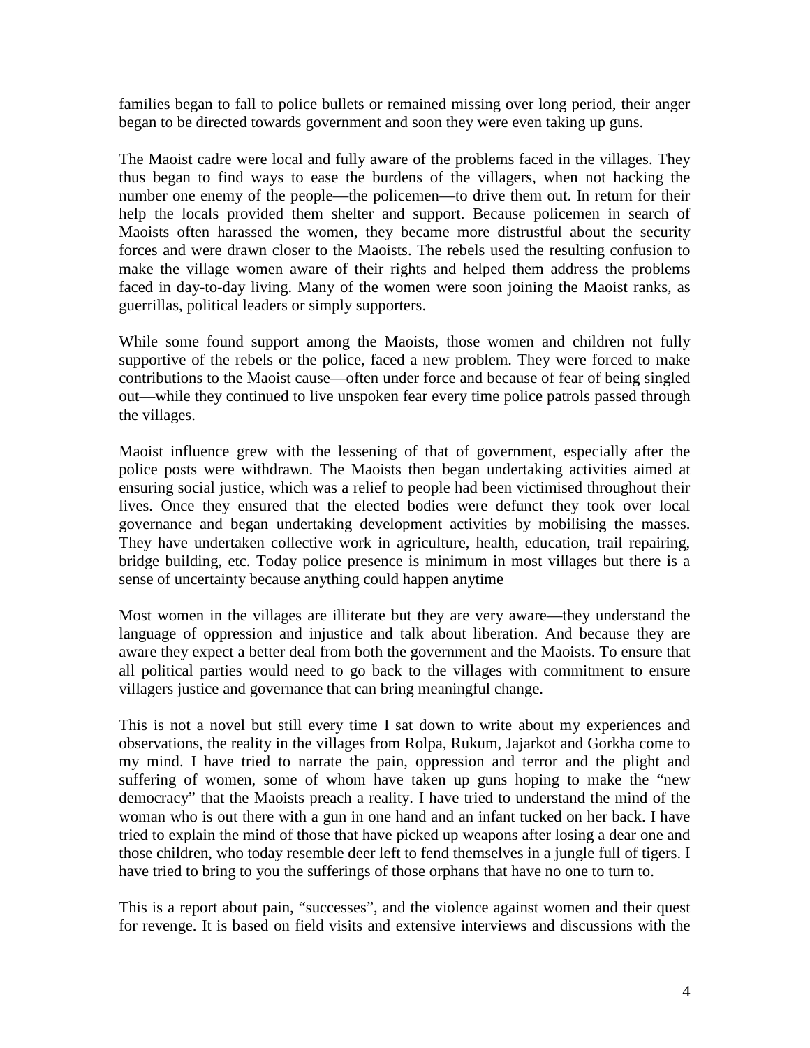families began to fall to police bullets or remained missing over long period, their anger began to be directed towards government and soon they were even taking up guns.

The Maoist cadre were local and fully aware of the problems faced in the villages. They thus began to find ways to ease the burdens of the villagers, when not hacking the number one enemy of the people—the policemen—to drive them out. In return for their help the locals provided them shelter and support. Because policemen in search of Maoists often harassed the women, they became more distrustful about the security forces and were drawn closer to the Maoists. The rebels used the resulting confusion to make the village women aware of their rights and helped them address the problems faced in day-to-day living. Many of the women were soon joining the Maoist ranks, as guerrillas, political leaders or simply supporters.

While some found support among the Maoists, those women and children not fully supportive of the rebels or the police, faced a new problem. They were forced to make contributions to the Maoist cause—often under force and because of fear of being singled out—while they continued to live unspoken fear every time police patrols passed through the villages.

Maoist influence grew with the lessening of that of government, especially after the police posts were withdrawn. The Maoists then began undertaking activities aimed at ensuring social justice, which was a relief to people had been victimised throughout their lives. Once they ensured that the elected bodies were defunct they took over local governance and began undertaking development activities by mobilising the masses. They have undertaken collective work in agriculture, health, education, trail repairing, bridge building, etc. Today police presence is minimum in most villages but there is a sense of uncertainty because anything could happen anytime

Most women in the villages are illiterate but they are very aware—they understand the language of oppression and injustice and talk about liberation. And because they are aware they expect a better deal from both the government and the Maoists. To ensure that all political parties would need to go back to the villages with commitment to ensure villagers justice and governance that can bring meaningful change.

This is not a novel but still every time I sat down to write about my experiences and observations, the reality in the villages from Rolpa, Rukum, Jajarkot and Gorkha come to my mind. I have tried to narrate the pain, oppression and terror and the plight and suffering of women, some of whom have taken up guns hoping to make the "new democracy" that the Maoists preach a reality. I have tried to understand the mind of the woman who is out there with a gun in one hand and an infant tucked on her back. I have tried to explain the mind of those that have picked up weapons after losing a dear one and those children, who today resemble deer left to fend themselves in a jungle full of tigers. I have tried to bring to you the sufferings of those orphans that have no one to turn to.

This is a report about pain, "successes", and the violence against women and their quest for revenge. It is based on field visits and extensive interviews and discussions with the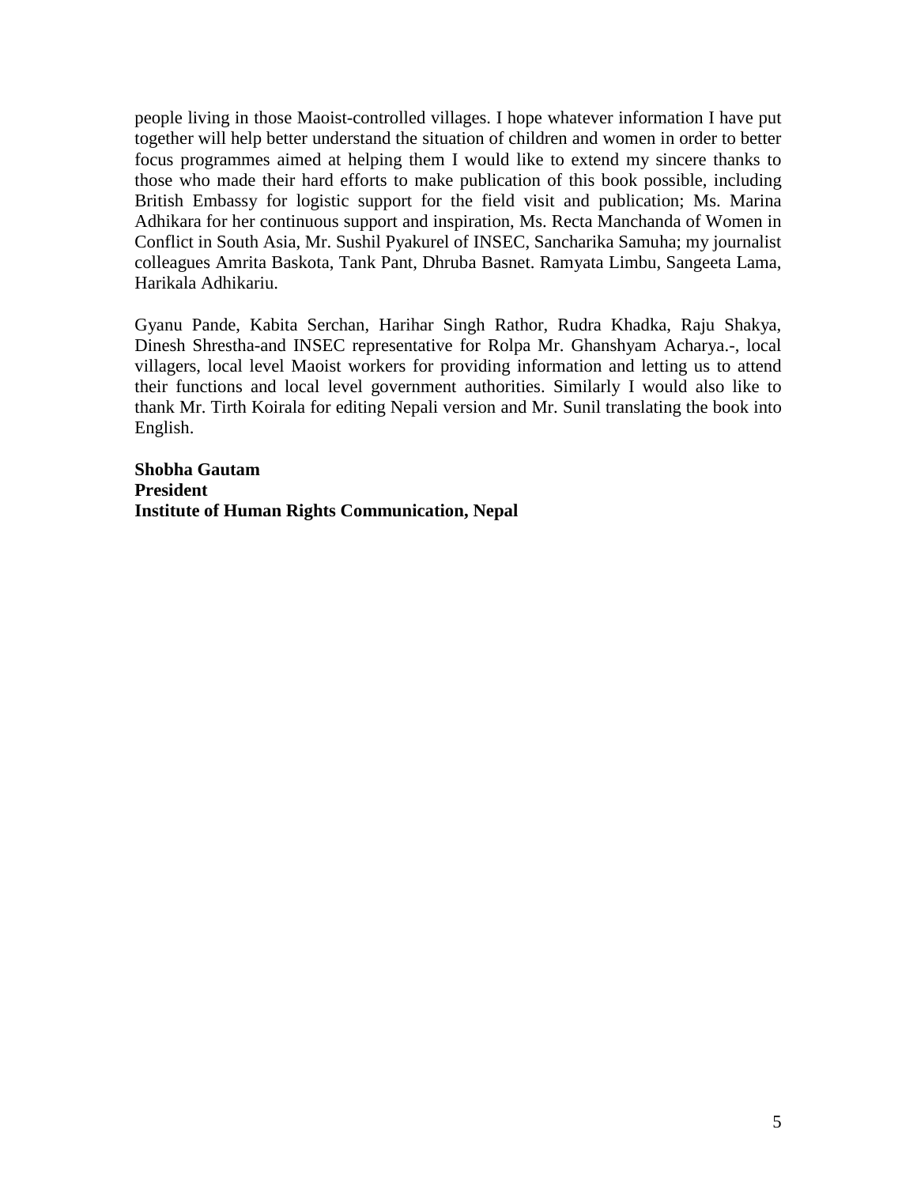people living in those Maoist-controlled villages. I hope whatever information I have put together will help better understand the situation of children and women in order to better focus programmes aimed at helping them I would like to extend my sincere thanks to those who made their hard efforts to make publication of this book possible, including British Embassy for logistic support for the field visit and publication; Ms. Marina Adhikara for her continuous support and inspiration, Ms. Recta Manchanda of Women in Conflict in South Asia, Mr. Sushil Pyakurel of INSEC, Sancharika Samuha; my journalist colleagues Amrita Baskota, Tank Pant, Dhruba Basnet. Ramyata Limbu, Sangeeta Lama, Harikala Adhikariu.

Gyanu Pande, Kabita Serchan, Harihar Singh Rathor, Rudra Khadka, Raju Shakya, Dinesh Shrestha-and INSEC representative for Rolpa Mr. Ghanshyam Acharya.-, local villagers, local level Maoist workers for providing information and letting us to attend their functions and local level government authorities. Similarly I would also like to thank Mr. Tirth Koirala for editing Nepali version and Mr. Sunil translating the book into English.

**Shobha Gautam**
**President**
**Institute of Human Rights Communication, Nepal**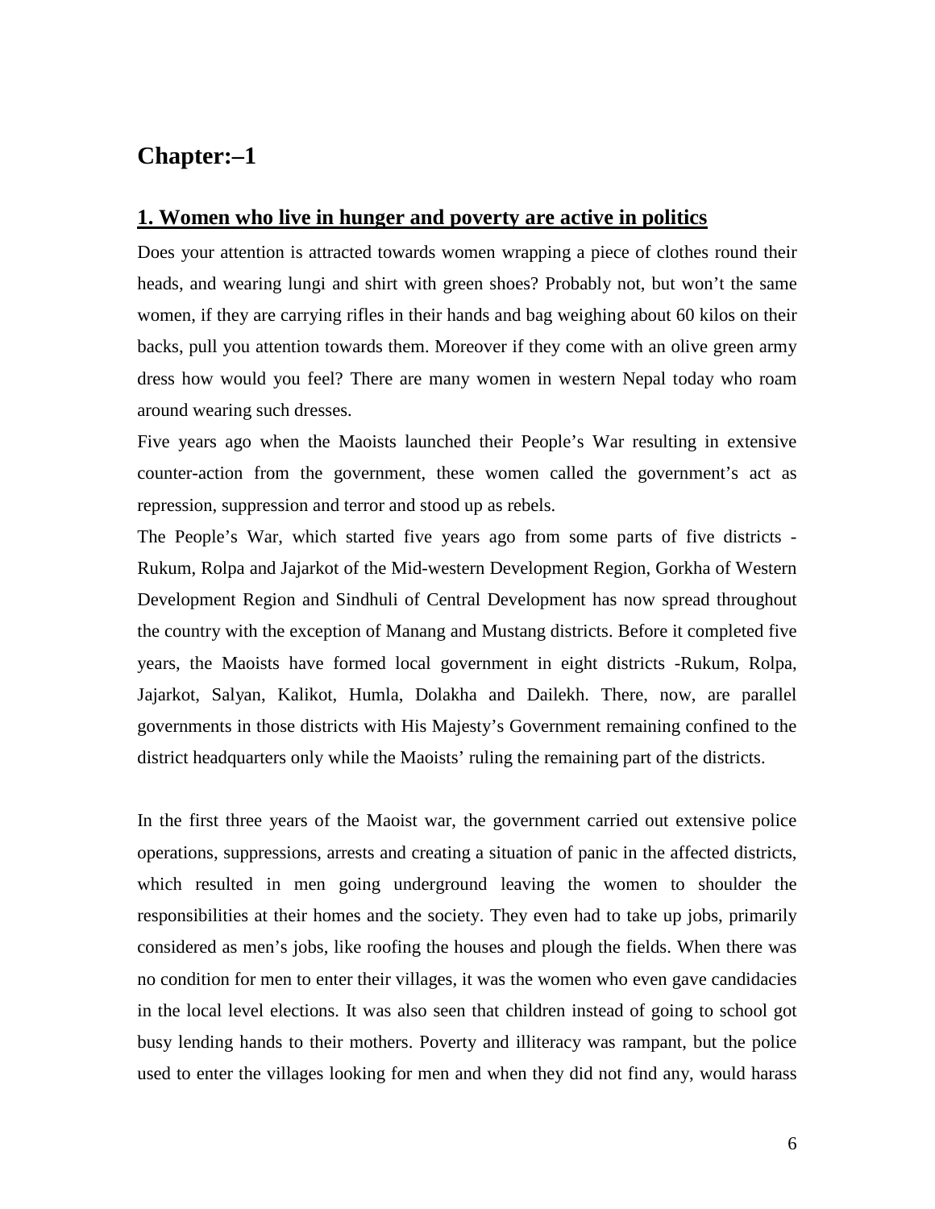# Chapter:–1

## 1. Women who live in hunger and poverty are active in politics

Does your attention is attracted towards women wrapping a piece of clothes round their heads, and wearing lungi and shirt with green shoes? Probably not, but won't the same women, if they are carrying rifles in their hands and bag weighing about 60 kilos on their backs, pull you attention towards them. Moreover if they come with an olive green army dress how would you feel? There are many women in western Nepal today who roam around wearing such dresses.

Five years ago when the Maoists launched their People's War resulting in extensive counter-action from the government, these women called the government's act as repression, suppression and terror and stood up as rebels.

The People's War, which started five years ago from some parts of five districts - Rukum, Rolpa and Jajarkot of the Mid-western Development Region, Gorkha of Western Development Region and Sindhuli of Central Development has now spread throughout the country with the exception of Manang and Mustang districts. Before it completed five years, the Maoists have formed local government in eight districts -Rukum, Rolpa, Jajarkot, Salyan, Kalikot, Humla, Dolakha and Dailekh. There, now, are parallel governments in those districts with His Majesty's Government remaining confined to the district headquarters only while the Maoists' ruling the remaining part of the districts.

In the first three years of the Maoist war, the government carried out extensive police operations, suppressions, arrests and creating a situation of panic in the affected districts, which resulted in men going underground leaving the women to shoulder the responsibilities at their homes and the society. They even had to take up jobs, primarily considered as men's jobs, like roofing the houses and plough the fields. When there was no condition for men to enter their villages, it was the women who even gave candidacies in the local level elections. It was also seen that children instead of going to school got busy lending hands to their mothers. Poverty and illiteracy was rampant, but the police used to enter the villages looking for men and when they did not find any, would harass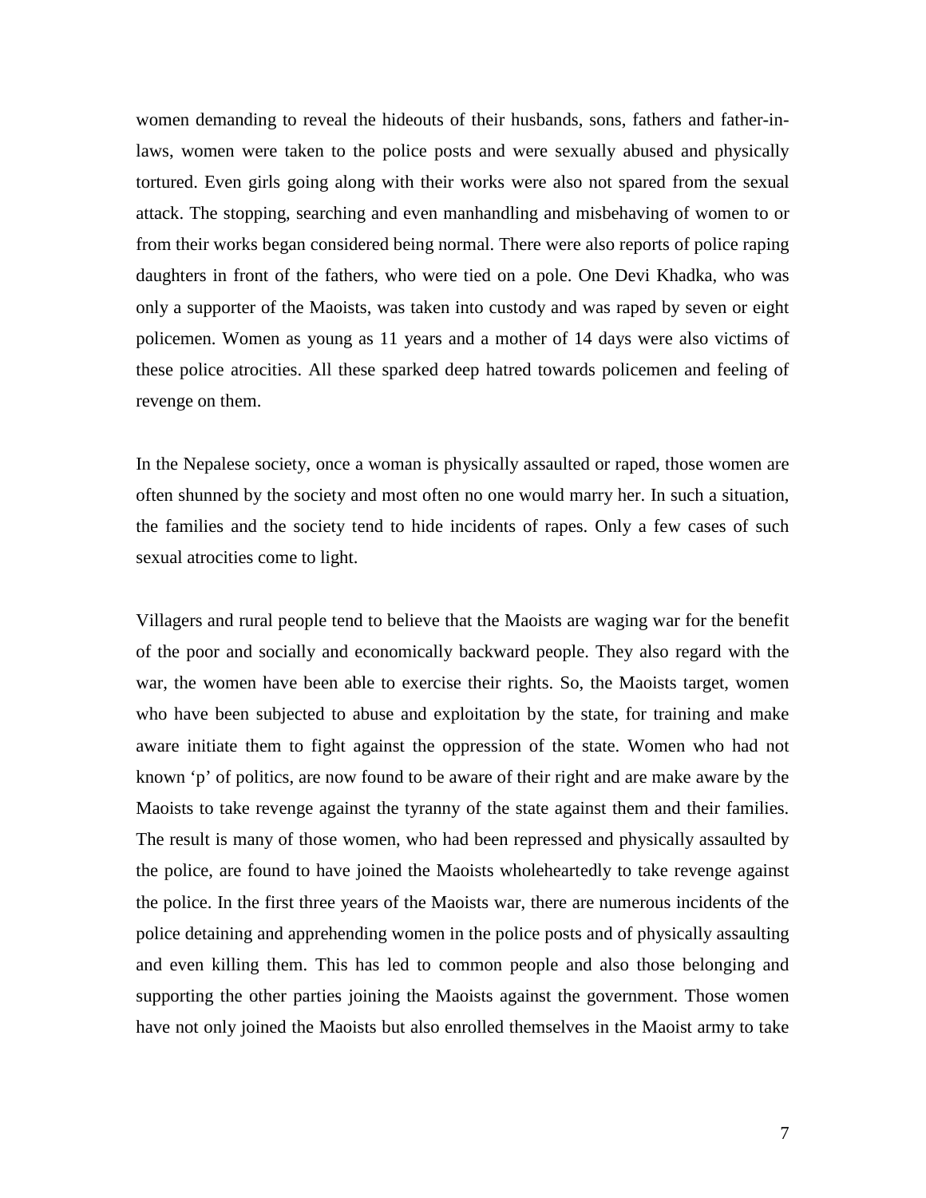women demanding to reveal the hideouts of their husbands, sons, fathers and father-in-laws, women were taken to the police posts and were sexually abused and physically tortured. Even girls going along with their works were also not spared from the sexual attack. The stopping, searching and even manhandling and misbehaving of women to or from their works began considered being normal. There were also reports of police raping daughters in front of the fathers, who were tied on a pole. One Devi Khadka, who was only a supporter of the Maoists, was taken into custody and was raped by seven or eight policemen. Women as young as 11 years and a mother of 14 days were also victims of these police atrocities. All these sparked deep hatred towards policemen and feeling of revenge on them.

In the Nepalese society, once a woman is physically assaulted or raped, those women are often shunned by the society and most often no one would marry her. In such a situation, the families and the society tend to hide incidents of rapes. Only a few cases of such sexual atrocities come to light.

Villagers and rural people tend to believe that the Maoists are waging war for the benefit of the poor and socially and economically backward people. They also regard with the war, the women have been able to exercise their rights. So, the Maoists target, women who have been subjected to abuse and exploitation by the state, for training and make aware initiate them to fight against the oppression of the state. Women who had not known 'p' of politics, are now found to be aware of their right and are make aware by the Maoists to take revenge against the tyranny of the state against them and their families. The result is many of those women, who had been repressed and physically assaulted by the police, are found to have joined the Maoists wholeheartedly to take revenge against the police. In the first three years of the Maoists war, there are numerous incidents of the police detaining and apprehending women in the police posts and of physically assaulting and even killing them. This has led to common people and also those belonging and supporting the other parties joining the Maoists against the government. Those women have not only joined the Maoists but also enrolled themselves in the Maoist army to take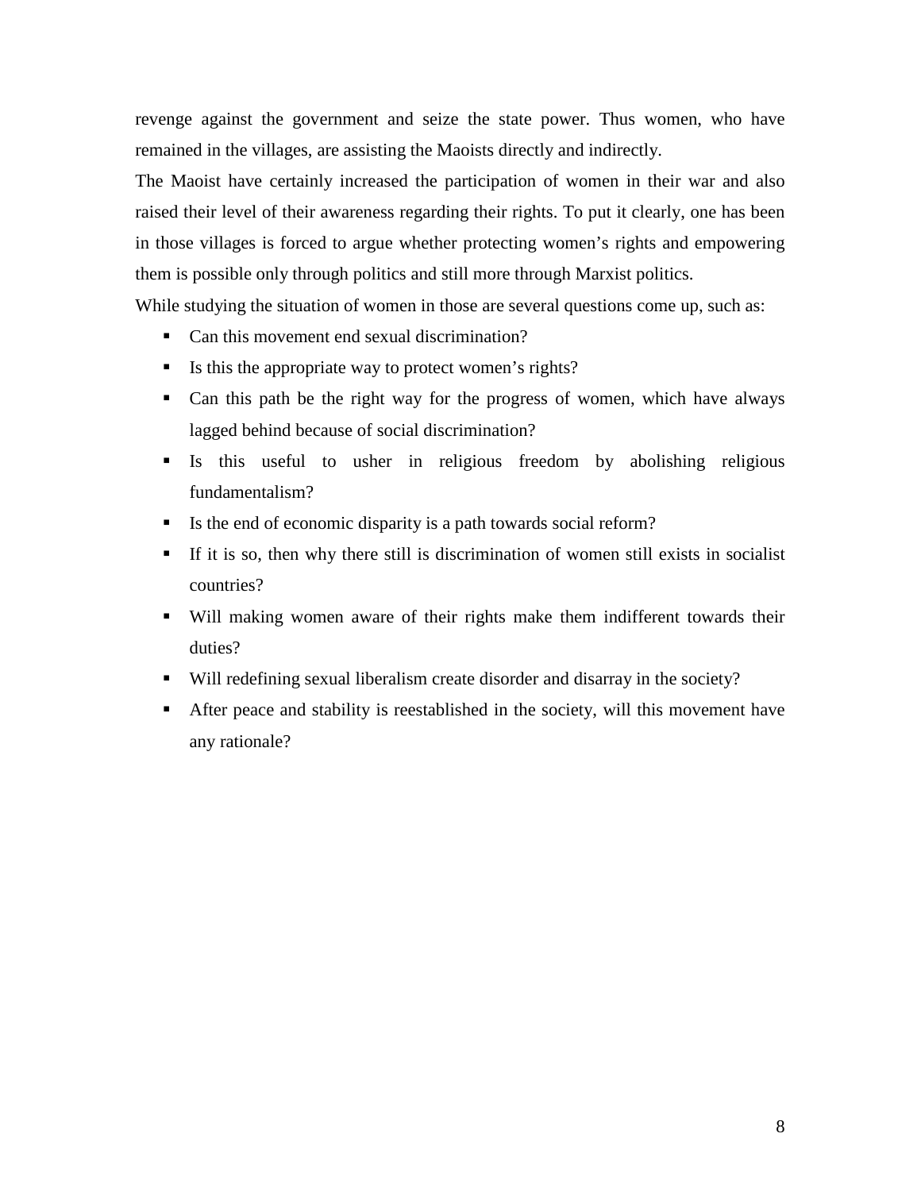revenge against the government and seize the state power. Thus women, who have remained in the villages, are assisting the Maoists directly and indirectly.

The Maoist have certainly increased the participation of women in their war and also raised their level of their awareness regarding their rights. To put it clearly, one has been in those villages is forced to argue whether protecting women's rights and empowering them is possible only through politics and still more through Marxist politics.

While studying the situation of women in those are several questions come up, such as:

- Can this movement end sexual discrimination?
- Is this the appropriate way to protect women's rights?
- Can this path be the right way for the progress of women, which have always lagged behind because of social discrimination?
- Is this useful to usher in religious freedom by abolishing religious fundamentalism?
- Is the end of economic disparity is a path towards social reform?
- If it is so, then why there still is discrimination of women still exists in socialist countries?
- Will making women aware of their rights make them indifferent towards their duties?
- Will redefining sexual liberalism create disorder and disarray in the society?
- After peace and stability is reestablished in the society, will this movement have any rationale?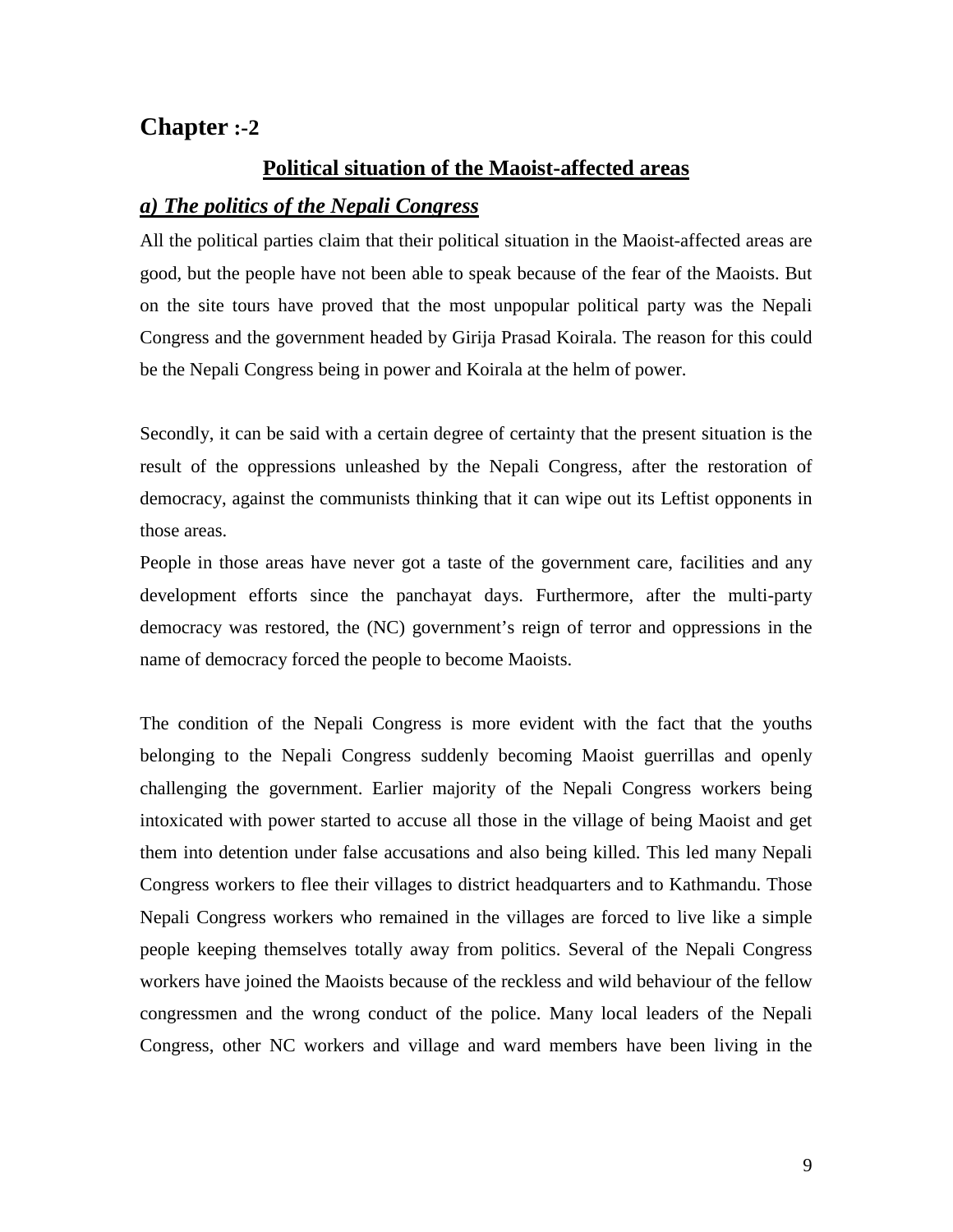# Chapter :-2

## Political situation of the Maoist-affected areas

### *a) The politics of the Nepali Congress*

All the political parties claim that their political situation in the Maoist-affected areas are good, but the people have not been able to speak because of the fear of the Maoists. But on the site tours have proved that the most unpopular political party was the Nepali Congress and the government headed by Girija Prasad Koirala. The reason for this could be the Nepali Congress being in power and Koirala at the helm of power.

Secondly, it can be said with a certain degree of certainty that the present situation is the result of the oppressions unleashed by the Nepali Congress, after the restoration of democracy, against the communists thinking that it can wipe out its Leftist opponents in those areas.

People in those areas have never got a taste of the government care, facilities and any development efforts since the panchayat days. Furthermore, after the multi-party democracy was restored, the (NC) government's reign of terror and oppressions in the name of democracy forced the people to become Maoists.

The condition of the Nepali Congress is more evident with the fact that the youths belonging to the Nepali Congress suddenly becoming Maoist guerrillas and openly challenging the government. Earlier majority of the Nepali Congress workers being intoxicated with power started to accuse all those in the village of being Maoist and get them into detention under false accusations and also being killed. This led many Nepali Congress workers to flee their villages to district headquarters and to Kathmandu. Those Nepali Congress workers who remained in the villages are forced to live like a simple people keeping themselves totally away from politics. Several of the Nepali Congress workers have joined the Maoists because of the reckless and wild behaviour of the fellow congressmen and the wrong conduct of the police. Many local leaders of the Nepali Congress, other NC workers and village and ward members have been living in the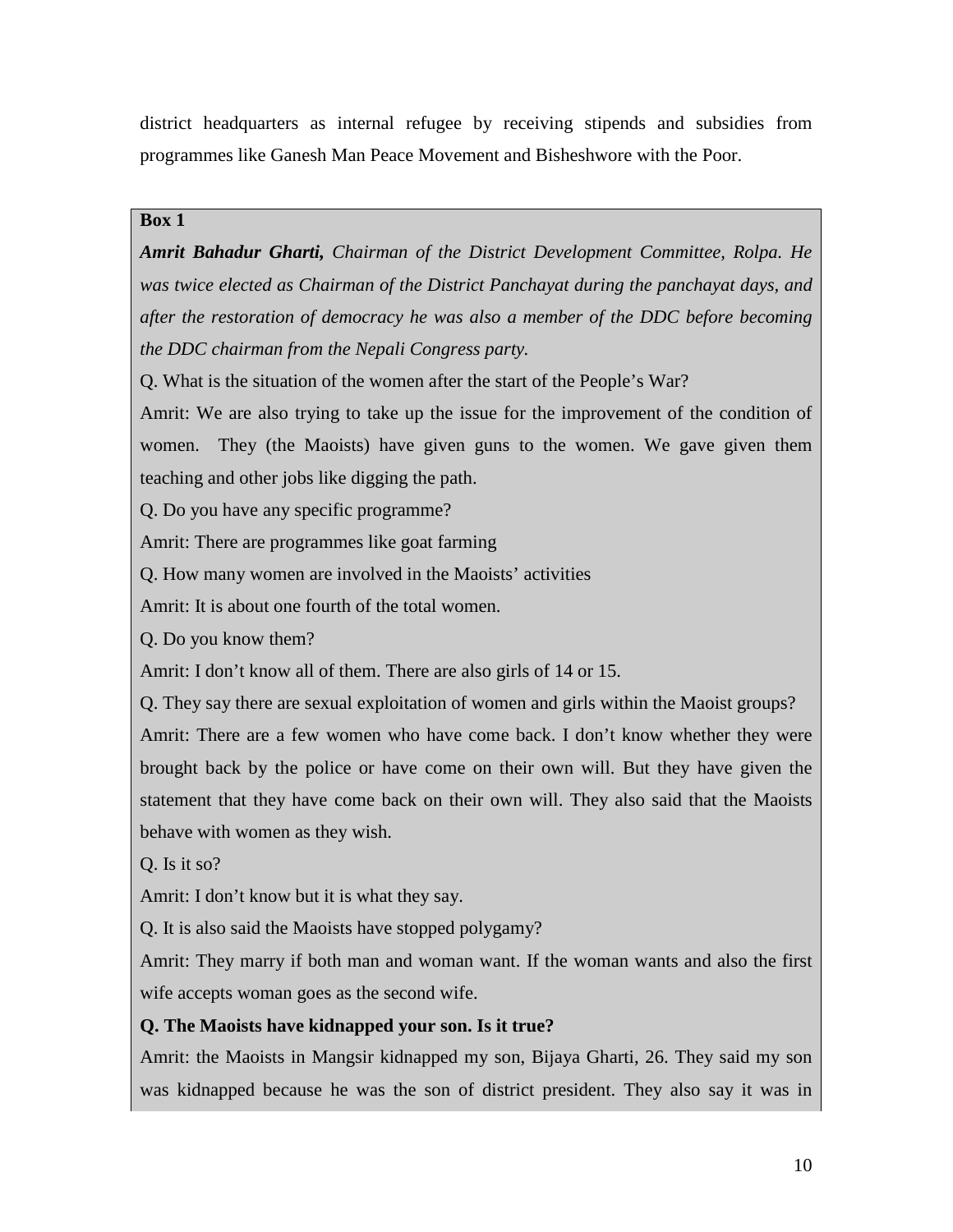district headquarters as internal refugee by receiving stipends and subsidies from programmes like Ganesh Man Peace Movement and Bisheshwore with the Poor.

**Box 1**

***Amrit Bahadur Gharti,*** *Chairman of the District Development Committee, Rolpa. He was twice elected as Chairman of the District Panchayat during the panchayat days, and after the restoration of democracy he was also a member of the DDC before becoming the DDC chairman from the Nepali Congress party.*

Q. What is the situation of the women after the start of the People's War?

Amrit: We are also trying to take up the issue for the improvement of the condition of women. They (the Maoists) have given guns to the women. We gave given them teaching and other jobs like digging the path.

Q. Do you have any specific programme?

Amrit: There are programmes like goat farming

Q. How many women are involved in the Maoists' activities

Amrit: It is about one fourth of the total women.

Q. Do you know them?

Amrit: I don't know all of them. There are also girls of 14 or 15.

Q. They say there are sexual exploitation of women and girls within the Maoist groups?

Amrit: There are a few women who have come back. I don't know whether they were brought back by the police or have come on their own will. But they have given the statement that they have come back on their own will. They also said that the Maoists behave with women as they wish.

Q. Is it so?

Amrit: I don't know but it is what they say.

Q. It is also said the Maoists have stopped polygamy?

Amrit: They marry if both man and woman want. If the woman wants and also the first wife accepts woman goes as the second wife.

**Q. The Maoists have kidnapped your son. Is it true?**

Amrit: the Maoists in Mangsir kidnapped my son, Bijaya Gharti, 26. They said my son was kidnapped because he was the son of district president. They also say it was in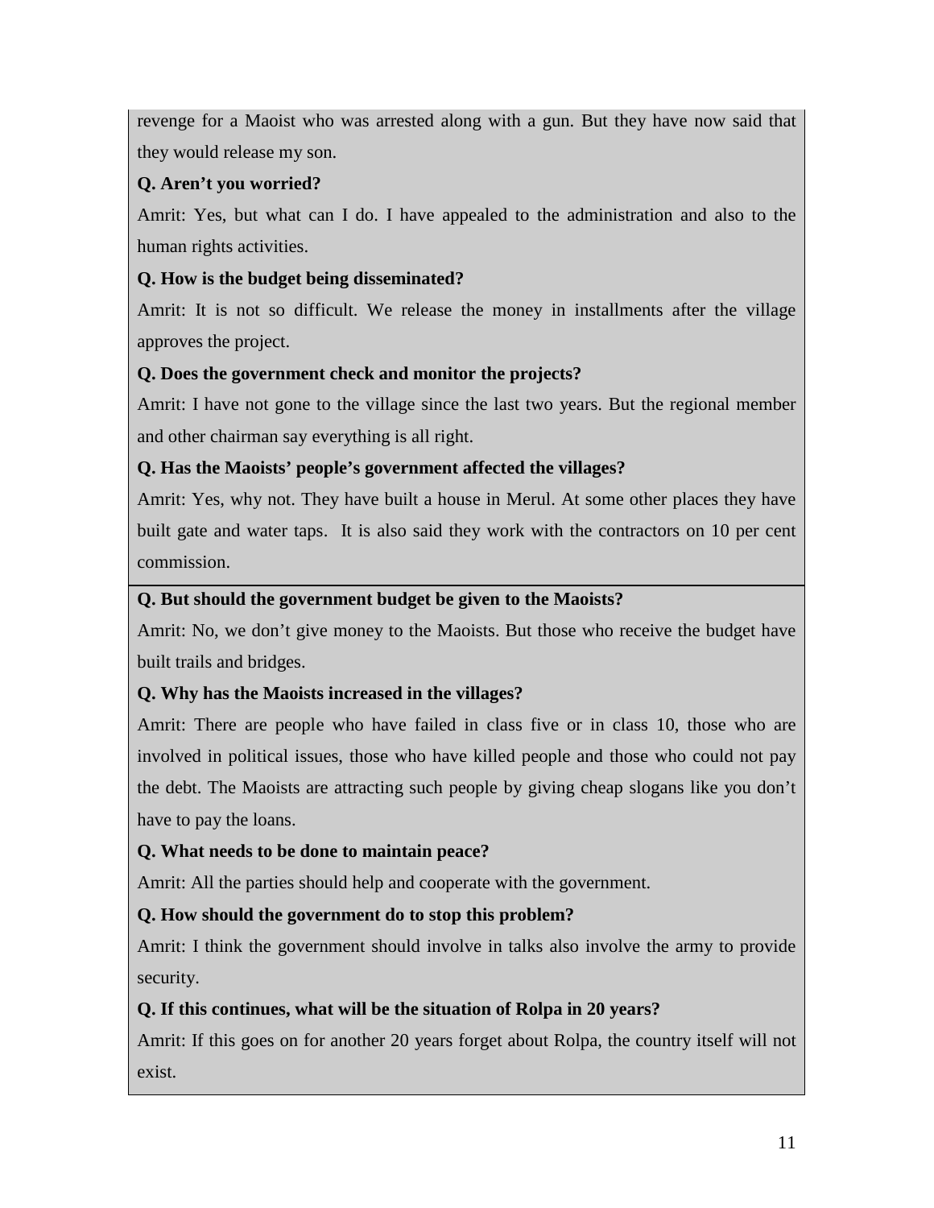revenge for a Maoist who was arrested along with a gun. But they have now said that they would release my son.

**Q. Aren't you worried?**

Amrit: Yes, but what can I do. I have appealed to the administration and also to the human rights activities.

**Q. How is the budget being disseminated?**

Amrit: It is not so difficult. We release the money in installments after the village approves the project.

**Q. Does the government check and monitor the projects?**

Amrit: I have not gone to the village since the last two years. But the regional member and other chairman say everything is all right.

**Q. Has the Maoists' people's government affected the villages?**

Amrit: Yes, why not. They have built a house in Merul. At some other places they have built gate and water taps. It is also said they work with the contractors on 10 per cent commission.

**Q. But should the government budget be given to the Maoists?**

Amrit: No, we don't give money to the Maoists. But those who receive the budget have built trails and bridges.

**Q. Why has the Maoists increased in the villages?**

Amrit: There are people who have failed in class five or in class 10, those who are involved in political issues, those who have killed people and those who could not pay the debt. The Maoists are attracting such people by giving cheap slogans like you don't have to pay the loans.

**Q. What needs to be done to maintain peace?**

Amrit: All the parties should help and cooperate with the government.

**Q. How should the government do to stop this problem?**

Amrit: I think the government should involve in talks also involve the army to provide security.

**Q. If this continues, what will be the situation of Rolpa in 20 years?**

Amrit: If this goes on for another 20 years forget about Rolpa, the country itself will not exist.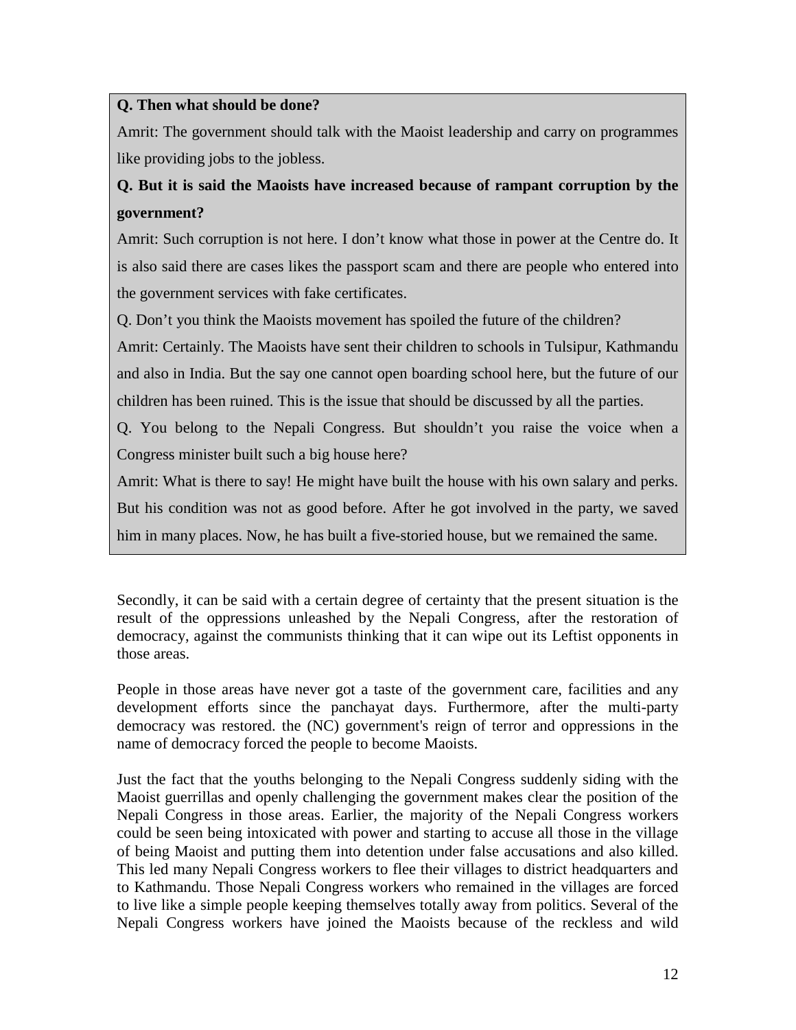**Q. Then what should be done?**

Amrit: The government should talk with the Maoist leadership and carry on programmes like providing jobs to the jobless.

**Q. But it is said the Maoists have increased because of rampant corruption by the government?**

Amrit: Such corruption is not here. I don't know what those in power at the Centre do. It is also said there are cases likes the passport scam and there are people who entered into the government services with fake certificates.

Q. Don't you think the Maoists movement has spoiled the future of the children?

Amrit: Certainly. The Maoists have sent their children to schools in Tulsipur, Kathmandu and also in India. But the say one cannot open boarding school here, but the future of our children has been ruined. This is the issue that should be discussed by all the parties.

Q. You belong to the Nepali Congress. But shouldn't you raise the voice when a Congress minister built such a big house here?

Amrit: What is there to say! He might have built the house with his own salary and perks. But his condition was not as good before. After he got involved in the party, we saved him in many places. Now, he has built a five-storied house, but we remained the same.

Secondly, it can be said with a certain degree of certainty that the present situation is the result of the oppressions unleashed by the Nepali Congress, after the restoration of democracy, against the communists thinking that it can wipe out its Leftist opponents in those areas.

People in those areas have never got a taste of the government care, facilities and any development efforts since the panchayat days. Furthermore, after the multi-party democracy was restored. the (NC) government's reign of terror and oppressions in the name of democracy forced the people to become Maoists.

Just the fact that the youths belonging to the Nepali Congress suddenly siding with the Maoist guerrillas and openly challenging the government makes clear the position of the Nepali Congress in those areas. Earlier, the majority of the Nepali Congress workers could be seen being intoxicated with power and starting to accuse all those in the village of being Maoist and putting them into detention under false accusations and also killed. This led many Nepali Congress workers to flee their villages to district headquarters and to Kathmandu. Those Nepali Congress workers who remained in the villages are forced to live like a simple people keeping themselves totally away from politics. Several of the Nepali Congress workers have joined the Maoists because of the reckless and wild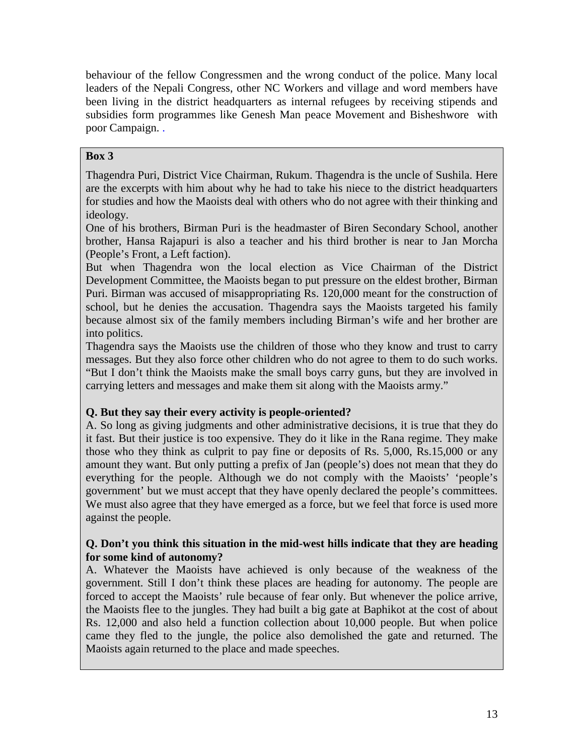behaviour of the fellow Congressmen and the wrong conduct of the police. Many local leaders of the Nepali Congress, other NC Workers and village and word members have been living in the district headquarters as internal refugees by receiving stipends and subsidies form programmes like Genesh Man peace Movement and Bisheshwore with poor Campaign. .

**Box 3**

Thagendra Puri, District Vice Chairman, Rukum. Thagendra is the uncle of Sushila. Here are the excerpts with him about why he had to take his niece to the district headquarters for studies and how the Maoists deal with others who do not agree with their thinking and ideology.

One of his brothers, Birman Puri is the headmaster of Biren Secondary School, another brother, Hansa Rajapuri is also a teacher and his third brother is near to Jan Morcha (People's Front, a Left faction).

But when Thagendra won the local election as Vice Chairman of the District Development Committee, the Maoists began to put pressure on the eldest brother, Birman Puri. Birman was accused of misappropriating Rs. 120,000 meant for the construction of school, but he denies the accusation. Thagendra says the Maoists targeted his family because almost six of the family members including Birman's wife and her brother are into politics.

Thagendra says the Maoists use the children of those who they know and trust to carry messages. But they also force other children who do not agree to them to do such works. "But I don't think the Maoists make the small boys carry guns, but they are involved in carrying letters and messages and make them sit along with the Maoists army."

**Q. But they say their every activity is people-oriented?**

A. So long as giving judgments and other administrative decisions, it is true that they do it fast. But their justice is too expensive. They do it like in the Rana regime. They make those who they think as culprit to pay fine or deposits of Rs. 5,000, Rs.15,000 or any amount they want. But only putting a prefix of Jan (people's) does not mean that they do everything for the people. Although we do not comply with the Maoists' 'people's government' but we must accept that they have openly declared the people's committees. We must also agree that they have emerged as a force, but we feel that force is used more against the people.

**Q. Don't you think this situation in the mid-west hills indicate that they are heading for some kind of autonomy?**

A. Whatever the Maoists have achieved is only because of the weakness of the government. Still I don't think these places are heading for autonomy. The people are forced to accept the Maoists' rule because of fear only. But whenever the police arrive, the Maoists flee to the jungles. They had built a big gate at Baphikot at the cost of about Rs. 12,000 and also held a function collection about 10,000 people. But when police came they fled to the jungle, the police also demolished the gate and returned. The Maoists again returned to the place and made speeches.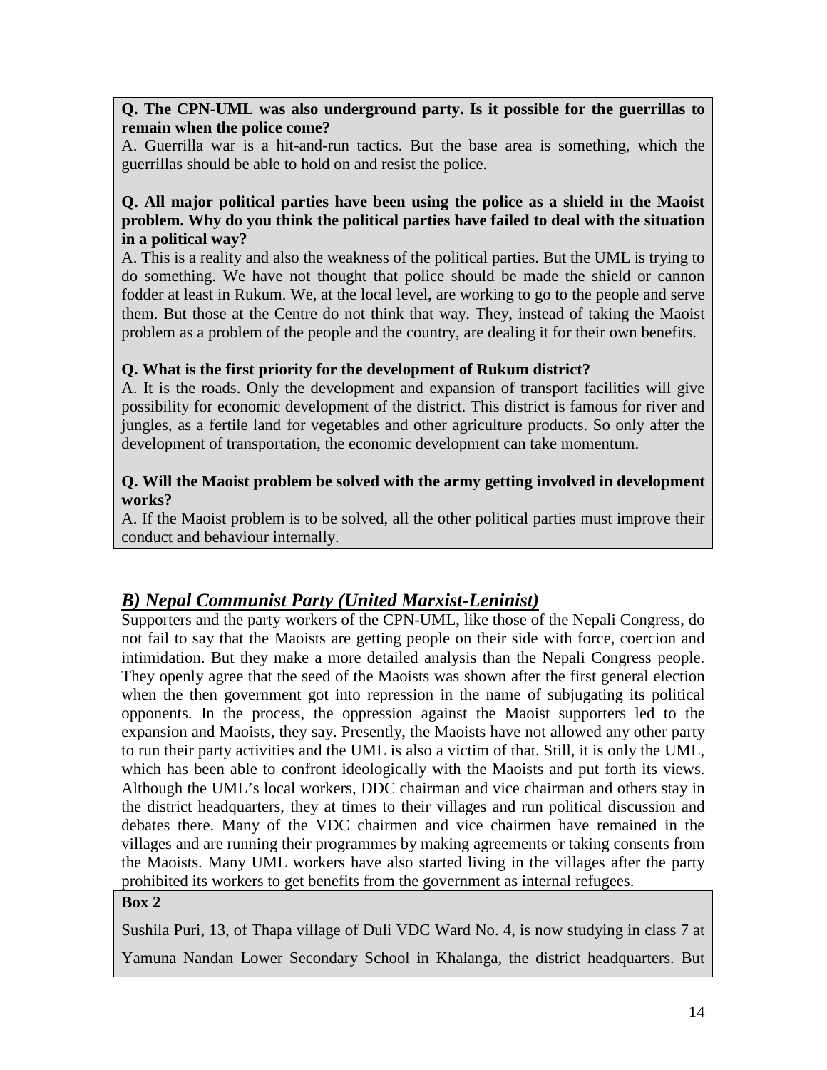**Q. The CPN-UML was also underground party. Is it possible for the guerrillas to remain when the police come?**

A. Guerrilla war is a hit-and-run tactics. But the base area is something, which the guerrillas should be able to hold on and resist the police.

**Q. All major political parties have been using the police as a shield in the Maoist problem. Why do you think the political parties have failed to deal with the situation in a political way?**

A. This is a reality and also the weakness of the political parties. But the UML is trying to do something. We have not thought that police should be made the shield or cannon fodder at least in Rukum. We, at the local level, are working to go to the people and serve them. But those at the Centre do not think that way. They, instead of taking the Maoist problem as a problem of the people and the country, are dealing it for their own benefits.

**Q. What is the first priority for the development of Rukum district?**

A. It is the roads. Only the development and expansion of transport facilities will give possibility for economic development of the district. This district is famous for river and jungles, as a fertile land for vegetables and other agriculture products. So only after the development of transportation, the economic development can take momentum.

**Q. Will the Maoist problem be solved with the army getting involved in development works?**

A. If the Maoist problem is to be solved, all the other political parties must improve their conduct and behaviour internally.

## ***B) Nepal Communist Party (United Marxist-Leninist)***

Supporters and the party workers of the CPN-UML, like those of the Nepali Congress, do not fail to say that the Maoists are getting people on their side with force, coercion and intimidation. But they make a more detailed analysis than the Nepali Congress people. They openly agree that the seed of the Maoists was shown after the first general election when the then government got into repression in the name of subjugating its political opponents. In the process, the oppression against the Maoist supporters led to the expansion and Maoists, they say. Presently, the Maoists have not allowed any other party to run their party activities and the UML is also a victim of that. Still, it is only the UML, which has been able to confront ideologically with the Maoists and put forth its views. Although the UML's local workers, DDC chairman and vice chairman and others stay in the district headquarters, they at times to their villages and run political discussion and debates there. Many of the VDC chairmen and vice chairmen have remained in the villages and are running their programmes by making agreements or taking consents from the Maoists. Many UML workers have also started living in the villages after the party prohibited its workers to get benefits from the government as internal refugees.

**Box 2**

Sushila Puri, 13, of Thapa village of Duli VDC Ward No. 4, is now studying in class 7 at Yamuna Nandan Lower Secondary School in Khalanga, the district headquarters. But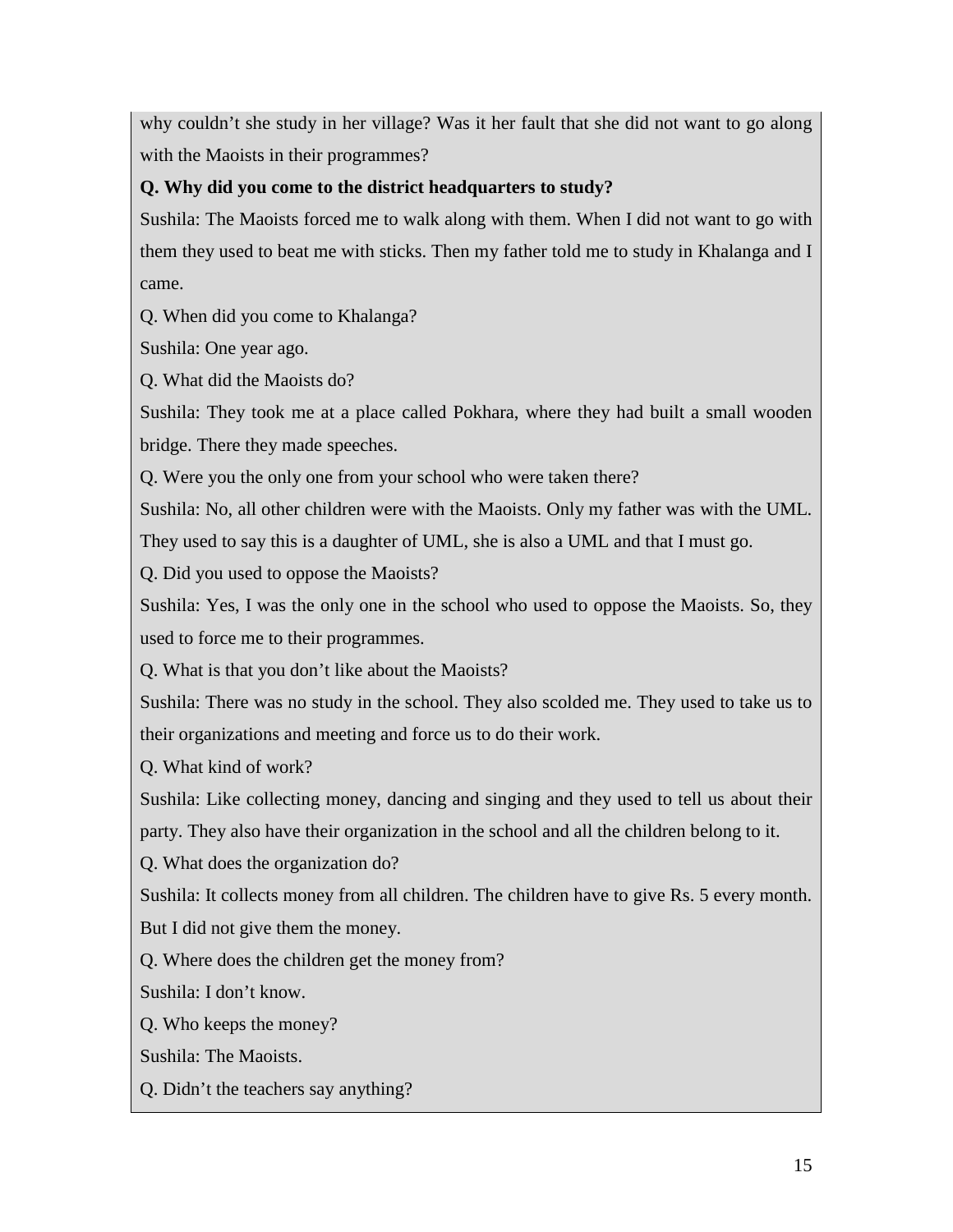why couldn't she study in her village? Was it her fault that she did not want to go along with the Maoists in their programmes?

**Q. Why did you come to the district headquarters to study?**

Sushila: The Maoists forced me to walk along with them. When I did not want to go with them they used to beat me with sticks. Then my father told me to study in Khalanga and I came.

Q. When did you come to Khalanga?

Sushila: One year ago.

Q. What did the Maoists do?

Sushila: They took me at a place called Pokhara, where they had built a small wooden bridge. There they made speeches.

Q. Were you the only one from your school who were taken there?

Sushila: No, all other children were with the Maoists. Only my father was with the UML. They used to say this is a daughter of UML, she is also a UML and that I must go.

Q. Did you used to oppose the Maoists?

Sushila: Yes, I was the only one in the school who used to oppose the Maoists. So, they used to force me to their programmes.

Q. What is that you don't like about the Maoists?

Sushila: There was no study in the school. They also scolded me. They used to take us to their organizations and meeting and force us to do their work.

Q. What kind of work?

Sushila: Like collecting money, dancing and singing and they used to tell us about their party. They also have their organization in the school and all the children belong to it.

Q. What does the organization do?

Sushila: It collects money from all children. The children have to give Rs. 5 every month. But I did not give them the money.

Q. Where does the children get the money from?

Sushila: I don't know.

Q. Who keeps the money?

Sushila: The Maoists.

Q. Didn't the teachers say anything?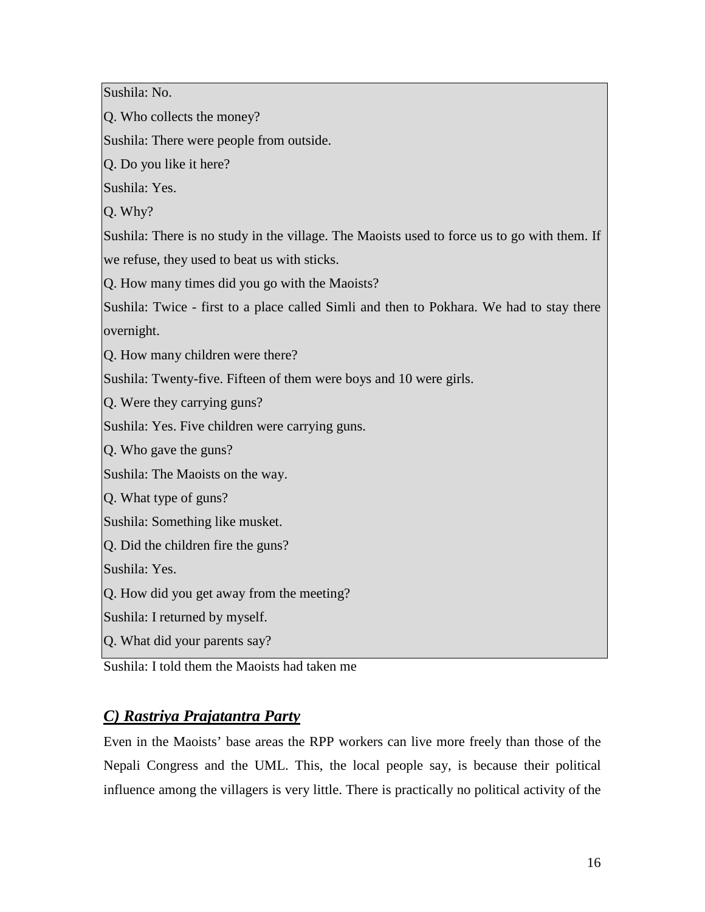Sushila: No.

Q. Who collects the money?

Sushila: There were people from outside.

Q. Do you like it here?

Sushila: Yes.

Q. Why?

Sushila: There is no study in the village. The Maoists used to force us to go with them. If we refuse, they used to beat us with sticks.

Q. How many times did you go with the Maoists?

Sushila: Twice - first to a place called Simli and then to Pokhara. We had to stay there overnight.

Q. How many children were there?

Sushila: Twenty-five. Fifteen of them were boys and 10 were girls.

Q. Were they carrying guns?

Sushila: Yes. Five children were carrying guns.

Q. Who gave the guns?

Sushila: The Maoists on the way.

Q. What type of guns?

Sushila: Something like musket.

Q. Did the children fire the guns?

Sushila: Yes.

Q. How did you get away from the meeting?

Sushila: I returned by myself.

Q. What did your parents say?

Sushila: I told them the Maoists had taken me

## *C) Rastriya Prajatantra Party*

Even in the Maoists' base areas the RPP workers can live more freely than those of the Nepali Congress and the UML. This, the local people say, is because their political influence among the villagers is very little. There is practically no political activity of the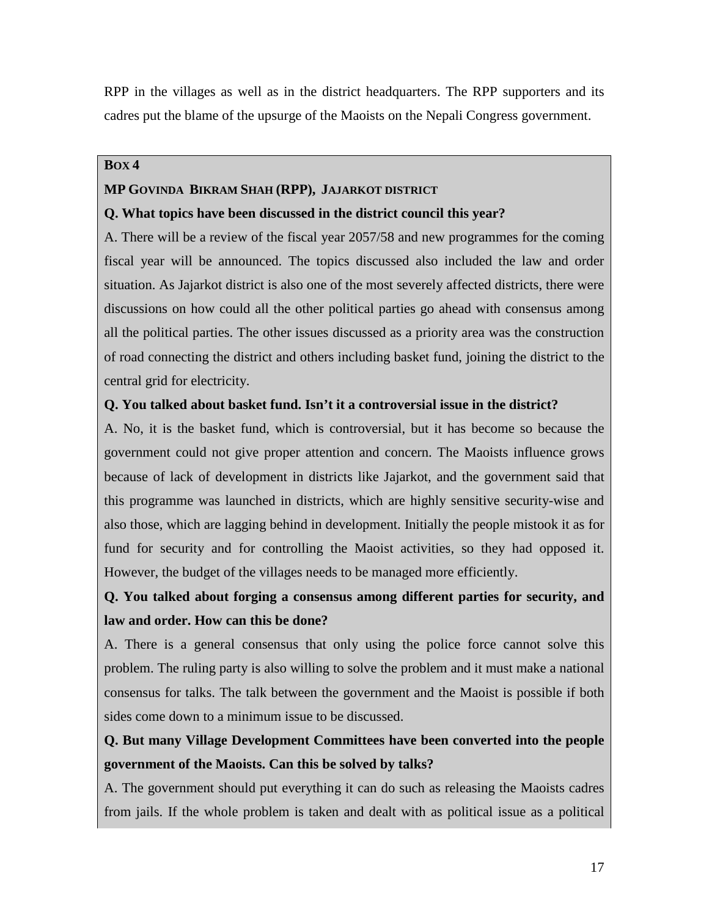RPP in the villages as well as in the district headquarters. The RPP supporters and its cadres put the blame of the upsurge of the Maoists on the Nepali Congress government.

**BOX 4**

**MP GOVINDA BIKRAM SHAH (RPP), JAJARKOT DISTRICT**

**Q. What topics have been discussed in the district council this year?**

A. There will be a review of the fiscal year 2057/58 and new programmes for the coming fiscal year will be announced. The topics discussed also included the law and order situation. As Jajarkot district is also one of the most severely affected districts, there were discussions on how could all the other political parties go ahead with consensus among all the political parties. The other issues discussed as a priority area was the construction of road connecting the district and others including basket fund, joining the district to the central grid for electricity.

**Q. You talked about basket fund. Isn't it a controversial issue in the district?**

A. No, it is the basket fund, which is controversial, but it has become so because the government could not give proper attention and concern. The Maoists influence grows because of lack of development in districts like Jajarkot, and the government said that this programme was launched in districts, which are highly sensitive security-wise and also those, which are lagging behind in development. Initially the people mistook it as for fund for security and for controlling the Maoist activities, so they had opposed it. However, the budget of the villages needs to be managed more efficiently.

**Q. You talked about forging a consensus among different parties for security, and law and order. How can this be done?**

A. There is a general consensus that only using the police force cannot solve this problem. The ruling party is also willing to solve the problem and it must make a national consensus for talks. The talk between the government and the Maoist is possible if both sides come down to a minimum issue to be discussed.

**Q. But many Village Development Committees have been converted into the people government of the Maoists. Can this be solved by talks?**

A. The government should put everything it can do such as releasing the Maoists cadres from jails. If the whole problem is taken and dealt with as political issue as a political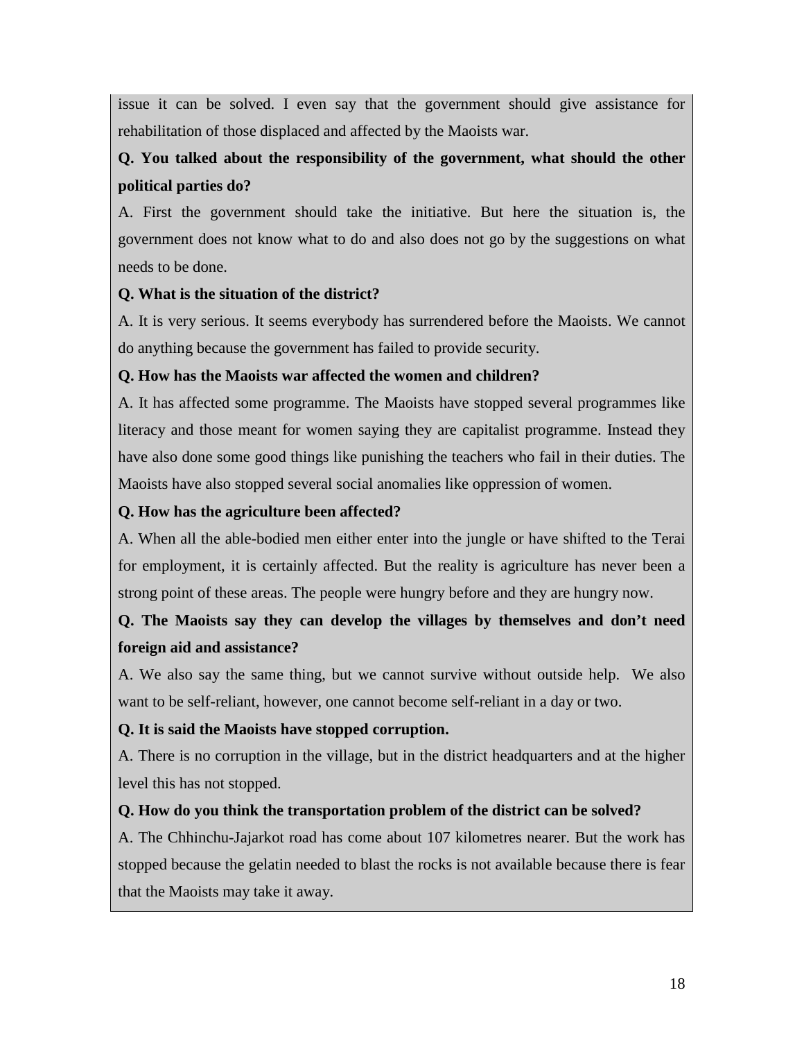issue it can be solved. I even say that the government should give assistance for rehabilitation of those displaced and affected by the Maoists war.

**Q. You talked about the responsibility of the government, what should the other political parties do?**

A. First the government should take the initiative. But here the situation is, the government does not know what to do and also does not go by the suggestions on what needs to be done.

**Q. What is the situation of the district?**

A. It is very serious. It seems everybody has surrendered before the Maoists. We cannot do anything because the government has failed to provide security.

**Q. How has the Maoists war affected the women and children?**

A. It has affected some programme. The Maoists have stopped several programmes like literacy and those meant for women saying they are capitalist programme. Instead they have also done some good things like punishing the teachers who fail in their duties. The Maoists have also stopped several social anomalies like oppression of women.

**Q. How has the agriculture been affected?**

A. When all the able-bodied men either enter into the jungle or have shifted to the Terai for employment, it is certainly affected. But the reality is agriculture has never been a strong point of these areas. The people were hungry before and they are hungry now.

**Q. The Maoists say they can develop the villages by themselves and don't need foreign aid and assistance?**

A. We also say the same thing, but we cannot survive without outside help. We also want to be self-reliant, however, one cannot become self-reliant in a day or two.

**Q. It is said the Maoists have stopped corruption.**

A. There is no corruption in the village, but in the district headquarters and at the higher level this has not stopped.

**Q. How do you think the transportation problem of the district can be solved?**

A. The Chhinchu-Jajarkot road has come about 107 kilometres nearer. But the work has stopped because the gelatin needed to blast the rocks is not available because there is fear that the Maoists may take it away.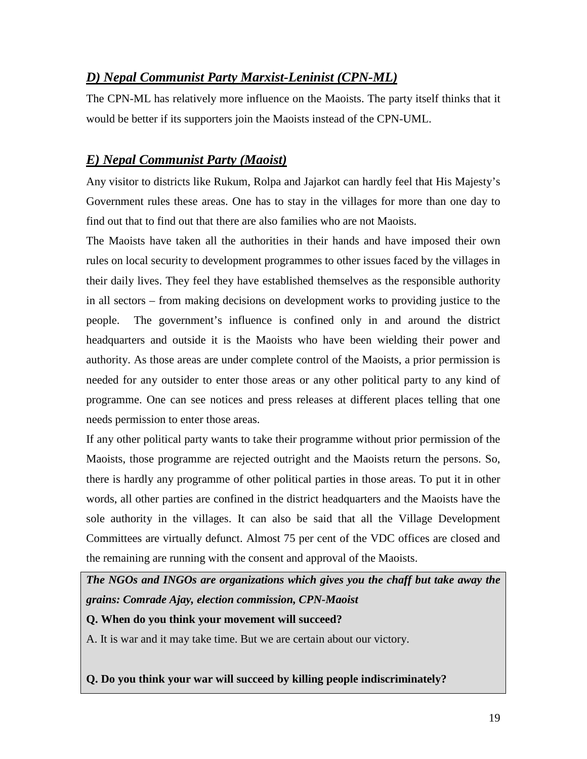## *D) Nepal Communist Party Marxist-Leninist (CPN-ML)*

The CPN-ML has relatively more influence on the Maoists. The party itself thinks that it would be better if its supporters join the Maoists instead of the CPN-UML.

## *E) Nepal Communist Party (Maoist)*

Any visitor to districts like Rukum, Rolpa and Jajarkot can hardly feel that His Majesty's Government rules these areas. One has to stay in the villages for more than one day to find out that to find out that there are also families who are not Maoists.

The Maoists have taken all the authorities in their hands and have imposed their own rules on local security to development programmes to other issues faced by the villages in their daily lives. They feel they have established themselves as the responsible authority in all sectors – from making decisions on development works to providing justice to the people. The government's influence is confined only in and around the district headquarters and outside it is the Maoists who have been wielding their power and authority. As those areas are under complete control of the Maoists, a prior permission is needed for any outsider to enter those areas or any other political party to any kind of programme. One can see notices and press releases at different places telling that one needs permission to enter those areas.

If any other political party wants to take their programme without prior permission of the Maoists, those programme are rejected outright and the Maoists return the persons. So, there is hardly any programme of other political parties in those areas. To put it in other words, all other parties are confined in the district headquarters and the Maoists have the sole authority in the villages. It can also be said that all the Village Development Committees are virtually defunct. Almost 75 per cent of the VDC offices are closed and the remaining are running with the consent and approval of the Maoists.

***The NGOs and INGOs are organizations which gives you the chaff but take away the grains: Comrade Ajay, election commission, CPN-Maoist***

**Q. When do you think your movement will succeed?**

A. It is war and it may take time. But we are certain about our victory.

**Q. Do you think your war will succeed by killing people indiscriminately?**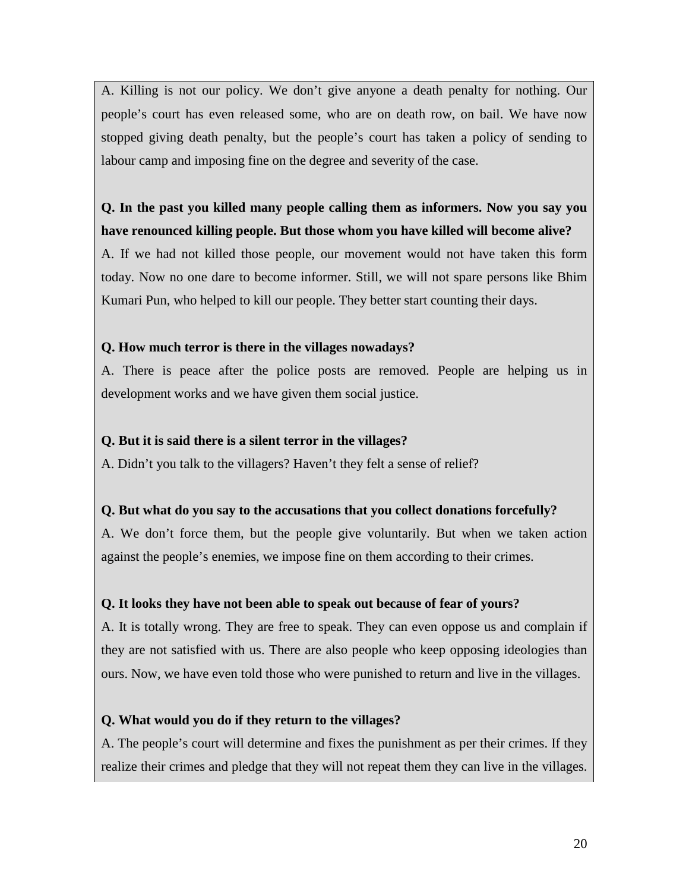A. Killing is not our policy. We don't give anyone a death penalty for nothing. Our people's court has even released some, who are on death row, on bail. We have now stopped giving death penalty, but the people's court has taken a policy of sending to labour camp and imposing fine on the degree and severity of the case.

**Q. In the past you killed many people calling them as informers. Now you say you have renounced killing people. But those whom you have killed will become alive?**

A. If we had not killed those people, our movement would not have taken this form today. Now no one dare to become informer. Still, we will not spare persons like Bhim Kumari Pun, who helped to kill our people. They better start counting their days.

**Q. How much terror is there in the villages nowadays?**

A. There is peace after the police posts are removed. People are helping us in development works and we have given them social justice.

**Q. But it is said there is a silent terror in the villages?**

A. Didn't you talk to the villagers? Haven't they felt a sense of relief?

**Q. But what do you say to the accusations that you collect donations forcefully?**

A. We don't force them, but the people give voluntarily. But when we taken action against the people's enemies, we impose fine on them according to their crimes.

**Q. It looks they have not been able to speak out because of fear of yours?**

A. It is totally wrong. They are free to speak. They can even oppose us and complain if they are not satisfied with us. There are also people who keep opposing ideologies than ours. Now, we have even told those who were punished to return and live in the villages.

**Q. What would you do if they return to the villages?**

A. The people's court will determine and fixes the punishment as per their crimes. If they realize their crimes and pledge that they will not repeat them they can live in the villages.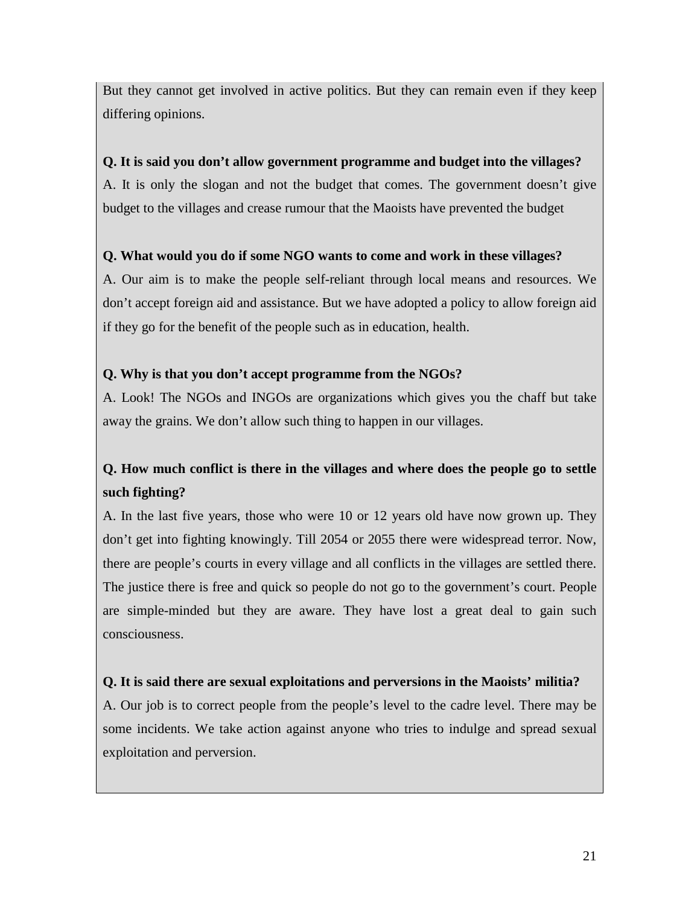But they cannot get involved in active politics. But they can remain even if they keep differing opinions.

**Q. It is said you don't allow government programme and budget into the villages?**

A. It is only the slogan and not the budget that comes. The government doesn't give budget to the villages and crease rumour that the Maoists have prevented the budget

**Q. What would you do if some NGO wants to come and work in these villages?**

A. Our aim is to make the people self-reliant through local means and resources. We don't accept foreign aid and assistance. But we have adopted a policy to allow foreign aid if they go for the benefit of the people such as in education, health.

**Q. Why is that you don't accept programme from the NGOs?**

A. Look! The NGOs and INGOs are organizations which gives you the chaff but take away the grains. We don't allow such thing to happen in our villages.

**Q. How much conflict is there in the villages and where does the people go to settle such fighting?**

A. In the last five years, those who were 10 or 12 years old have now grown up. They don't get into fighting knowingly. Till 2054 or 2055 there were widespread terror. Now, there are people's courts in every village and all conflicts in the villages are settled there. The justice there is free and quick so people do not go to the government's court. People are simple-minded but they are aware. They have lost a great deal to gain such consciousness.

**Q. It is said there are sexual exploitations and perversions in the Maoists' militia?**

A. Our job is to correct people from the people's level to the cadre level. There may be some incidents. We take action against anyone who tries to indulge and spread sexual exploitation and perversion.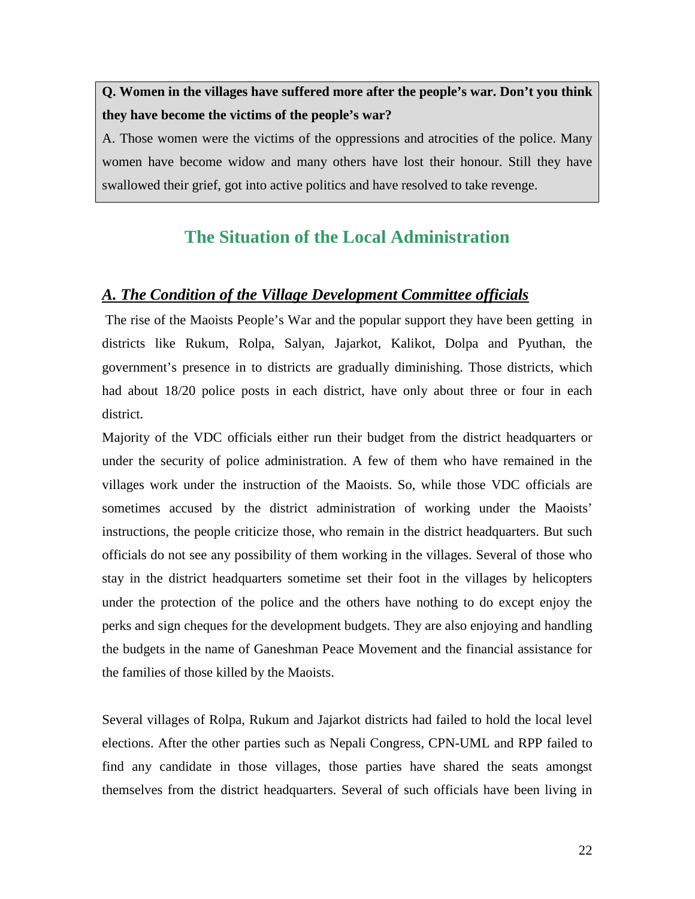**Q. Women in the villages have suffered more after the people's war. Don't you think they have become the victims of the people's war?**

A. Those women were the victims of the oppressions and atrocities of the police. Many women have become widow and many others have lost their honour. Still they have swallowed their grief, got into active politics and have resolved to take revenge.

## The Situation of the Local Administration

### *A. The Condition of the Village Development Committee officials*

The rise of the Maoists People's War and the popular support they have been getting in districts like Rukum, Rolpa, Salyan, Jajarkot, Kalikot, Dolpa and Pyuthan, the government's presence in to districts are gradually diminishing. Those districts, which had about 18/20 police posts in each district, have only about three or four in each district.

Majority of the VDC officials either run their budget from the district headquarters or under the security of police administration. A few of them who have remained in the villages work under the instruction of the Maoists. So, while those VDC officials are sometimes accused by the district administration of working under the Maoists' instructions, the people criticize those, who remain in the district headquarters. But such officials do not see any possibility of them working in the villages. Several of those who stay in the district headquarters sometime set their foot in the villages by helicopters under the protection of the police and the others have nothing to do except enjoy the perks and sign cheques for the development budgets. They are also enjoying and handling the budgets in the name of Ganeshman Peace Movement and the financial assistance for the families of those killed by the Maoists.

Several villages of Rolpa, Rukum and Jajarkot districts had failed to hold the local level elections. After the other parties such as Nepali Congress, CPN-UML and RPP failed to find any candidate in those villages, those parties have shared the seats amongst themselves from the district headquarters. Several of such officials have been living in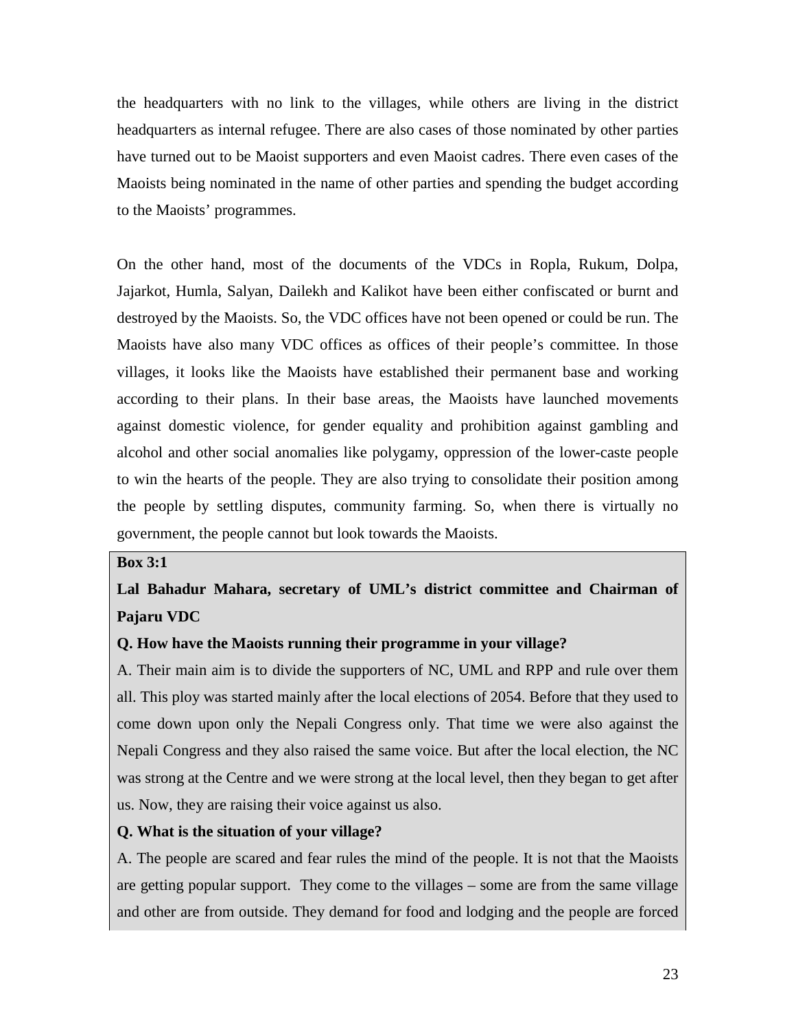the headquarters with no link to the villages, while others are living in the district headquarters as internal refugee. There are also cases of those nominated by other parties have turned out to be Maoist supporters and even Maoist cadres. There even cases of the Maoists being nominated in the name of other parties and spending the budget according to the Maoists' programmes.

On the other hand, most of the documents of the VDCs in Ropla, Rukum, Dolpa, Jajarkot, Humla, Salyan, Dailekh and Kalikot have been either confiscated or burnt and destroyed by the Maoists. So, the VDC offices have not been opened or could be run. The Maoists have also many VDC offices as offices of their people's committee. In those villages, it looks like the Maoists have established their permanent base and working according to their plans. In their base areas, the Maoists have launched movements against domestic violence, for gender equality and prohibition against gambling and alcohol and other social anomalies like polygamy, oppression of the lower-caste people to win the hearts of the people. They are also trying to consolidate their position among the people by settling disputes, community farming. So, when there is virtually no government, the people cannot but look towards the Maoists.

**Box 3:1**

**Lal Bahadur Mahara, secretary of UML's district committee and Chairman of Pajaru VDC**

**Q. How have the Maoists running their programme in your village?**

A. Their main aim is to divide the supporters of NC, UML and RPP and rule over them all. This ploy was started mainly after the local elections of 2054. Before that they used to come down upon only the Nepali Congress only. That time we were also against the Nepali Congress and they also raised the same voice. But after the local election, the NC was strong at the Centre and we were strong at the local level, then they began to get after us. Now, they are raising their voice against us also.

**Q. What is the situation of your village?**

A. The people are scared and fear rules the mind of the people. It is not that the Maoists are getting popular support. They come to the villages – some are from the same village and other are from outside. They demand for food and lodging and the people are forced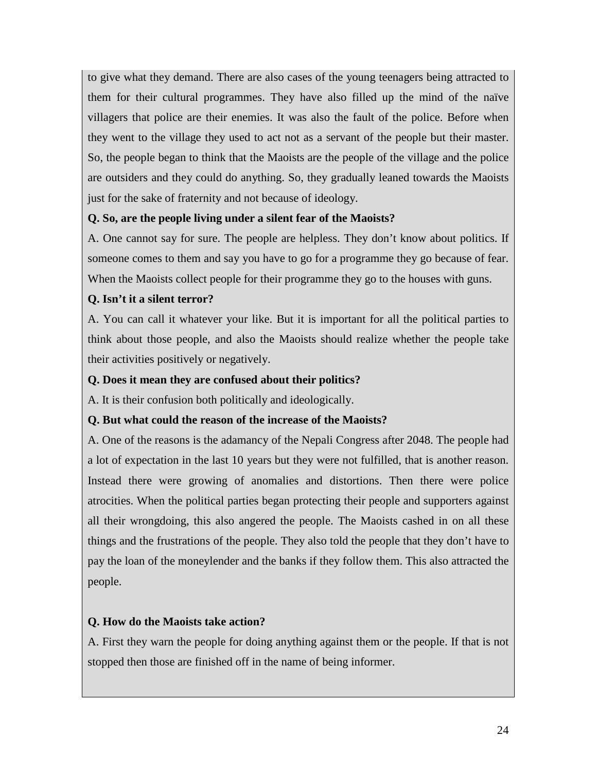to give what they demand. There are also cases of the young teenagers being attracted to them for their cultural programmes. They have also filled up the mind of the naïve villagers that police are their enemies. It was also the fault of the police. Before when they went to the village they used to act not as a servant of the people but their master. So, the people began to think that the Maoists are the people of the village and the police are outsiders and they could do anything. So, they gradually leaned towards the Maoists just for the sake of fraternity and not because of ideology.

**Q. So, are the people living under a silent fear of the Maoists?**

A. One cannot say for sure. The people are helpless. They don't know about politics. If someone comes to them and say you have to go for a programme they go because of fear. When the Maoists collect people for their programme they go to the houses with guns.

**Q. Isn't it a silent terror?**

A. You can call it whatever your like. But it is important for all the political parties to think about those people, and also the Maoists should realize whether the people take their activities positively or negatively.

**Q. Does it mean they are confused about their politics?**

A. It is their confusion both politically and ideologically.

**Q. But what could the reason of the increase of the Maoists?**

A. One of the reasons is the adamancy of the Nepali Congress after 2048. The people had a lot of expectation in the last 10 years but they were not fulfilled, that is another reason. Instead there were growing of anomalies and distortions. Then there were police atrocities. When the political parties began protecting their people and supporters against all their wrongdoing, this also angered the people. The Maoists cashed in on all these things and the frustrations of the people. They also told the people that they don't have to pay the loan of the moneylender and the banks if they follow them. This also attracted the people.

**Q. How do the Maoists take action?**

A. First they warn the people for doing anything against them or the people. If that is not stopped then those are finished off in the name of being informer.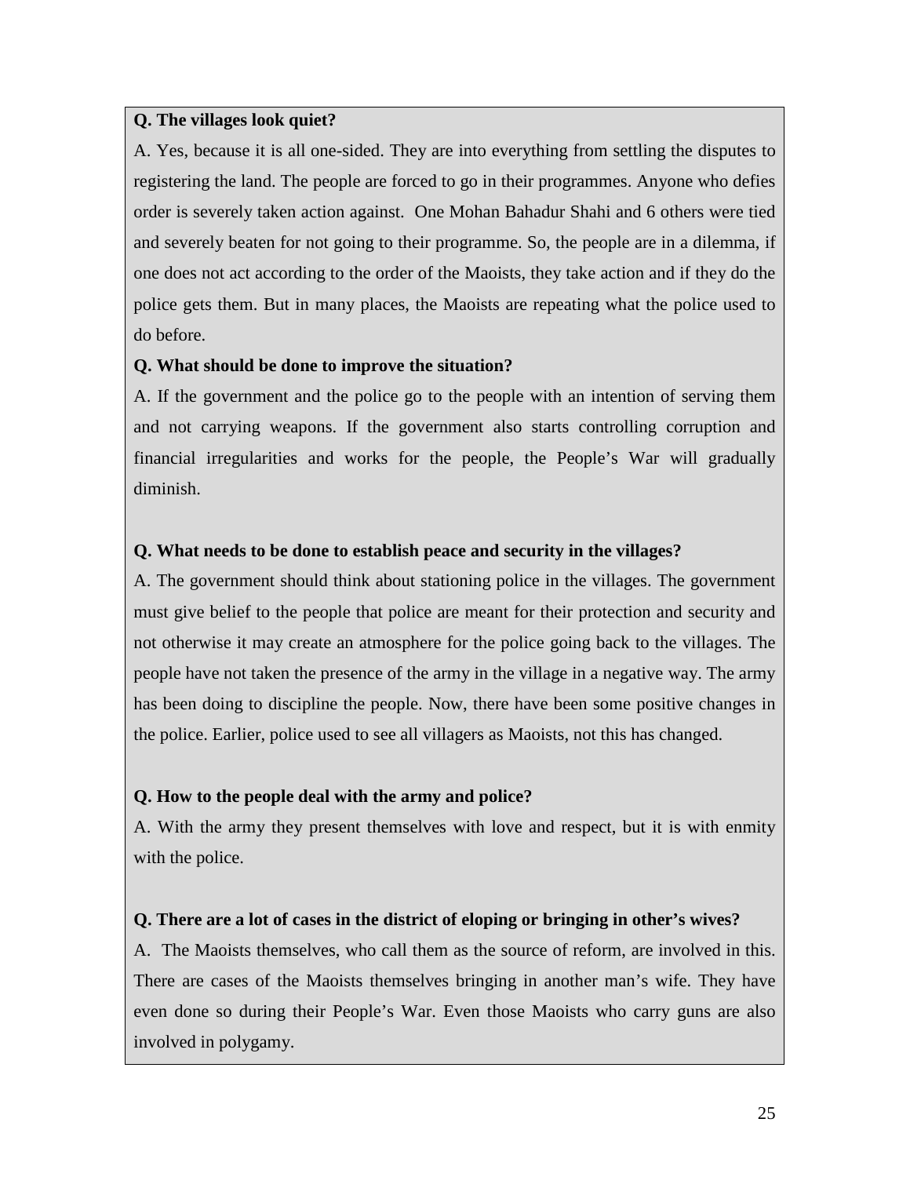**Q. The villages look quiet?**

A. Yes, because it is all one-sided. They are into everything from settling the disputes to registering the land. The people are forced to go in their programmes. Anyone who defies order is severely taken action against.  One Mohan Bahadur Shahi and 6 others were tied and severely beaten for not going to their programme. So, the people are in a dilemma, if one does not act according to the order of the Maoists, they take action and if they do the police gets them. But in many places, the Maoists are repeating what the police used to do before.

**Q. What should be done to improve the situation?**

A. If the government and the police go to the people with an intention of serving them and not carrying weapons. If the government also starts controlling corruption and financial irregularities and works for the people, the People's War will gradually diminish.

**Q. What needs to be done to establish peace and security in the villages?**

A. The government should think about stationing police in the villages. The government must give belief to the people that police are meant for their protection and security and not otherwise it may create an atmosphere for the police going back to the villages. The people have not taken the presence of the army in the village in a negative way. The army has been doing to discipline the people. Now, there have been some positive changes in the police. Earlier, police used to see all villagers as Maoists, not this has changed.

**Q. How to the people deal with the army and police?**

A. With the army they present themselves with love and respect, but it is with enmity with the police.

**Q. There are a lot of cases in the district of eloping or bringing in other's wives?**

A.  The Maoists themselves, who call them as the source of reform, are involved in this. There are cases of the Maoists themselves bringing in another man's wife. They have even done so during their People's War. Even those Maoists who carry guns are also involved in polygamy.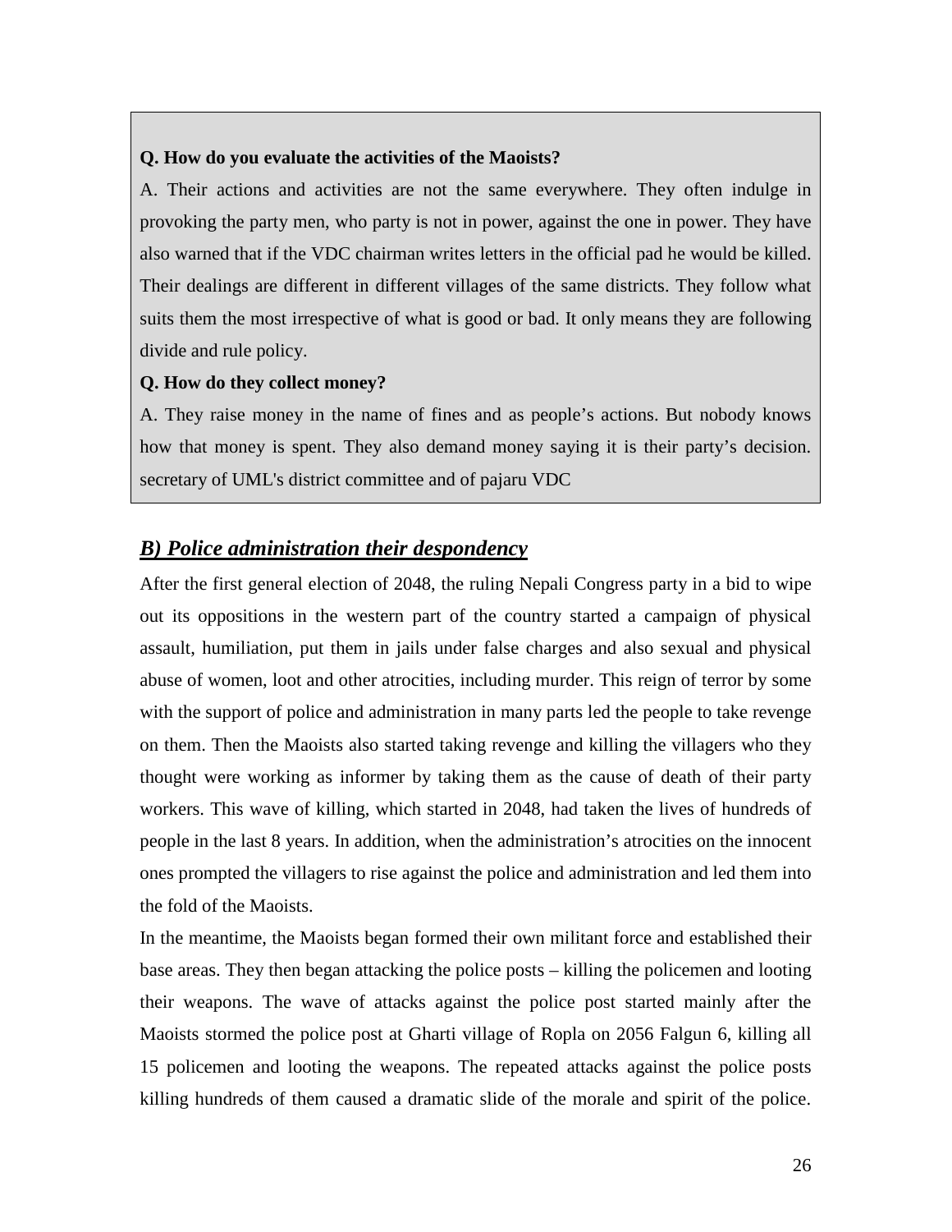**Q. How do you evaluate the activities of the Maoists?**

A. Their actions and activities are not the same everywhere. They often indulge in provoking the party men, who party is not in power, against the one in power. They have also warned that if the VDC chairman writes letters in the official pad he would be killed. Their dealings are different in different villages of the same districts. They follow what suits them the most irrespective of what is good or bad. It only means they are following divide and rule policy.

**Q. How do they collect money?**

A. They raise money in the name of fines and as people's actions. But nobody knows how that money is spent. They also demand money saying it is their party's decision. secretary of UML's district committee and of pajaru VDC

## ***B) Police administration their despondency***

After the first general election of 2048, the ruling Nepali Congress party in a bid to wipe out its oppositions in the western part of the country started a campaign of physical assault, humiliation, put them in jails under false charges and also sexual and physical abuse of women, loot and other atrocities, including murder. This reign of terror by some with the support of police and administration in many parts led the people to take revenge on them. Then the Maoists also started taking revenge and killing the villagers who they thought were working as informer by taking them as the cause of death of their party workers. This wave of killing, which started in 2048, had taken the lives of hundreds of people in the last 8 years. In addition, when the administration's atrocities on the innocent ones prompted the villagers to rise against the police and administration and led them into the fold of the Maoists.

In the meantime, the Maoists began formed their own militant force and established their base areas. They then began attacking the police posts – killing the policemen and looting their weapons. The wave of attacks against the police post started mainly after the Maoists stormed the police post at Gharti village of Ropla on 2056 Falgun 6, killing all 15 policemen and looting the weapons. The repeated attacks against the police posts killing hundreds of them caused a dramatic slide of the morale and spirit of the police.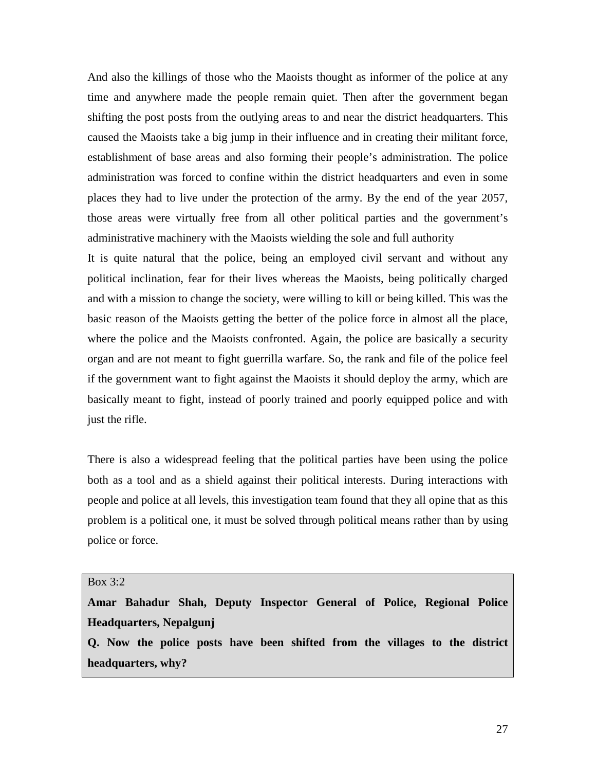And also the killings of those who the Maoists thought as informer of the police at any time and anywhere made the people remain quiet. Then after the government began shifting the post posts from the outlying areas to and near the district headquarters. This caused the Maoists take a big jump in their influence and in creating their militant force, establishment of base areas and also forming their people's administration. The police administration was forced to confine within the district headquarters and even in some places they had to live under the protection of the army. By the end of the year 2057, those areas were virtually free from all other political parties and the government's administrative machinery with the Maoists wielding the sole and full authority

It is quite natural that the police, being an employed civil servant and without any political inclination, fear for their lives whereas the Maoists, being politically charged and with a mission to change the society, were willing to kill or being killed. This was the basic reason of the Maoists getting the better of the police force in almost all the place, where the police and the Maoists confronted. Again, the police are basically a security organ and are not meant to fight guerrilla warfare. So, the rank and file of the police feel if the government want to fight against the Maoists it should deploy the army, which are basically meant to fight, instead of poorly trained and poorly equipped police and with just the rifle.

There is also a widespread feeling that the political parties have been using the police both as a tool and as a shield against their political interests. During interactions with people and police at all levels, this investigation team found that they all opine that as this problem is a political one, it must be solved through political means rather than by using police or force.

Box 3:2

**Amar Bahadur Shah, Deputy Inspector General of Police, Regional Police Headquarters, Nepalgunj**

**Q. Now the police posts have been shifted from the villages to the district headquarters, why?**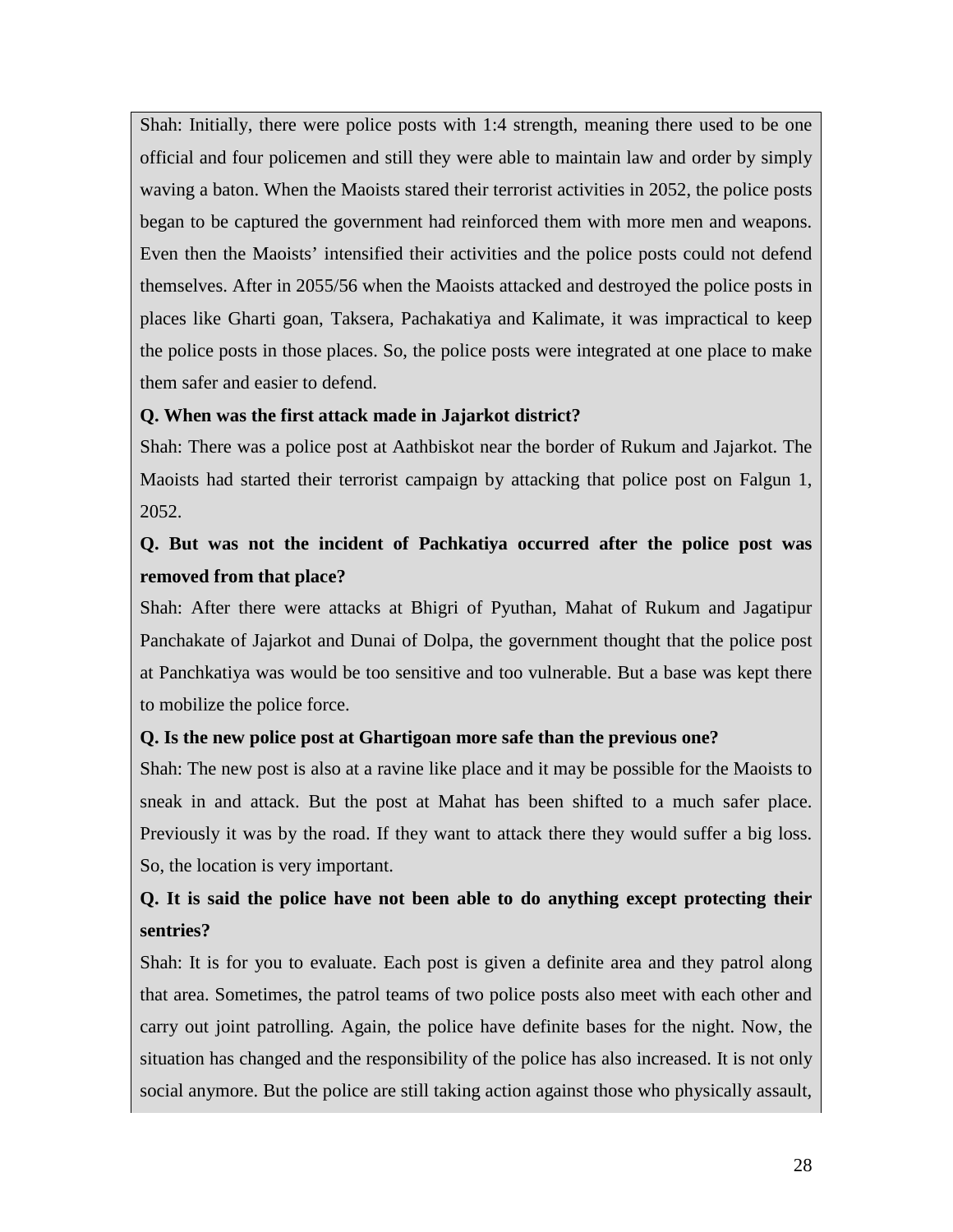Shah: Initially, there were police posts with 1:4 strength, meaning there used to be one official and four policemen and still they were able to maintain law and order by simply waving a baton. When the Maoists stared their terrorist activities in 2052, the police posts began to be captured the government had reinforced them with more men and weapons. Even then the Maoists' intensified their activities and the police posts could not defend themselves. After in 2055/56 when the Maoists attacked and destroyed the police posts in places like Gharti goan, Taksera, Pachakatiya and Kalimate, it was impractical to keep the police posts in those places. So, the police posts were integrated at one place to make them safer and easier to defend.

**Q. When was the first attack made in Jajarkot district?**

Shah: There was a police post at Aathbiskot near the border of Rukum and Jajarkot. The Maoists had started their terrorist campaign by attacking that police post on Falgun 1, 2052.

**Q. But was not the incident of Pachkatiya occurred after the police post was removed from that place?**

Shah: After there were attacks at Bhigri of Pyuthan, Mahat of Rukum and Jagatipur Panchakate of Jajarkot and Dunai of Dolpa, the government thought that the police post at Panchkatiya was would be too sensitive and too vulnerable. But a base was kept there to mobilize the police force.

**Q. Is the new police post at Ghartigoan more safe than the previous one?**

Shah: The new post is also at a ravine like place and it may be possible for the Maoists to sneak in and attack. But the post at Mahat has been shifted to a much safer place. Previously it was by the road. If they want to attack there they would suffer a big loss. So, the location is very important.

**Q. It is said the police have not been able to do anything except protecting their sentries?**

Shah: It is for you to evaluate. Each post is given a definite area and they patrol along that area. Sometimes, the patrol teams of two police posts also meet with each other and carry out joint patrolling. Again, the police have definite bases for the night. Now, the situation has changed and the responsibility of the police has also increased. It is not only social anymore. But the police are still taking action against those who physically assault,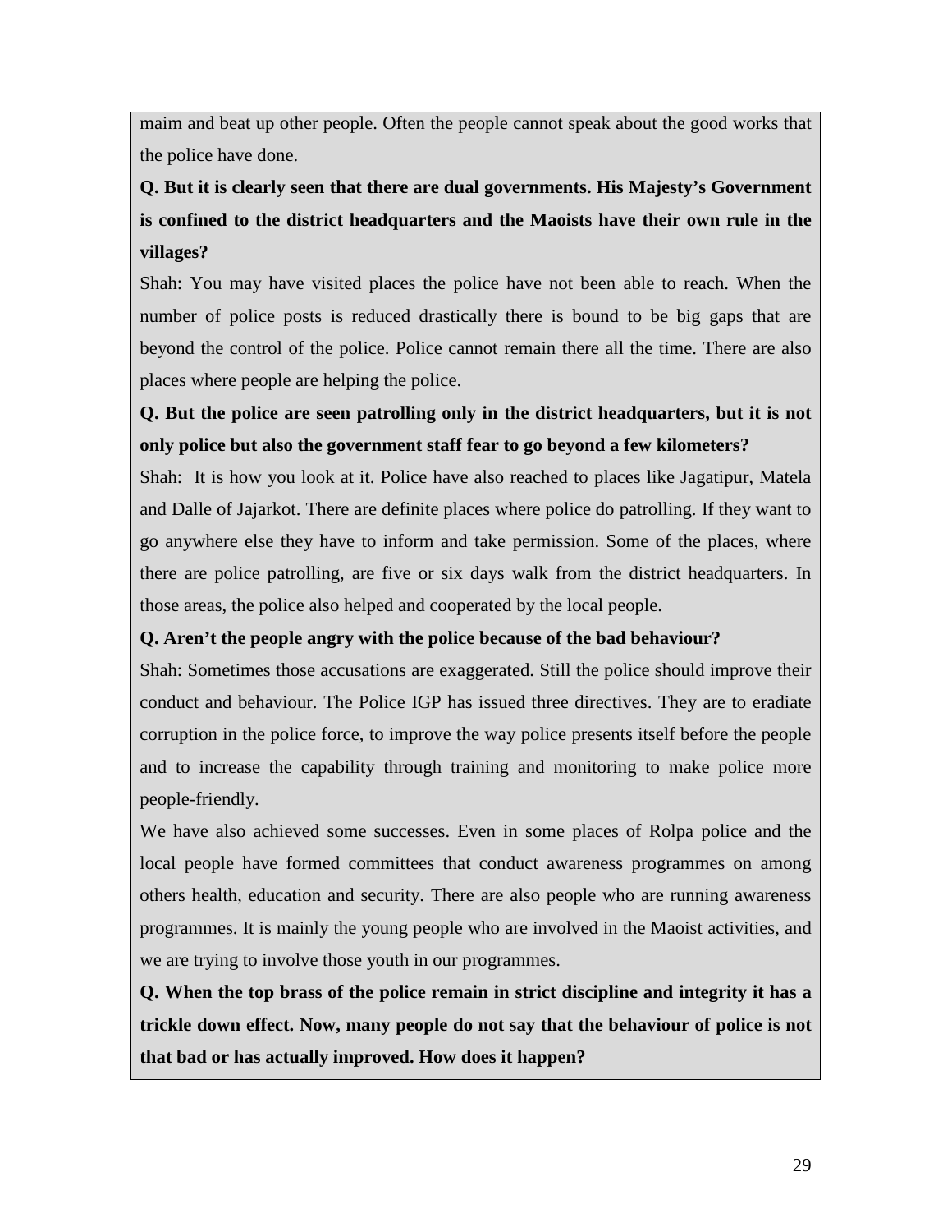maim and beat up other people. Often the people cannot speak about the good works that the police have done.

**Q. But it is clearly seen that there are dual governments. His Majesty's Government is confined to the district headquarters and the Maoists have their own rule in the villages?**

Shah: You may have visited places the police have not been able to reach. When the number of police posts is reduced drastically there is bound to be big gaps that are beyond the control of the police. Police cannot remain there all the time. There are also places where people are helping the police.

**Q. But the police are seen patrolling only in the district headquarters, but it is not only police but also the government staff fear to go beyond a few kilometers?**

Shah: It is how you look at it. Police have also reached to places like Jagatipur, Matela and Dalle of Jajarkot. There are definite places where police do patrolling. If they want to go anywhere else they have to inform and take permission. Some of the places, where there are police patrolling, are five or six days walk from the district headquarters. In those areas, the police also helped and cooperated by the local people.

**Q. Aren't the people angry with the police because of the bad behaviour?**

Shah: Sometimes those accusations are exaggerated. Still the police should improve their conduct and behaviour. The Police IGP has issued three directives. They are to eradiate corruption in the police force, to improve the way police presents itself before the people and to increase the capability through training and monitoring to make police more people-friendly.

We have also achieved some successes. Even in some places of Rolpa police and the local people have formed committees that conduct awareness programmes on among others health, education and security. There are also people who are running awareness programmes. It is mainly the young people who are involved in the Maoist activities, and we are trying to involve those youth in our programmes.

**Q. When the top brass of the police remain in strict discipline and integrity it has a trickle down effect. Now, many people do not say that the behaviour of police is not that bad or has actually improved. How does it happen?**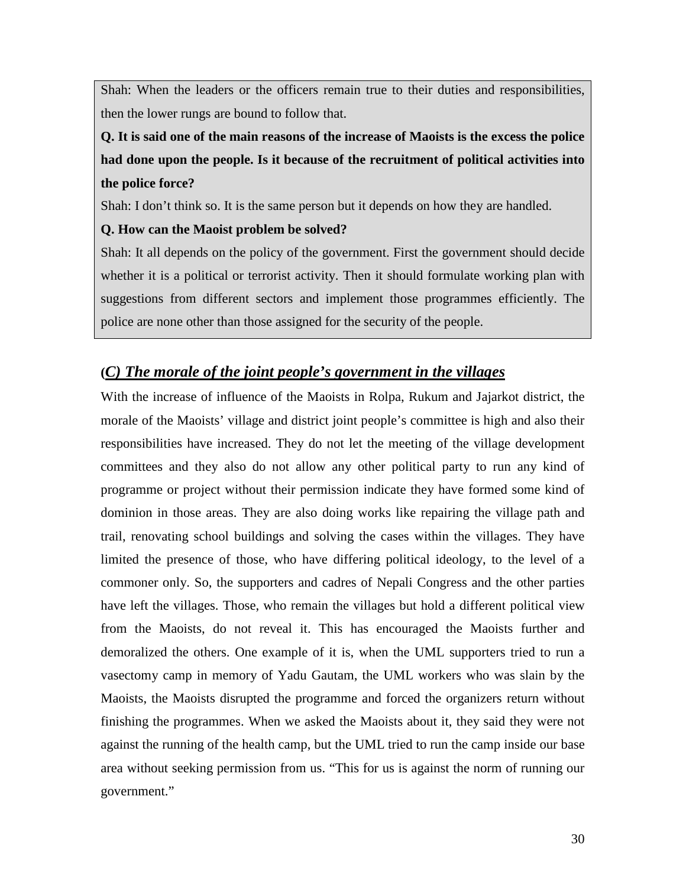Shah: When the leaders or the officers remain true to their duties and responsibilities, then the lower rungs are bound to follow that.

**Q. It is said one of the main reasons of the increase of Maoists is the excess the police had done upon the people. Is it because of the recruitment of political activities into the police force?**

Shah: I don't think so. It is the same person but it depends on how they are handled.

**Q. How can the Maoist problem be solved?**

Shah: It all depends on the policy of the government. First the government should decide whether it is a political or terrorist activity. Then it should formulate working plan with suggestions from different sectors and implement those programmes efficiently. The police are none other than those assigned for the security of the people.

### (*C) The morale of the joint people's government in the villages*

With the increase of influence of the Maoists in Rolpa, Rukum and Jajarkot district, the morale of the Maoists' village and district joint people's committee is high and also their responsibilities have increased. They do not let the meeting of the village development committees and they also do not allow any other political party to run any kind of programme or project without their permission indicate they have formed some kind of dominion in those areas. They are also doing works like repairing the village path and trail, renovating school buildings and solving the cases within the villages. They have limited the presence of those, who have differing political ideology, to the level of a commoner only. So, the supporters and cadres of Nepali Congress and the other parties have left the villages. Those, who remain the villages but hold a different political view from the Maoists, do not reveal it. This has encouraged the Maoists further and demoralized the others. One example of it is, when the UML supporters tried to run a vasectomy camp in memory of Yadu Gautam, the UML workers who was slain by the Maoists, the Maoists disrupted the programme and forced the organizers return without finishing the programmes. When we asked the Maoists about it, they said they were not against the running of the health camp, but the UML tried to run the camp inside our base area without seeking permission from us. "This for us is against the norm of running our government."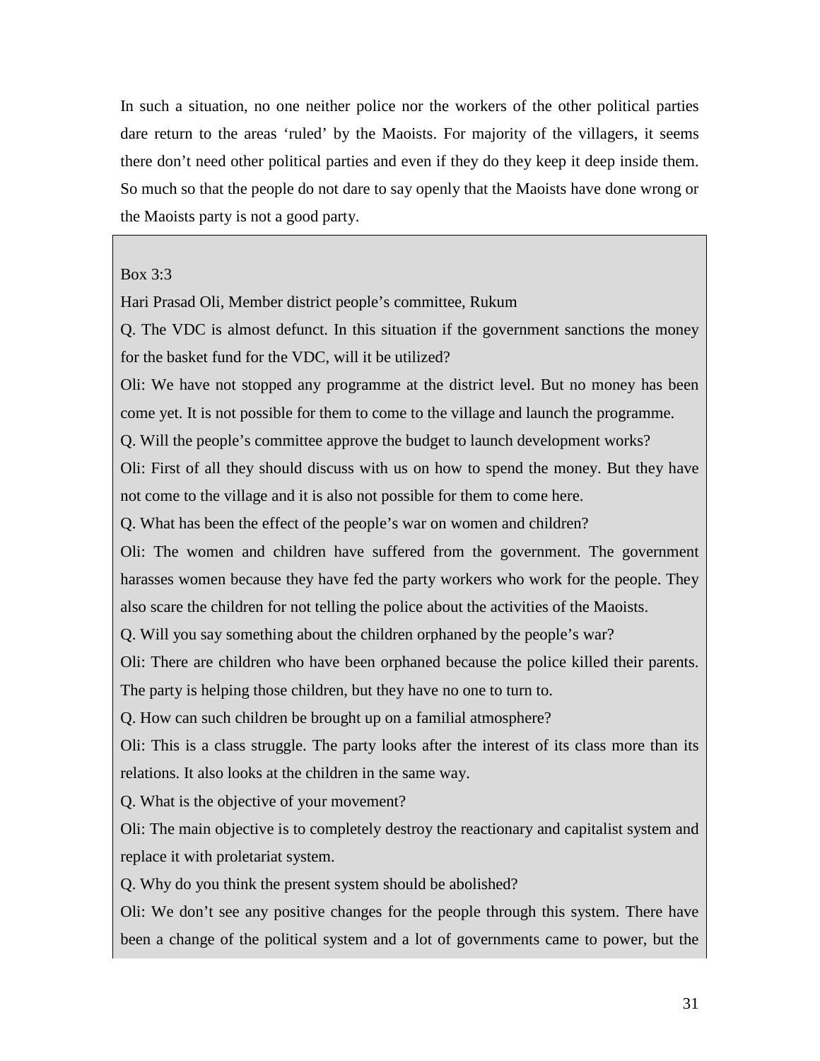In such a situation, no one neither police nor the workers of the other political parties dare return to the areas 'ruled' by the Maoists. For majority of the villagers, it seems there don't need other political parties and even if they do they keep it deep inside them. So much so that the people do not dare to say openly that the Maoists have done wrong or the Maoists party is not a good party.

Box 3:3

Hari Prasad Oli, Member district people's committee, Rukum

Q. The VDC is almost defunct. In this situation if the government sanctions the money for the basket fund for the VDC, will it be utilized?

Oli: We have not stopped any programme at the district level. But no money has been come yet. It is not possible for them to come to the village and launch the programme.

Q. Will the people's committee approve the budget to launch development works?

Oli: First of all they should discuss with us on how to spend the money. But they have not come to the village and it is also not possible for them to come here.

Q. What has been the effect of the people's war on women and children?

Oli: The women and children have suffered from the government. The government harasses women because they have fed the party workers who work for the people. They also scare the children for not telling the police about the activities of the Maoists.

Q. Will you say something about the children orphaned by the people's war?

Oli: There are children who have been orphaned because the police killed their parents. The party is helping those children, but they have no one to turn to.

Q. How can such children be brought up on a familial atmosphere?

Oli: This is a class struggle. The party looks after the interest of its class more than its relations. It also looks at the children in the same way.

Q. What is the objective of your movement?

Oli: The main objective is to completely destroy the reactionary and capitalist system and replace it with proletariat system.

Q. Why do you think the present system should be abolished?

Oli: We don't see any positive changes for the people through this system. There have been a change of the political system and a lot of governments came to power, but the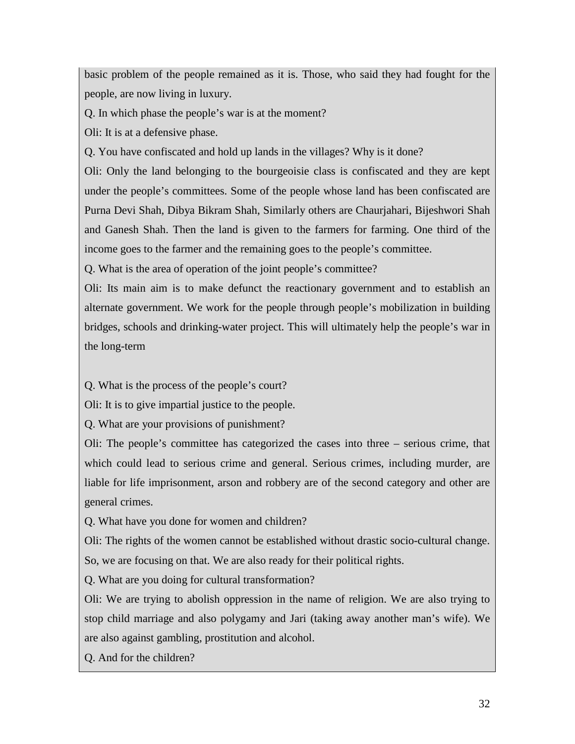basic problem of the people remained as it is. Those, who said they had fought for the people, are now living in luxury.

Q. In which phase the people's war is at the moment?

Oli: It is at a defensive phase.

Q. You have confiscated and hold up lands in the villages? Why is it done?

Oli: Only the land belonging to the bourgeoisie class is confiscated and they are kept under the people's committees. Some of the people whose land has been confiscated are Purna Devi Shah, Dibya Bikram Shah, Similarly others are Chaurjahari, Bijeshwori Shah and Ganesh Shah. Then the land is given to the farmers for farming. One third of the income goes to the farmer and the remaining goes to the people's committee.

Q. What is the area of operation of the joint people's committee?

Oli: Its main aim is to make defunct the reactionary government and to establish an alternate government. We work for the people through people's mobilization in building bridges, schools and drinking-water project. This will ultimately help the people's war in the long-term

Q. What is the process of the people's court?

Oli: It is to give impartial justice to the people.

Q. What are your provisions of punishment?

Oli: The people's committee has categorized the cases into three – serious crime, that which could lead to serious crime and general. Serious crimes, including murder, are liable for life imprisonment, arson and robbery are of the second category and other are general crimes.

Q. What have you done for women and children?

Oli: The rights of the women cannot be established without drastic socio-cultural change. So, we are focusing on that. We are also ready for their political rights.

Q. What are you doing for cultural transformation?

Oli: We are trying to abolish oppression in the name of religion. We are also trying to stop child marriage and also polygamy and Jari (taking away another man's wife). We are also against gambling, prostitution and alcohol.

Q. And for the children?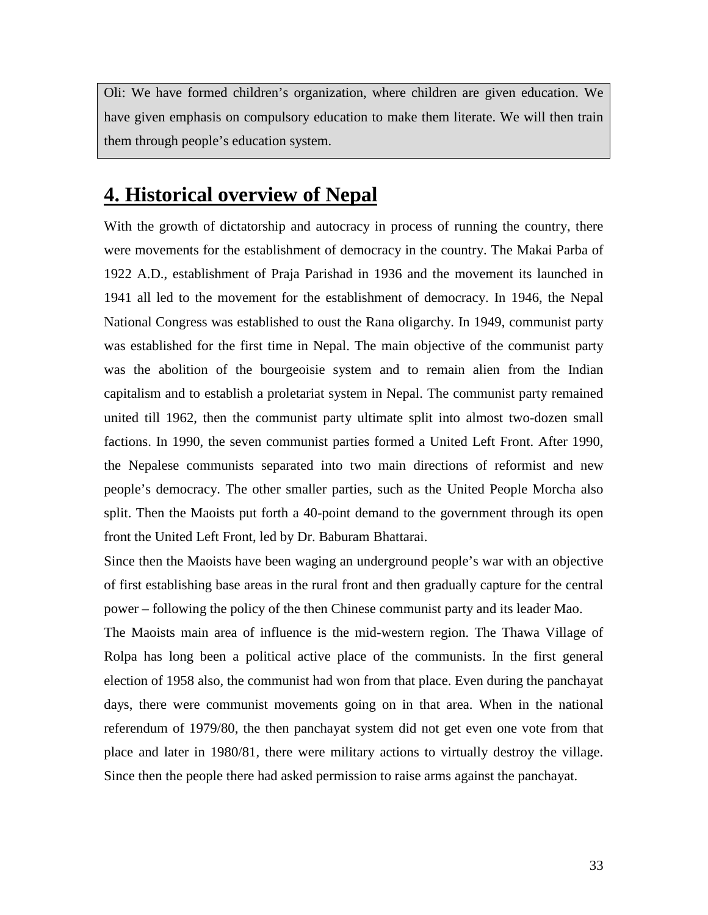Oli: We have formed children's organization, where children are given education. We have given emphasis on compulsory education to make them literate. We will then train them through people's education system.

# 4. Historical overview of Nepal

With the growth of dictatorship and autocracy in process of running the country, there were movements for the establishment of democracy in the country. The Makai Parba of 1922 A.D., establishment of Praja Parishad in 1936 and the movement its launched in 1941 all led to the movement for the establishment of democracy. In 1946, the Nepal National Congress was established to oust the Rana oligarchy. In 1949, communist party was established for the first time in Nepal. The main objective of the communist party was the abolition of the bourgeoisie system and to remain alien from the Indian capitalism and to establish a proletariat system in Nepal. The communist party remained united till 1962, then the communist party ultimate split into almost two-dozen small factions. In 1990, the seven communist parties formed a United Left Front. After 1990, the Nepalese communists separated into two main directions of reformist and new people's democracy. The other smaller parties, such as the United People Morcha also split. Then the Maoists put forth a 40-point demand to the government through its open front the United Left Front, led by Dr. Baburam Bhattarai.

Since then the Maoists have been waging an underground people's war with an objective of first establishing base areas in the rural front and then gradually capture for the central power – following the policy of the then Chinese communist party and its leader Mao.

The Maoists main area of influence is the mid-western region. The Thawa Village of Rolpa has long been a political active place of the communists. In the first general election of 1958 also, the communist had won from that place. Even during the panchayat days, there were communist movements going on in that area. When in the national referendum of 1979/80, the then panchayat system did not get even one vote from that place and later in 1980/81, there were military actions to virtually destroy the village. Since then the people there had asked permission to raise arms against the panchayat.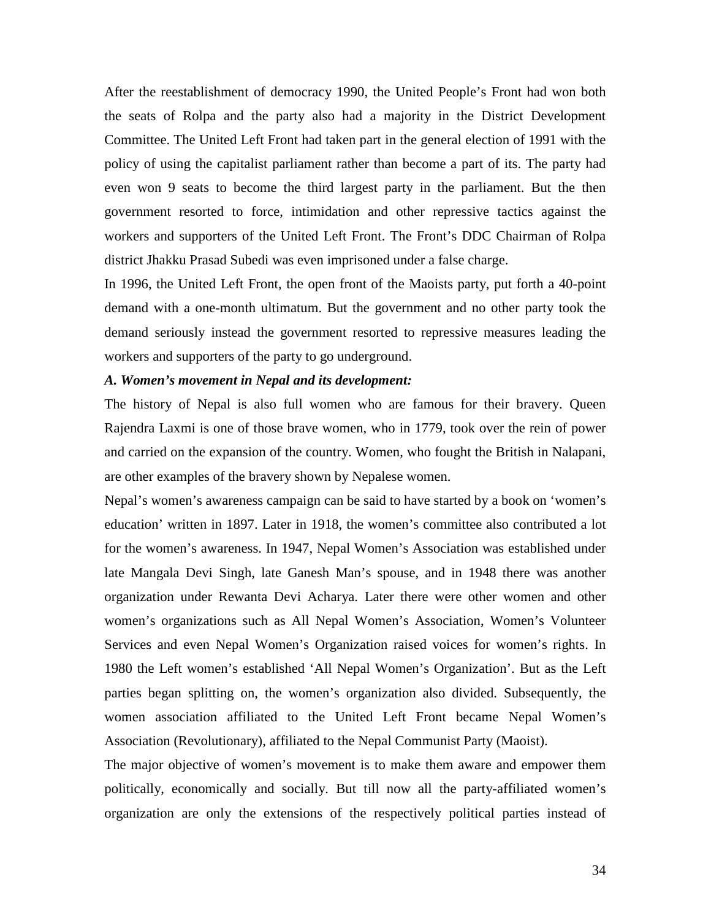After the reestablishment of democracy 1990, the United People's Front had won both the seats of Rolpa and the party also had a majority in the District Development Committee. The United Left Front had taken part in the general election of 1991 with the policy of using the capitalist parliament rather than become a part of its. The party had even won 9 seats to become the third largest party in the parliament. But the then government resorted to force, intimidation and other repressive tactics against the workers and supporters of the United Left Front. The Front's DDC Chairman of Rolpa district Jhakku Prasad Subedi was even imprisoned under a false charge.

In 1996, the United Left Front, the open front of the Maoists party, put forth a 40-point demand with a one-month ultimatum. But the government and no other party took the demand seriously instead the government resorted to repressive measures leading the workers and supporters of the party to go underground.

***A. Women's movement in Nepal and its development:***

The history of Nepal is also full women who are famous for their bravery. Queen Rajendra Laxmi is one of those brave women, who in 1779, took over the rein of power and carried on the expansion of the country. Women, who fought the British in Nalapani, are other examples of the bravery shown by Nepalese women.

Nepal's women's awareness campaign can be said to have started by a book on 'women's education' written in 1897. Later in 1918, the women's committee also contributed a lot for the women's awareness. In 1947, Nepal Women's Association was established under late Mangala Devi Singh, late Ganesh Man's spouse, and in 1948 there was another organization under Rewanta Devi Acharya. Later there were other women and other women's organizations such as All Nepal Women's Association, Women's Volunteer Services and even Nepal Women's Organization raised voices for women's rights. In 1980 the Left women's established 'All Nepal Women's Organization'. But as the Left parties began splitting on, the women's organization also divided. Subsequently, the women association affiliated to the United Left Front became Nepal Women's Association (Revolutionary), affiliated to the Nepal Communist Party (Maoist).

The major objective of women's movement is to make them aware and empower them politically, economically and socially. But till now all the party-affiliated women's organization are only the extensions of the respectively political parties instead of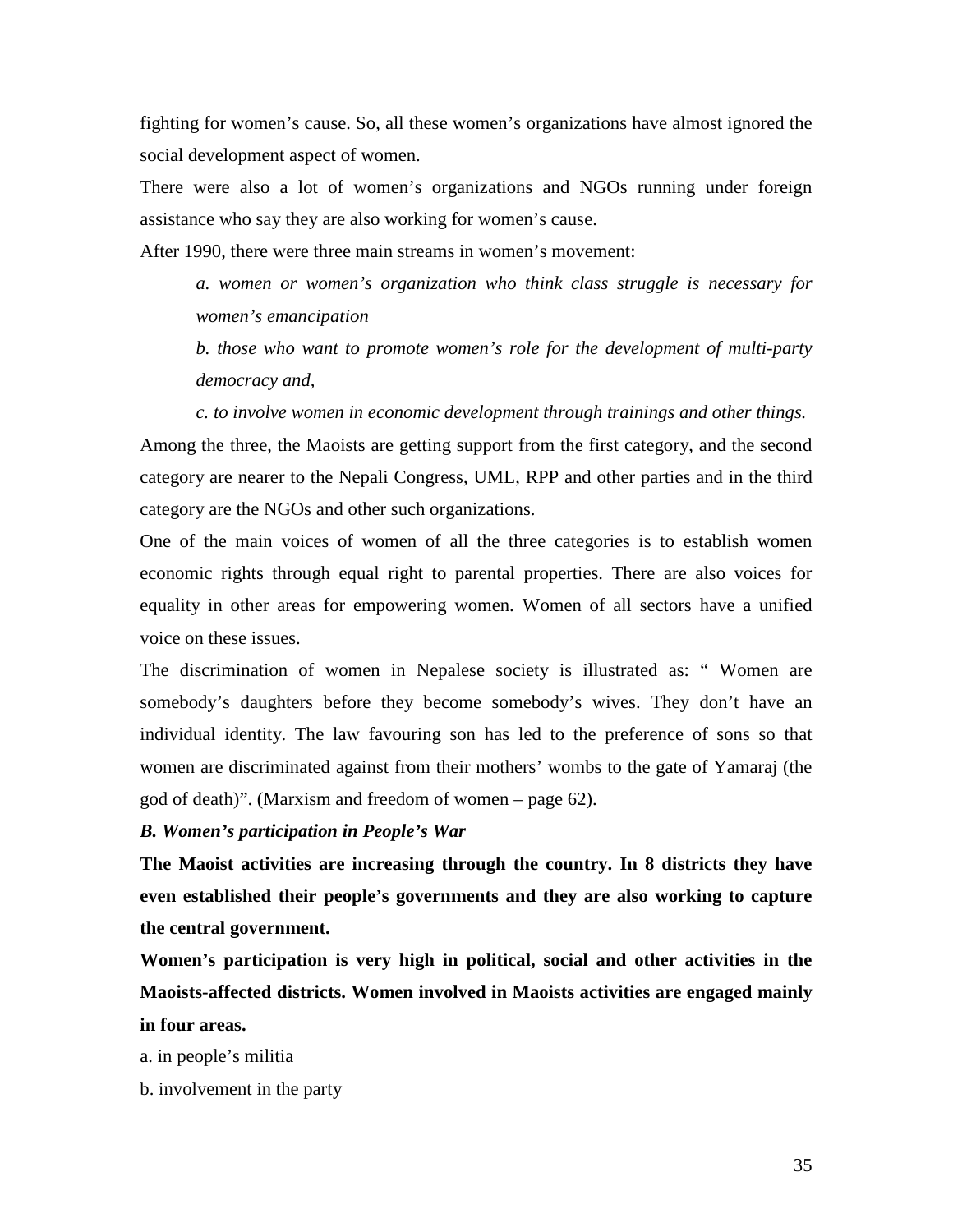fighting for women's cause. So, all these women's organizations have almost ignored the social development aspect of women.

There were also a lot of women's organizations and NGOs running under foreign assistance who say they are also working for women's cause.

After 1990, there were three main streams in women's movement:

> *a. women or women's organization who think class struggle is necessary for women's emancipation*
>
> *b. those who want to promote women's role for the development of multi-party democracy and,*
>
> *c. to involve women in economic development through trainings and other things.*

Among the three, the Maoists are getting support from the first category, and the second category are nearer to the Nepali Congress, UML, RPP and other parties and in the third category are the NGOs and other such organizations.

One of the main voices of women of all the three categories is to establish women economic rights through equal right to parental properties. There are also voices for equality in other areas for empowering women. Women of all sectors have a unified voice on these issues.

The discrimination of women in Nepalese society is illustrated as: " Women are somebody's daughters before they become somebody's wives. They don't have an individual identity. The law favouring son has led to the preference of sons so that women are discriminated against from their mothers' wombs to the gate of Yamaraj (the god of death)". (Marxism and freedom of women – page 62).

***B. Women's participation in People's War***

**The Maoist activities are increasing through the country. In 8 districts they have even established their people's governments and they are also working to capture the central government.**

**Women's participation is very high in political, social and other activities in the Maoists-affected districts. Women involved in Maoists activities are engaged mainly in four areas.**

a. in people's militia

b. involvement in the party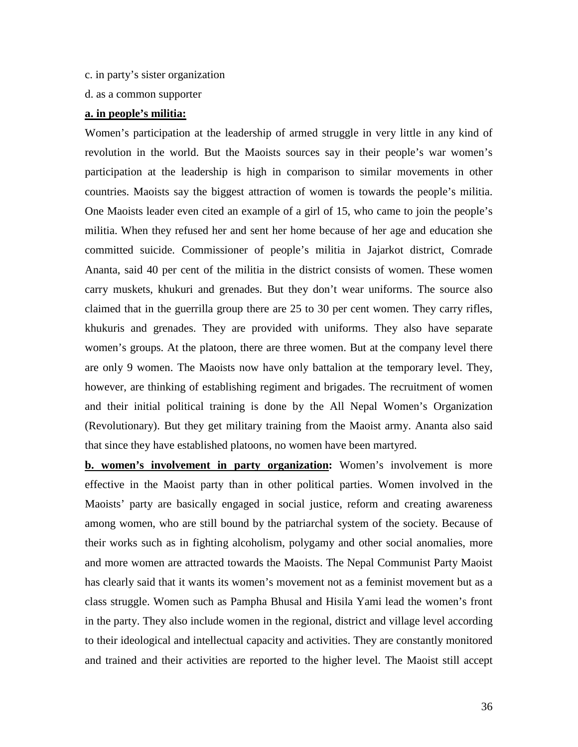c. in party's sister organization

d. as a common supporter

**<u>a. in people's militia:</u>**

Women's participation at the leadership of armed struggle in very little in any kind of revolution in the world. But the Maoists sources say in their people's war women's participation at the leadership is high in comparison to similar movements in other countries. Maoists say the biggest attraction of women is towards the people's militia. One Maoists leader even cited an example of a girl of 15, who came to join the people's militia. When they refused her and sent her home because of her age and education she committed suicide. Commissioner of people's militia in Jajarkot district, Comrade Ananta, said 40 per cent of the militia in the district consists of women. These women carry muskets, khukuri and grenades. But they don't wear uniforms. The source also claimed that in the guerrilla group there are 25 to 30 per cent women. They carry rifles, khukuris and grenades. They are provided with uniforms. They also have separate women's groups. At the platoon, there are three women. But at the company level there are only 9 women. The Maoists now have only battalion at the temporary level. They, however, are thinking of establishing regiment and brigades. The recruitment of women and their initial political training is done by the All Nepal Women's Organization (Revolutionary). But they get military training from the Maoist army. Ananta also said that since they have established platoons, no women have been martyred.

**<u>b. women's involvement in party organization</u>:** Women's involvement is more effective in the Maoist party than in other political parties. Women involved in the Maoists' party are basically engaged in social justice, reform and creating awareness among women, who are still bound by the patriarchal system of the society. Because of their works such as in fighting alcoholism, polygamy and other social anomalies, more and more women are attracted towards the Maoists. The Nepal Communist Party Maoist has clearly said that it wants its women's movement not as a feminist movement but as a class struggle. Women such as Pampha Bhusal and Hisila Yami lead the women's front in the party. They also include women in the regional, district and village level according to their ideological and intellectual capacity and activities. They are constantly monitored and trained and their activities are reported to the higher level. The Maoist still accept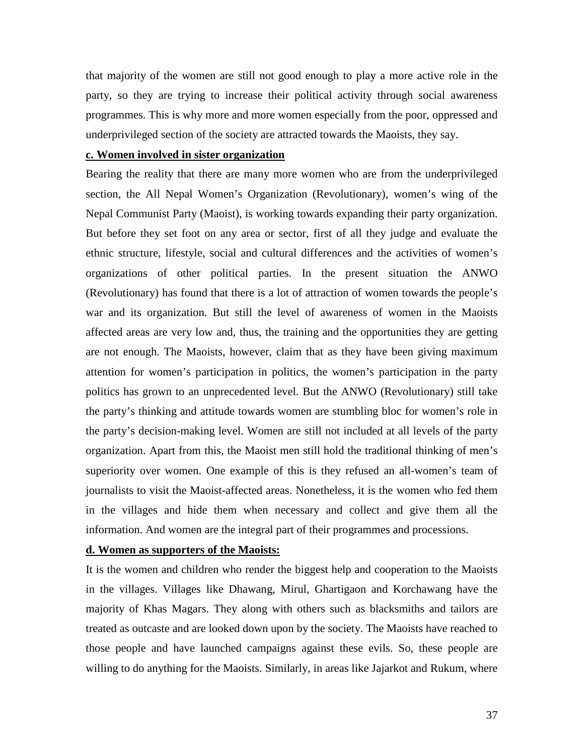that majority of the women are still not good enough to play a more active role in the party, so they are trying to increase their political activity through social awareness programmes. This is why more and more women especially from the poor, oppressed and underprivileged section of the society are attracted towards the Maoists, they say.

**c. Women involved in sister organization**

Bearing the reality that there are many more women who are from the underprivileged section, the All Nepal Women's Organization (Revolutionary), women's wing of the Nepal Communist Party (Maoist), is working towards expanding their party organization. But before they set foot on any area or sector, first of all they judge and evaluate the ethnic structure, lifestyle, social and cultural differences and the activities of women's organizations of other political parties. In the present situation the ANWO (Revolutionary) has found that there is a lot of attraction of women towards the people's war and its organization. But still the level of awareness of women in the Maoists affected areas are very low and, thus, the training and the opportunities they are getting are not enough. The Maoists, however, claim that as they have been giving maximum attention for women's participation in politics, the women's participation in the party politics has grown to an unprecedented level. But the ANWO (Revolutionary) still take the party's thinking and attitude towards women are stumbling bloc for women's role in the party's decision-making level. Women are still not included at all levels of the party organization. Apart from this, the Maoist men still hold the traditional thinking of men's superiority over women. One example of this is they refused an all-women's team of journalists to visit the Maoist-affected areas. Nonetheless, it is the women who fed them in the villages and hide them when necessary and collect and give them all the information. And women are the integral part of their programmes and processions.

**d. Women as supporters of the Maoists:**

It is the women and children who render the biggest help and cooperation to the Maoists in the villages. Villages like Dhawang, Mirul, Ghartigaon and Korchawang have the majority of Khas Magars. They along with others such as blacksmiths and tailors are treated as outcaste and are looked down upon by the society. The Maoists have reached to those people and have launched campaigns against these evils. So, these people are willing to do anything for the Maoists. Similarly, in areas like Jajarkot and Rukum, where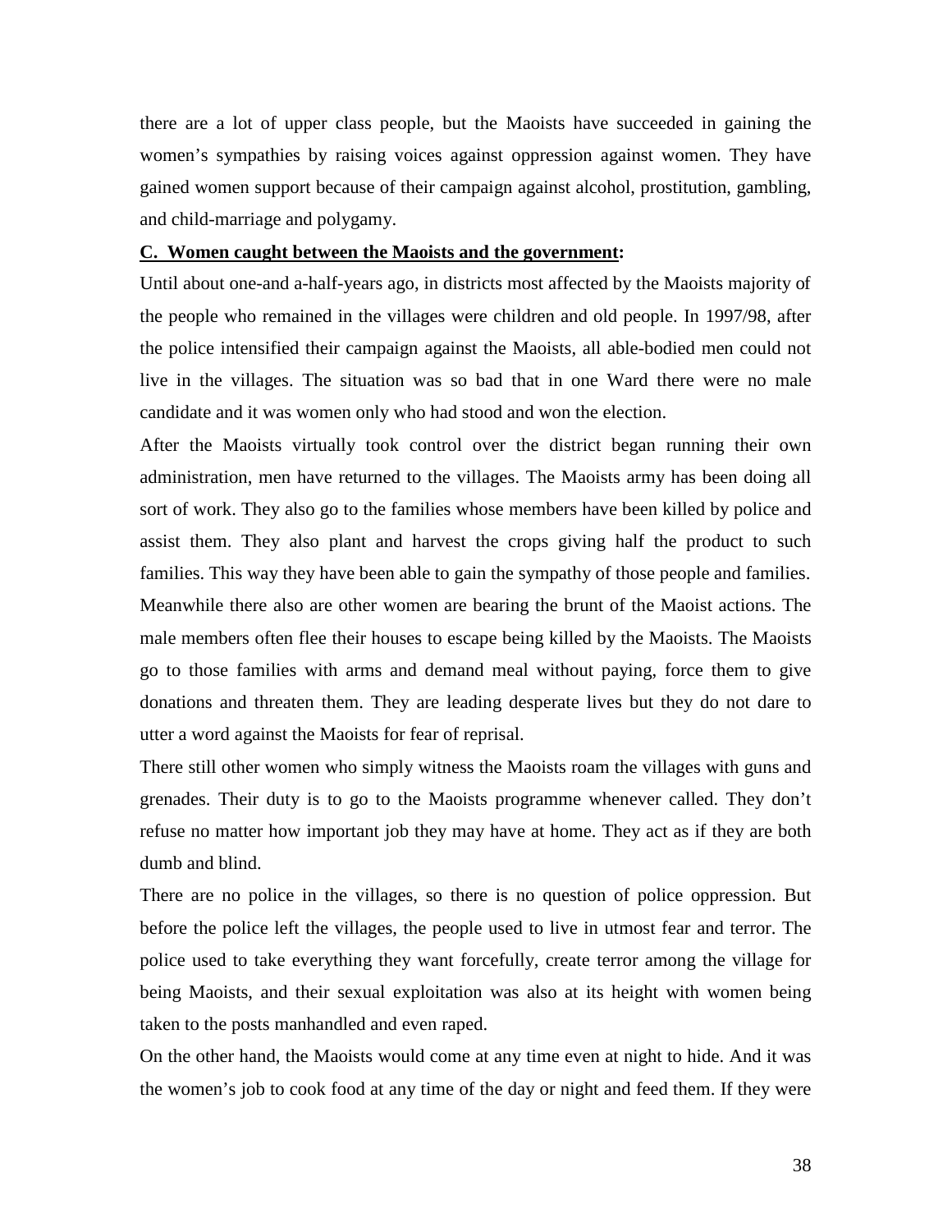there are a lot of upper class people, but the Maoists have succeeded in gaining the women's sympathies by raising voices against oppression against women. They have gained women support because of their campaign against alcohol, prostitution, gambling, and child-marriage and polygamy.

### C. Women caught between the Maoists and the government:

Until about one-and a-half-years ago, in districts most affected by the Maoists majority of the people who remained in the villages were children and old people. In 1997/98, after the police intensified their campaign against the Maoists, all able-bodied men could not live in the villages. The situation was so bad that in one Ward there were no male candidate and it was women only who had stood and won the election.

After the Maoists virtually took control over the district began running their own administration, men have returned to the villages. The Maoists army has been doing all sort of work. They also go to the families whose members have been killed by police and assist them. They also plant and harvest the crops giving half the product to such families. This way they have been able to gain the sympathy of those people and families. Meanwhile there also are other women are bearing the brunt of the Maoist actions. The male members often flee their houses to escape being killed by the Maoists. The Maoists go to those families with arms and demand meal without paying, force them to give donations and threaten them. They are leading desperate lives but they do not dare to utter a word against the Maoists for fear of reprisal.

There still other women who simply witness the Maoists roam the villages with guns and grenades. Their duty is to go to the Maoists programme whenever called. They don't refuse no matter how important job they may have at home. They act as if they are both dumb and blind.

There are no police in the villages, so there is no question of police oppression. But before the police left the villages, the people used to live in utmost fear and terror. The police used to take everything they want forcefully, create terror among the village for being Maoists, and their sexual exploitation was also at its height with women being taken to the posts manhandled and even raped.

On the other hand, the Maoists would come at any time even at night to hide. And it was the women's job to cook food at any time of the day or night and feed them. If they were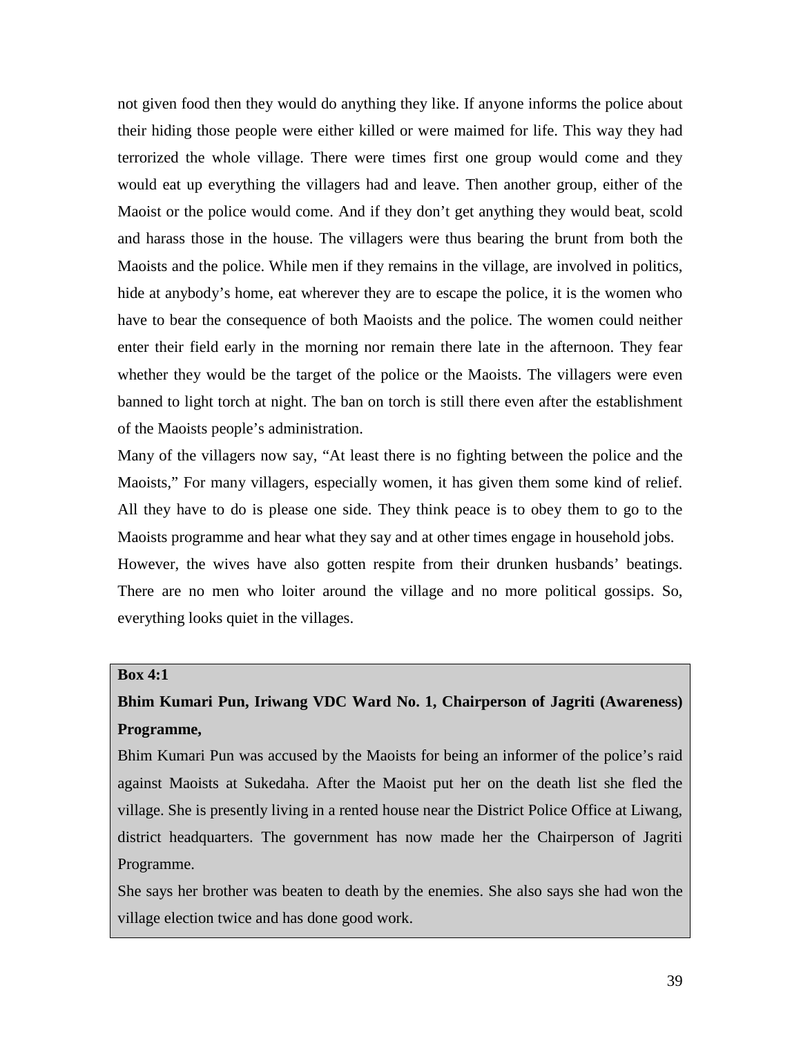not given food then they would do anything they like. If anyone informs the police about their hiding those people were either killed or were maimed for life. This way they had terrorized the whole village. There were times first one group would come and they would eat up everything the villagers had and leave. Then another group, either of the Maoist or the police would come. And if they don't get anything they would beat, scold and harass those in the house. The villagers were thus bearing the brunt from both the Maoists and the police. While men if they remains in the village, are involved in politics, hide at anybody's home, eat wherever they are to escape the police, it is the women who have to bear the consequence of both Maoists and the police. The women could neither enter their field early in the morning nor remain there late in the afternoon. They fear whether they would be the target of the police or the Maoists. The villagers were even banned to light torch at night. The ban on torch is still there even after the establishment of the Maoists people's administration.

Many of the villagers now say, "At least there is no fighting between the police and the Maoists," For many villagers, especially women, it has given them some kind of relief. All they have to do is please one side. They think peace is to obey them to go to the Maoists programme and hear what they say and at other times engage in household jobs.

However, the wives have also gotten respite from their drunken husbands' beatings. There are no men who loiter around the village and no more political gossips. So, everything looks quiet in the villages.

**Box 4:1**

**Bhim Kumari Pun, Iriwang VDC Ward No. 1, Chairperson of Jagriti (Awareness) Programme,**

Bhim Kumari Pun was accused by the Maoists for being an informer of the police's raid against Maoists at Sukedaha. After the Maoist put her on the death list she fled the village. She is presently living in a rented house near the District Police Office at Liwang, district headquarters. The government has now made her the Chairperson of Jagriti Programme.

She says her brother was beaten to death by the enemies. She also says she had won the village election twice and has done good work.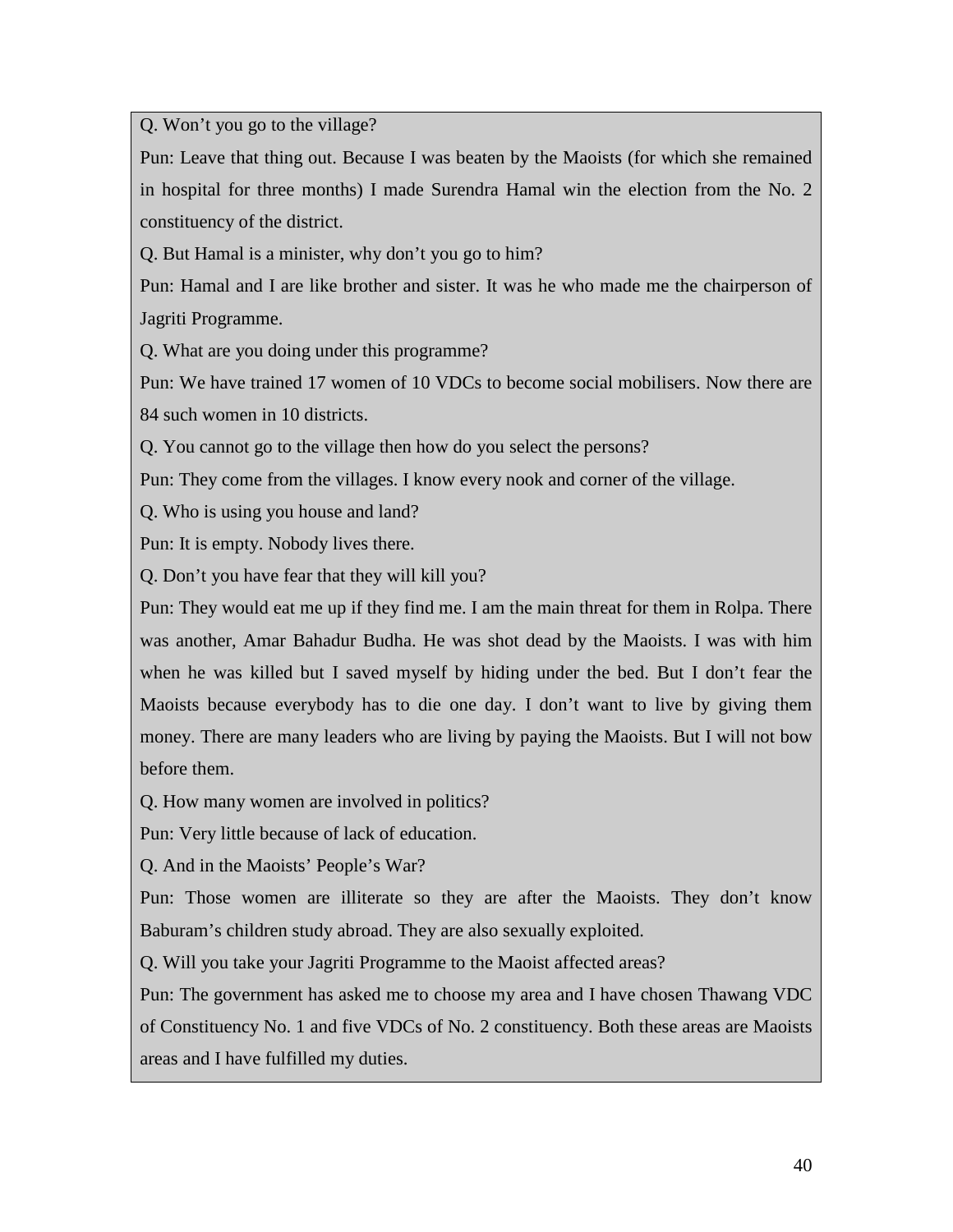Q. Won't you go to the village?

Pun: Leave that thing out. Because I was beaten by the Maoists (for which she remained in hospital for three months) I made Surendra Hamal win the election from the No. 2 constituency of the district.

Q. But Hamal is a minister, why don't you go to him?

Pun: Hamal and I are like brother and sister. It was he who made me the chairperson of Jagriti Programme.

Q. What are you doing under this programme?

Pun: We have trained 17 women of 10 VDCs to become social mobilisers. Now there are 84 such women in 10 districts.

Q. You cannot go to the village then how do you select the persons?

Pun: They come from the villages. I know every nook and corner of the village.

Q. Who is using you house and land?

Pun: It is empty. Nobody lives there.

Q. Don't you have fear that they will kill you?

Pun: They would eat me up if they find me. I am the main threat for them in Rolpa. There was another, Amar Bahadur Budha. He was shot dead by the Maoists. I was with him when he was killed but I saved myself by hiding under the bed. But I don't fear the Maoists because everybody has to die one day. I don't want to live by giving them money. There are many leaders who are living by paying the Maoists. But I will not bow before them.

Q. How many women are involved in politics?

Pun: Very little because of lack of education.

Q. And in the Maoists' People's War?

Pun: Those women are illiterate so they are after the Maoists. They don't know Baburam's children study abroad. They are also sexually exploited.

Q. Will you take your Jagriti Programme to the Maoist affected areas?

Pun: The government has asked me to choose my area and I have chosen Thawang VDC of Constituency No. 1 and five VDCs of No. 2 constituency. Both these areas are Maoists areas and I have fulfilled my duties.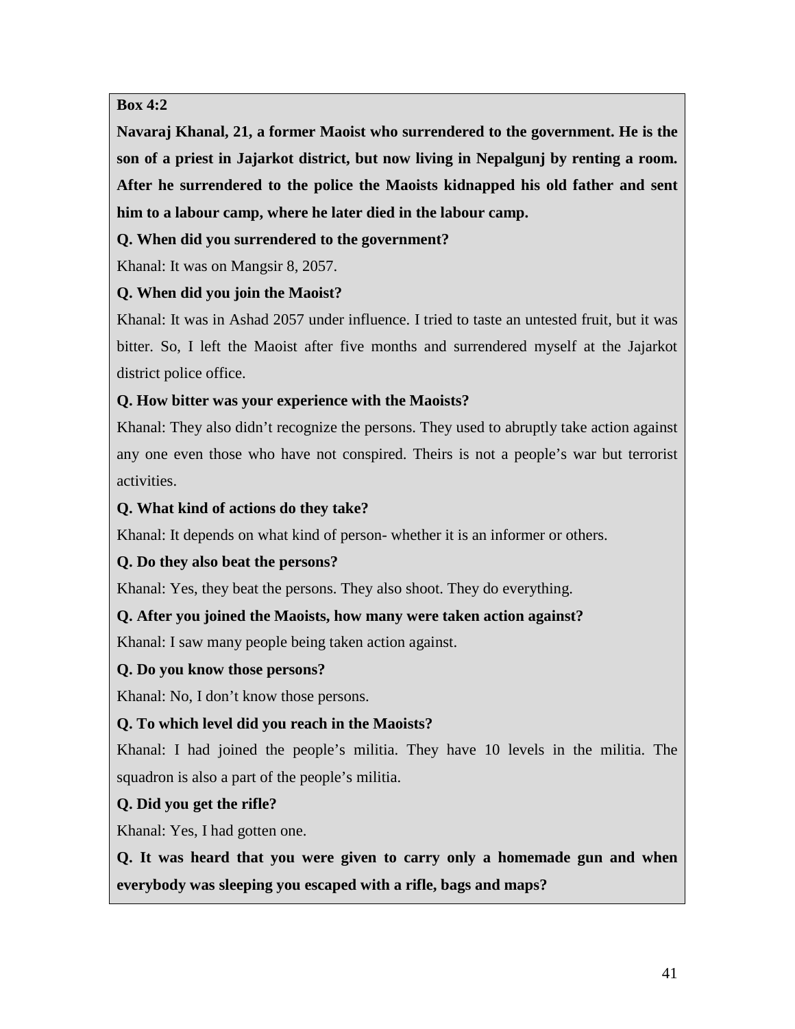**Box 4:2**

**Navaraj Khanal, 21, a former Maoist who surrendered to the government. He is the son of a priest in Jajarkot district, but now living in Nepalgunj by renting a room. After he surrendered to the police the Maoists kidnapped his old father and sent him to a labour camp, where he later died in the labour camp.**

**Q. When did you surrendered to the government?**

Khanal: It was on Mangsir 8, 2057.

**Q. When did you join the Maoist?**

Khanal: It was in Ashad 2057 under influence. I tried to taste an untested fruit, but it was bitter. So, I left the Maoist after five months and surrendered myself at the Jajarkot district police office.

**Q. How bitter was your experience with the Maoists?**

Khanal: They also didn't recognize the persons. They used to abruptly take action against any one even those who have not conspired. Theirs is not a people's war but terrorist activities.

**Q. What kind of actions do they take?**

Khanal: It depends on what kind of person- whether it is an informer or others.

**Q. Do they also beat the persons?**

Khanal: Yes, they beat the persons. They also shoot. They do everything.

**Q. After you joined the Maoists, how many were taken action against?**

Khanal: I saw many people being taken action against.

**Q. Do you know those persons?**

Khanal: No, I don't know those persons.

**Q. To which level did you reach in the Maoists?**

Khanal: I had joined the people's militia. They have 10 levels in the militia. The squadron is also a part of the people's militia.

**Q. Did you get the rifle?**

Khanal: Yes, I had gotten one.

**Q. It was heard that you were given to carry only a homemade gun and when everybody was sleeping you escaped with a rifle, bags and maps?**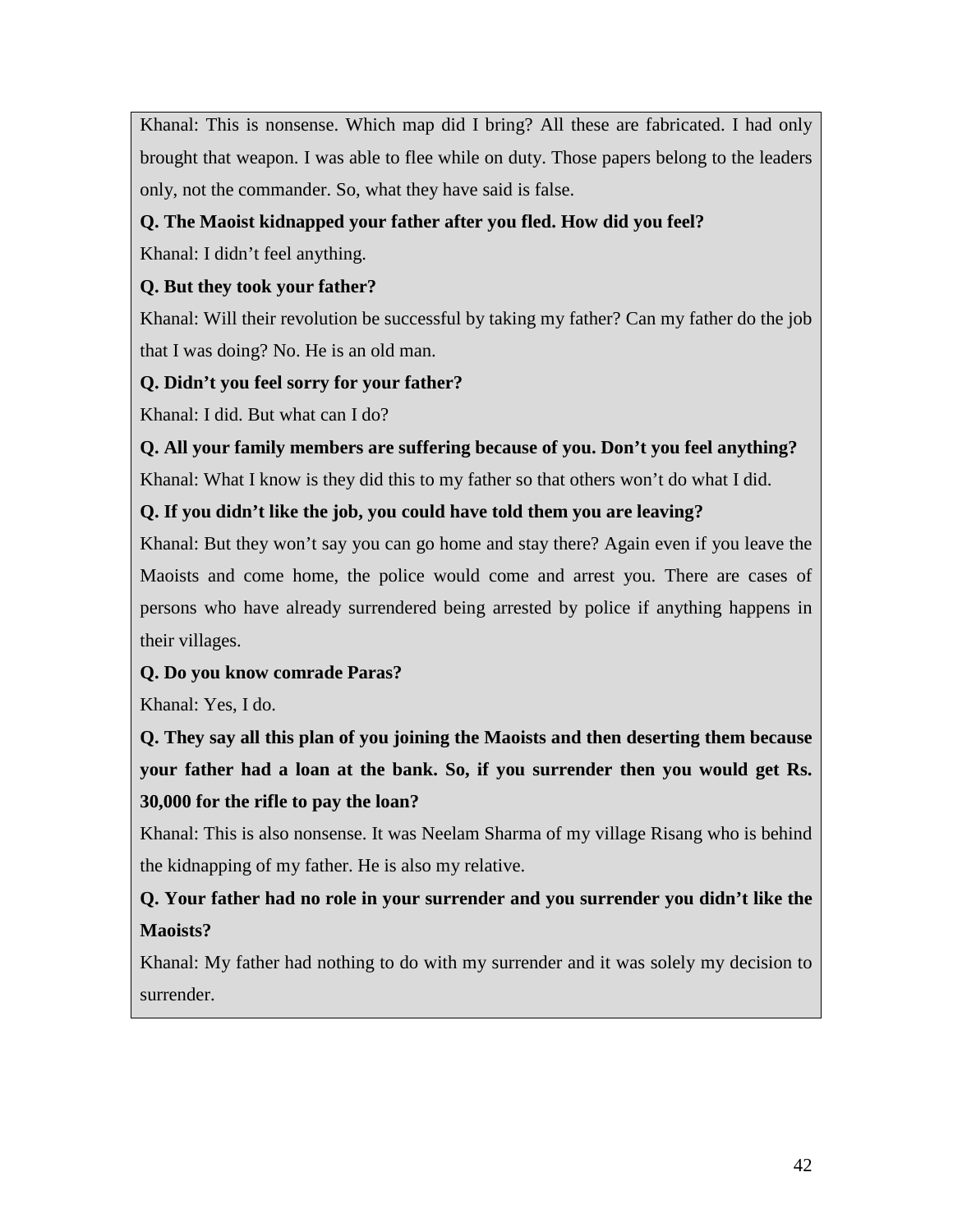Khanal: This is nonsense. Which map did I bring? All these are fabricated. I had only brought that weapon. I was able to flee while on duty. Those papers belong to the leaders only, not the commander. So, what they have said is false.

**Q. The Maoist kidnapped your father after you fled. How did you feel?**

Khanal: I didn't feel anything.

**Q. But they took your father?**

Khanal: Will their revolution be successful by taking my father? Can my father do the job that I was doing? No. He is an old man.

**Q. Didn't you feel sorry for your father?**

Khanal: I did. But what can I do?

**Q. All your family members are suffering because of you. Don't you feel anything?**

Khanal: What I know is they did this to my father so that others won't do what I did.

**Q. If you didn't like the job, you could have told them you are leaving?**

Khanal: But they won't say you can go home and stay there? Again even if you leave the Maoists and come home, the police would come and arrest you. There are cases of persons who have already surrendered being arrested by police if anything happens in their villages.

**Q. Do you know comrade Paras?**

Khanal: Yes, I do.

**Q. They say all this plan of you joining the Maoists and then deserting them because your father had a loan at the bank. So, if you surrender then you would get Rs. 30,000 for the rifle to pay the loan?**

Khanal: This is also nonsense. It was Neelam Sharma of my village Risang who is behind the kidnapping of my father. He is also my relative.

**Q. Your father had no role in your surrender and you surrender you didn't like the Maoists?**

Khanal: My father had nothing to do with my surrender and it was solely my decision to surrender.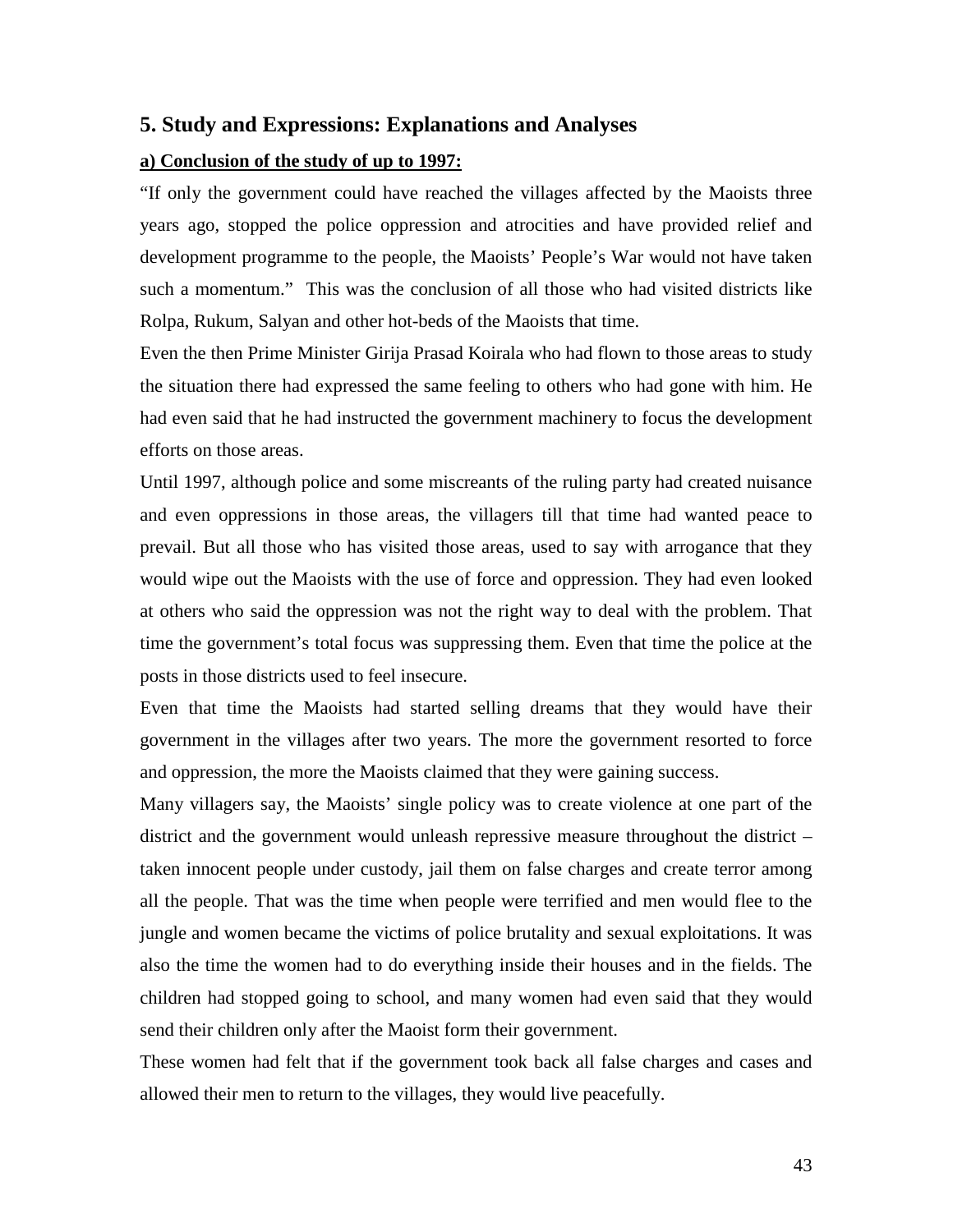## 5. Study and Expressions: Explanations and Analyses

**a) Conclusion of the study of up to 1997:**

"If only the government could have reached the villages affected by the Maoists three years ago, stopped the police oppression and atrocities and have provided relief and development programme to the people, the Maoists' People's War would not have taken such a momentum." This was the conclusion of all those who had visited districts like Rolpa, Rukum, Salyan and other hot-beds of the Maoists that time.

Even the then Prime Minister Girija Prasad Koirala who had flown to those areas to study the situation there had expressed the same feeling to others who had gone with him. He had even said that he had instructed the government machinery to focus the development efforts on those areas.

Until 1997, although police and some miscreants of the ruling party had created nuisance and even oppressions in those areas, the villagers till that time had wanted peace to prevail. But all those who has visited those areas, used to say with arrogance that they would wipe out the Maoists with the use of force and oppression. They had even looked at others who said the oppression was not the right way to deal with the problem. That time the government's total focus was suppressing them. Even that time the police at the posts in those districts used to feel insecure.

Even that time the Maoists had started selling dreams that they would have their government in the villages after two years. The more the government resorted to force and oppression, the more the Maoists claimed that they were gaining success.

Many villagers say, the Maoists' single policy was to create violence at one part of the district and the government would unleash repressive measure throughout the district – taken innocent people under custody, jail them on false charges and create terror among all the people. That was the time when people were terrified and men would flee to the jungle and women became the victims of police brutality and sexual exploitations. It was also the time the women had to do everything inside their houses and in the fields. The children had stopped going to school, and many women had even said that they would send their children only after the Maoist form their government.

These women had felt that if the government took back all false charges and cases and allowed their men to return to the villages, they would live peacefully.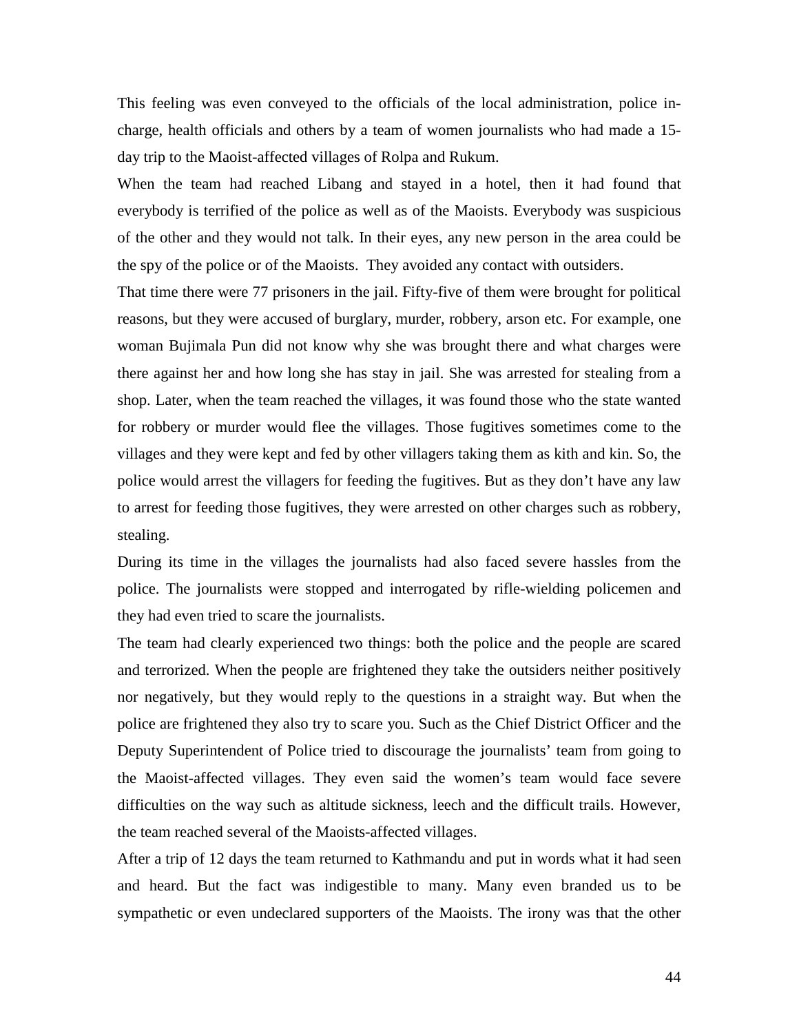This feeling was even conveyed to the officials of the local administration, police in-charge, health officials and others by a team of women journalists who had made a 15-day trip to the Maoist-affected villages of Rolpa and Rukum.

When the team had reached Libang and stayed in a hotel, then it had found that everybody is terrified of the police as well as of the Maoists. Everybody was suspicious of the other and they would not talk. In their eyes, any new person in the area could be the spy of the police or of the Maoists. They avoided any contact with outsiders.

That time there were 77 prisoners in the jail. Fifty-five of them were brought for political reasons, but they were accused of burglary, murder, robbery, arson etc. For example, one woman Bujimala Pun did not know why she was brought there and what charges were there against her and how long she has stay in jail. She was arrested for stealing from a shop. Later, when the team reached the villages, it was found those who the state wanted for robbery or murder would flee the villages. Those fugitives sometimes come to the villages and they were kept and fed by other villagers taking them as kith and kin. So, the police would arrest the villagers for feeding the fugitives. But as they don't have any law to arrest for feeding those fugitives, they were arrested on other charges such as robbery, stealing.

During its time in the villages the journalists had also faced severe hassles from the police. The journalists were stopped and interrogated by rifle-wielding policemen and they had even tried to scare the journalists.

The team had clearly experienced two things: both the police and the people are scared and terrorized. When the people are frightened they take the outsiders neither positively nor negatively, but they would reply to the questions in a straight way. But when the police are frightened they also try to scare you. Such as the Chief District Officer and the Deputy Superintendent of Police tried to discourage the journalists' team from going to the Maoist-affected villages. They even said the women's team would face severe difficulties on the way such as altitude sickness, leech and the difficult trails. However, the team reached several of the Maoists-affected villages.

After a trip of 12 days the team returned to Kathmandu and put in words what it had seen and heard. But the fact was indigestible to many. Many even branded us to be sympathetic or even undeclared supporters of the Maoists. The irony was that the other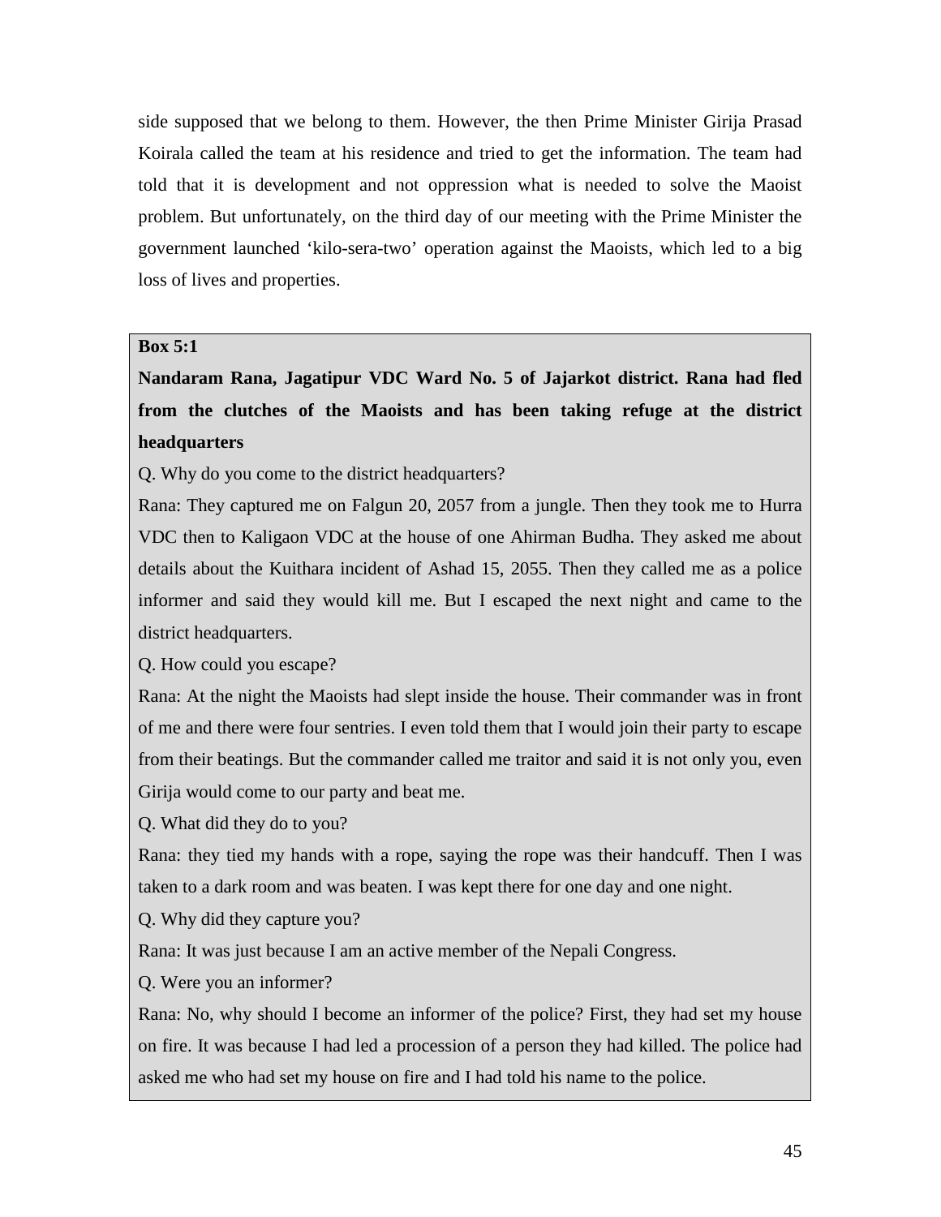side supposed that we belong to them. However, the then Prime Minister Girija Prasad Koirala called the team at his residence and tried to get the information. The team had told that it is development and not oppression what is needed to solve the Maoist problem. But unfortunately, on the third day of our meeting with the Prime Minister the government launched 'kilo-sera-two' operation against the Maoists, which led to a big loss of lives and properties.

> **Box 5:1**
>
> **Nandaram Rana, Jagatipur VDC Ward No. 5 of Jajarkot district. Rana had fled from the clutches of the Maoists and has been taking refuge at the district headquarters**
>
> Q. Why do you come to the district headquarters?
>
> Rana: They captured me on Falgun 20, 2057 from a jungle. Then they took me to Hurra VDC then to Kaligaon VDC at the house of one Ahirman Budha. They asked me about details about the Kuithara incident of Ashad 15, 2055. Then they called me as a police informer and said they would kill me. But I escaped the next night and came to the district headquarters.
>
> Q. How could you escape?
>
> Rana: At the night the Maoists had slept inside the house. Their commander was in front of me and there were four sentries. I even told them that I would join their party to escape from their beatings. But the commander called me traitor and said it is not only you, even Girija would come to our party and beat me.
>
> Q. What did they do to you?
>
> Rana: they tied my hands with a rope, saying the rope was their handcuff. Then I was taken to a dark room and was beaten. I was kept there for one day and one night.
>
> Q. Why did they capture you?
>
> Rana: It was just because I am an active member of the Nepali Congress.
>
> Q. Were you an informer?
>
> Rana: No, why should I become an informer of the police? First, they had set my house on fire. It was because I had led a procession of a person they had killed. The police had asked me who had set my house on fire and I had told his name to the police.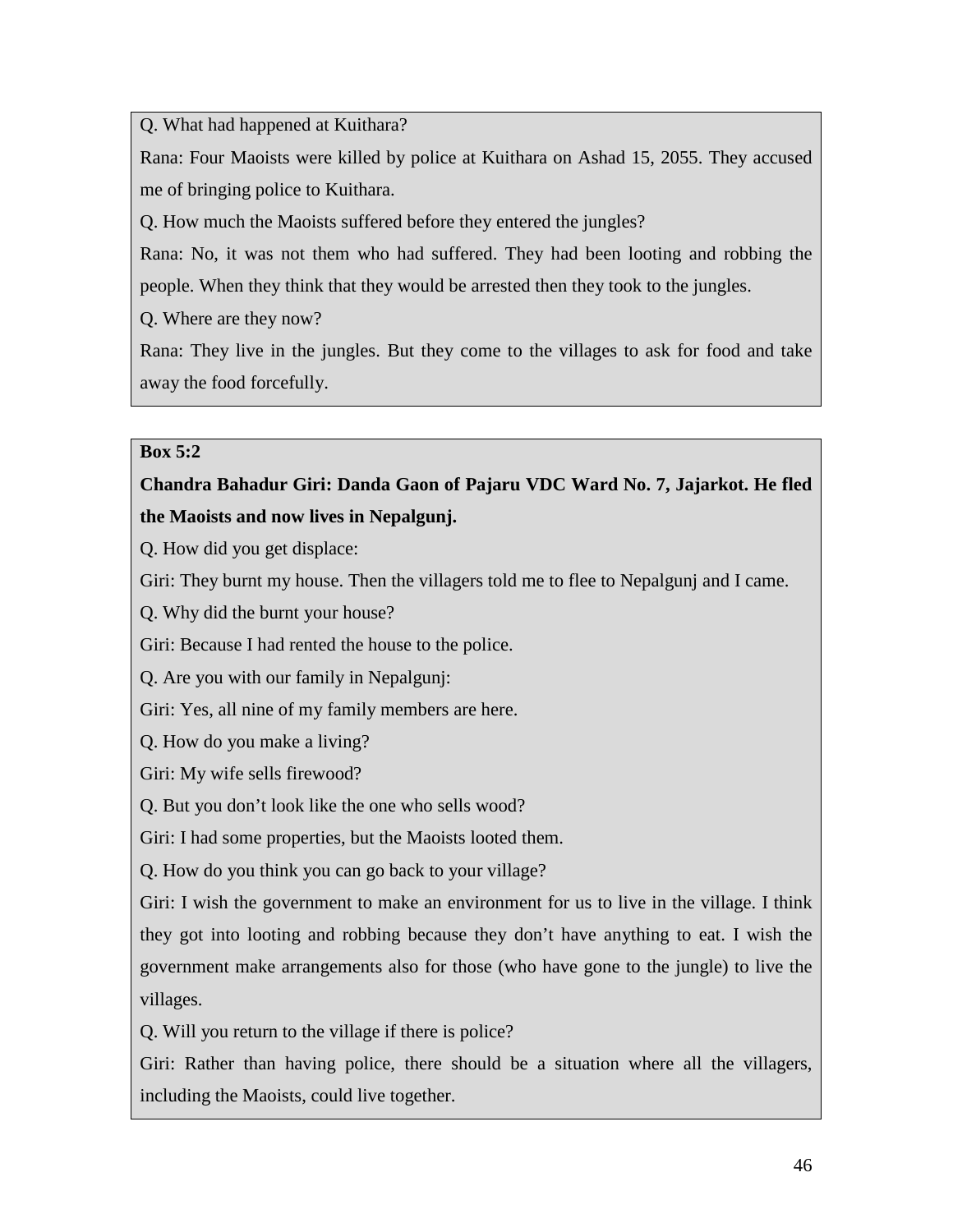Q. What had happened at Kuithara?

Rana: Four Maoists were killed by police at Kuithara on Ashad 15, 2055. They accused me of bringing police to Kuithara.

Q. How much the Maoists suffered before they entered the jungles?

Rana: No, it was not them who had suffered. They had been looting and robbing the people. When they think that they would be arrested then they took to the jungles.

Q. Where are they now?

Rana: They live in the jungles. But they come to the villages to ask for food and take away the food forcefully.

**Box 5:2**

**Chandra Bahadur Giri: Danda Gaon of Pajaru VDC Ward No. 7, Jajarkot. He fled the Maoists and now lives in Nepalgunj.**

Q. How did you get displace:

Giri: They burnt my house. Then the villagers told me to flee to Nepalgunj and I came.

Q. Why did the burnt your house?

Giri: Because I had rented the house to the police.

Q. Are you with our family in Nepalgunj:

Giri: Yes, all nine of my family members are here.

Q. How do you make a living?

Giri: My wife sells firewood?

Q. But you don't look like the one who sells wood?

Giri: I had some properties, but the Maoists looted them.

Q. How do you think you can go back to your village?

Giri: I wish the government to make an environment for us to live in the village. I think they got into looting and robbing because they don't have anything to eat. I wish the government make arrangements also for those (who have gone to the jungle) to live the villages.

Q. Will you return to the village if there is police?

Giri: Rather than having police, there should be a situation where all the villagers, including the Maoists, could live together.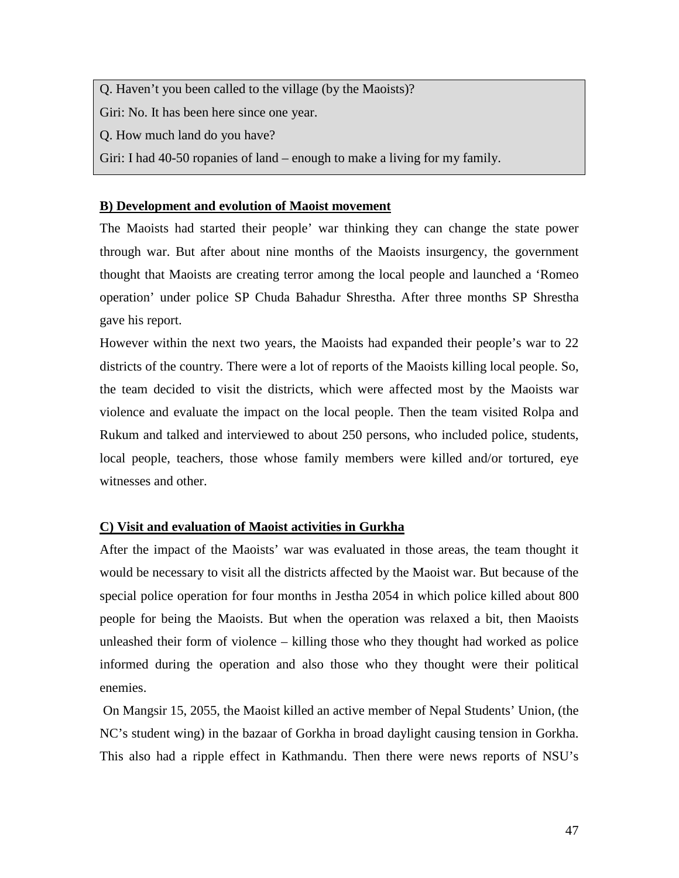Q. Haven't you been called to the village (by the Maoists)?

Giri: No. It has been here since one year.

Q. How much land do you have?

Giri: I had 40-50 ropanies of land – enough to make a living for my family.

**B) Development and evolution of Maoist movement**

The Maoists had started their people' war thinking they can change the state power through war. But after about nine months of the Maoists insurgency, the government thought that Maoists are creating terror among the local people and launched a 'Romeo operation' under police SP Chuda Bahadur Shrestha. After three months SP Shrestha gave his report.

However within the next two years, the Maoists had expanded their people's war to 22 districts of the country. There were a lot of reports of the Maoists killing local people. So, the team decided to visit the districts, which were affected most by the Maoists war violence and evaluate the impact on the local people. Then the team visited Rolpa and Rukum and talked and interviewed to about 250 persons, who included police, students, local people, teachers, those whose family members were killed and/or tortured, eye witnesses and other.

**C) Visit and evaluation of Maoist activities in Gurkha**

After the impact of the Maoists' war was evaluated in those areas, the team thought it would be necessary to visit all the districts affected by the Maoist war. But because of the special police operation for four months in Jestha 2054 in which police killed about 800 people for being the Maoists. But when the operation was relaxed a bit, then Maoists unleashed their form of violence – killing those who they thought had worked as police informed during the operation and also those who they thought were their political enemies.

On Mangsir 15, 2055, the Maoist killed an active member of Nepal Students' Union, (the NC's student wing) in the bazaar of Gorkha in broad daylight causing tension in Gorkha. This also had a ripple effect in Kathmandu. Then there were news reports of NSU's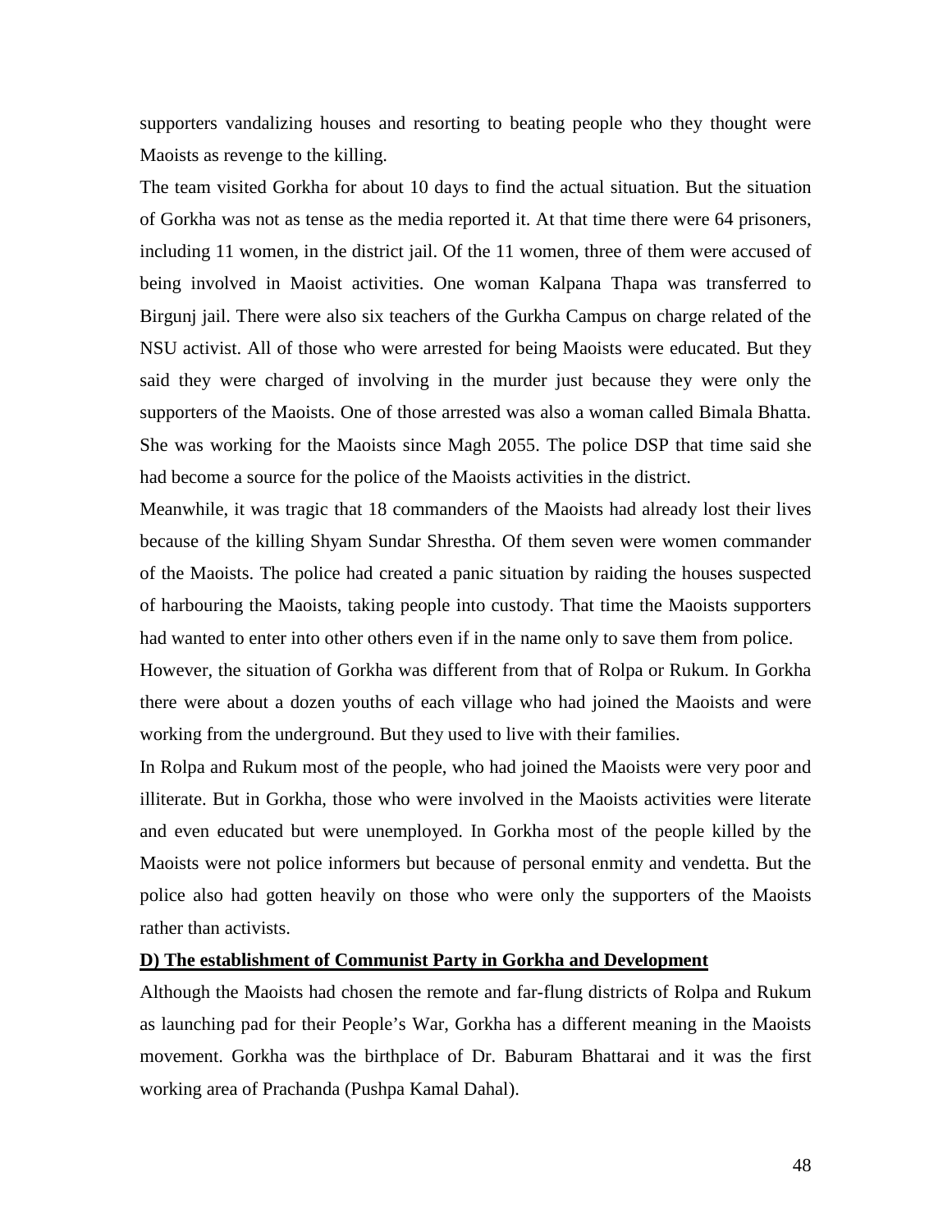supporters vandalizing houses and resorting to beating people who they thought were Maoists as revenge to the killing.

The team visited Gorkha for about 10 days to find the actual situation. But the situation of Gorkha was not as tense as the media reported it. At that time there were 64 prisoners, including 11 women, in the district jail. Of the 11 women, three of them were accused of being involved in Maoist activities. One woman Kalpana Thapa was transferred to Birgunj jail. There were also six teachers of the Gurkha Campus on charge related of the NSU activist. All of those who were arrested for being Maoists were educated. But they said they were charged of involving in the murder just because they were only the supporters of the Maoists. One of those arrested was also a woman called Bimala Bhatta. She was working for the Maoists since Magh 2055. The police DSP that time said she had become a source for the police of the Maoists activities in the district.

Meanwhile, it was tragic that 18 commanders of the Maoists had already lost their lives because of the killing Shyam Sundar Shrestha. Of them seven were women commander of the Maoists. The police had created a panic situation by raiding the houses suspected of harbouring the Maoists, taking people into custody. That time the Maoists supporters had wanted to enter into other others even if in the name only to save them from police.

However, the situation of Gorkha was different from that of Rolpa or Rukum. In Gorkha there were about a dozen youths of each village who had joined the Maoists and were working from the underground. But they used to live with their families.

In Rolpa and Rukum most of the people, who had joined the Maoists were very poor and illiterate. But in Gorkha, those who were involved in the Maoists activities were literate and even educated but were unemployed. In Gorkha most of the people killed by the Maoists were not police informers but because of personal enmity and vendetta. But the police also had gotten heavily on those who were only the supporters of the Maoists rather than activists.

**D) The establishment of Communist Party in Gorkha and Development**

Although the Maoists had chosen the remote and far-flung districts of Rolpa and Rukum as launching pad for their People's War, Gorkha has a different meaning in the Maoists movement. Gorkha was the birthplace of Dr. Baburam Bhattarai and it was the first working area of Prachanda (Pushpa Kamal Dahal).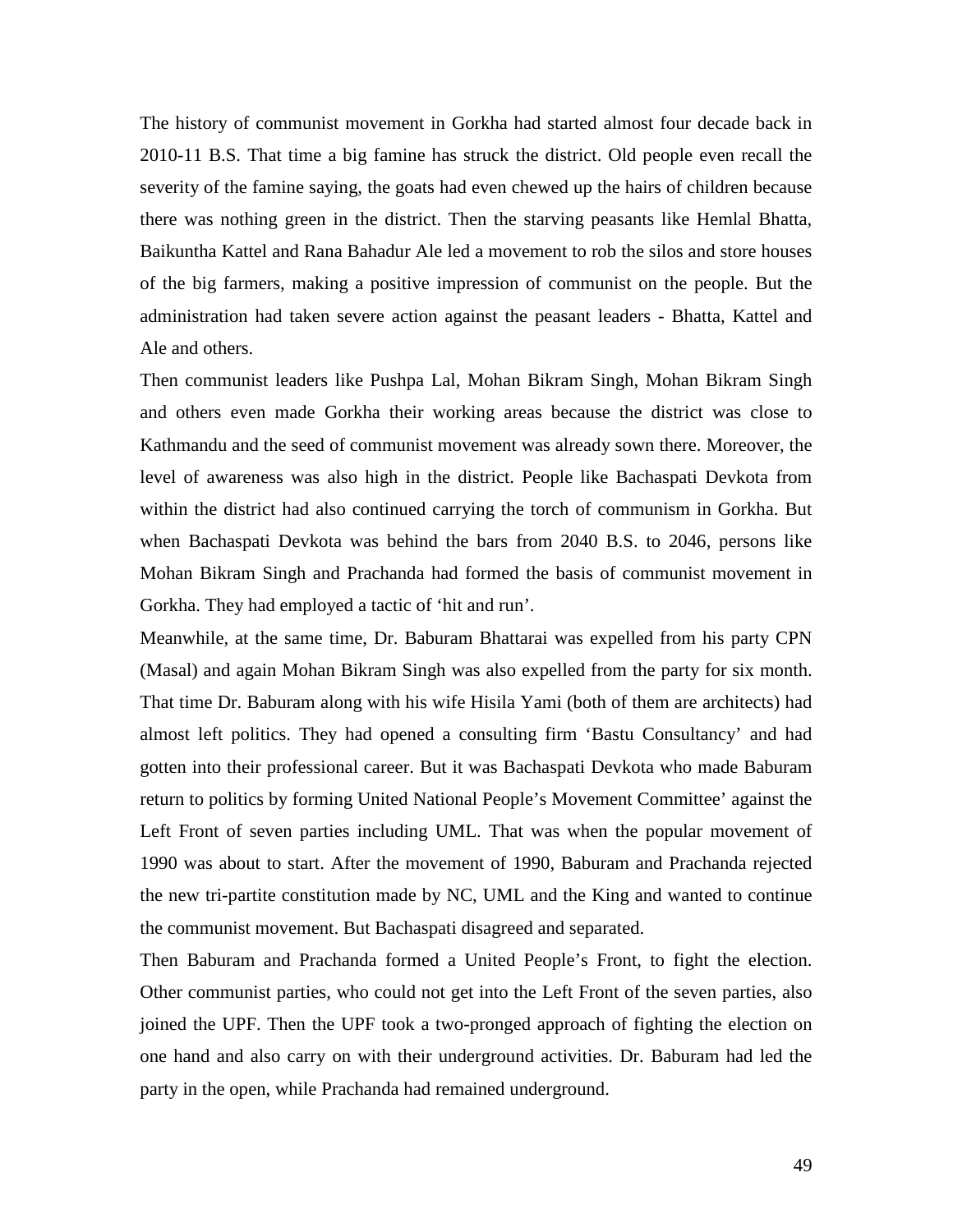The history of communist movement in Gorkha had started almost four decade back in 2010-11 B.S. That time a big famine has struck the district. Old people even recall the severity of the famine saying, the goats had even chewed up the hairs of children because there was nothing green in the district. Then the starving peasants like Hemlal Bhatta, Baikuntha Kattel and Rana Bahadur Ale led a movement to rob the silos and store houses of the big farmers, making a positive impression of communist on the people. But the administration had taken severe action against the peasant leaders - Bhatta, Kattel and Ale and others.

Then communist leaders like Pushpa Lal, Mohan Bikram Singh, Mohan Bikram Singh and others even made Gorkha their working areas because the district was close to Kathmandu and the seed of communist movement was already sown there. Moreover, the level of awareness was also high in the district. People like Bachaspati Devkota from within the district had also continued carrying the torch of communism in Gorkha. But when Bachaspati Devkota was behind the bars from 2040 B.S. to 2046, persons like Mohan Bikram Singh and Prachanda had formed the basis of communist movement in Gorkha. They had employed a tactic of 'hit and run'.

Meanwhile, at the same time, Dr. Baburam Bhattarai was expelled from his party CPN (Masal) and again Mohan Bikram Singh was also expelled from the party for six month. That time Dr. Baburam along with his wife Hisila Yami (both of them are architects) had almost left politics. They had opened a consulting firm 'Bastu Consultancy' and had gotten into their professional career. But it was Bachaspati Devkota who made Baburam return to politics by forming United National People's Movement Committee' against the Left Front of seven parties including UML. That was when the popular movement of 1990 was about to start. After the movement of 1990, Baburam and Prachanda rejected the new tri-partite constitution made by NC, UML and the King and wanted to continue the communist movement. But Bachaspati disagreed and separated.

Then Baburam and Prachanda formed a United People's Front, to fight the election. Other communist parties, who could not get into the Left Front of the seven parties, also joined the UPF. Then the UPF took a two-pronged approach of fighting the election on one hand and also carry on with their underground activities. Dr. Baburam had led the party in the open, while Prachanda had remained underground.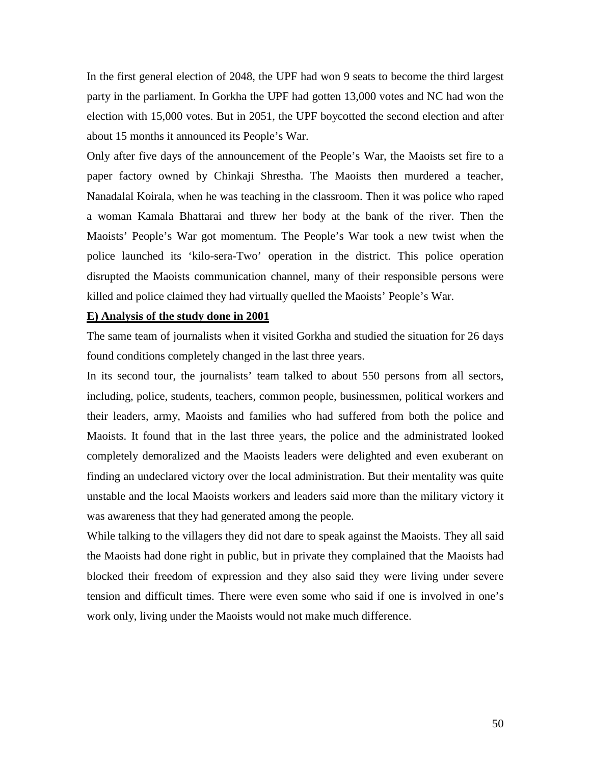In the first general election of 2048, the UPF had won 9 seats to become the third largest party in the parliament. In Gorkha the UPF had gotten 13,000 votes and NC had won the election with 15,000 votes. But in 2051, the UPF boycotted the second election and after about 15 months it announced its People's War.

Only after five days of the announcement of the People's War, the Maoists set fire to a paper factory owned by Chinkaji Shrestha. The Maoists then murdered a teacher, Nanadalal Koirala, when he was teaching in the classroom. Then it was police who raped a woman Kamala Bhattarai and threw her body at the bank of the river. Then the Maoists' People's War got momentum. The People's War took a new twist when the police launched its 'kilo-sera-Two' operation in the district. This police operation disrupted the Maoists communication channel, many of their responsible persons were killed and police claimed they had virtually quelled the Maoists' People's War.

**E) Analysis of the study done in 2001**

The same team of journalists when it visited Gorkha and studied the situation for 26 days found conditions completely changed in the last three years.

In its second tour, the journalists' team talked to about 550 persons from all sectors, including, police, students, teachers, common people, businessmen, political workers and their leaders, army, Maoists and families who had suffered from both the police and Maoists. It found that in the last three years, the police and the administrated looked completely demoralized and the Maoists leaders were delighted and even exuberant on finding an undeclared victory over the local administration. But their mentality was quite unstable and the local Maoists workers and leaders said more than the military victory it was awareness that they had generated among the people.

While talking to the villagers they did not dare to speak against the Maoists. They all said the Maoists had done right in public, but in private they complained that the Maoists had blocked their freedom of expression and they also said they were living under severe tension and difficult times. There were even some who said if one is involved in one's work only, living under the Maoists would not make much difference.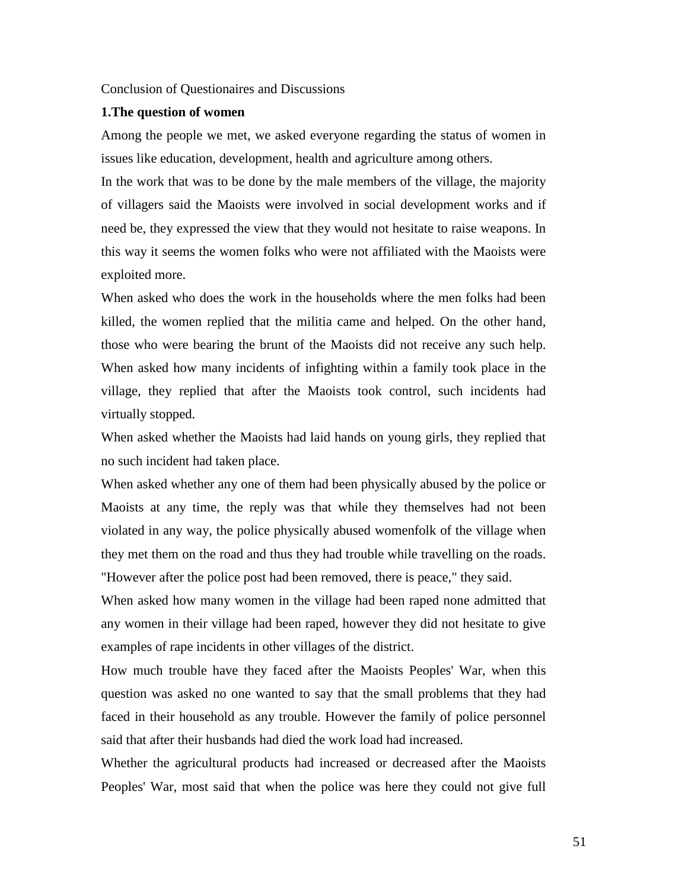Conclusion of Questionaires and Discussions

**1.The question of women**

Among the people we met, we asked everyone regarding the status of women in issues like education, development, health and agriculture among others.

In the work that was to be done by the male members of the village, the majority of villagers said the Maoists were involved in social development works and if need be, they expressed the view that they would not hesitate to raise weapons. In this way it seems the women folks who were not affiliated with the Maoists were exploited more.

When asked who does the work in the households where the men folks had been killed, the women replied that the militia came and helped. On the other hand, those who were bearing the brunt of the Maoists did not receive any such help.

When asked how many incidents of infighting within a family took place in the village, they replied that after the Maoists took control, such incidents had virtually stopped.

When asked whether the Maoists had laid hands on young girls, they replied that no such incident had taken place.

When asked whether any one of them had been physically abused by the police or Maoists at any time, the reply was that while they themselves had not been violated in any way, the police physically abused womenfolk of the village when they met them on the road and thus they had trouble while travelling on the roads. "However after the police post had been removed, there is peace," they said.

When asked how many women in the village had been raped none admitted that any women in their village had been raped, however they did not hesitate to give examples of rape incidents in other villages of the district.

How much trouble have they faced after the Maoists Peoples' War, when this question was asked no one wanted to say that the small problems that they had faced in their household as any trouble. However the family of police personnel said that after their husbands had died the work load had increased.

Whether the agricultural products had increased or decreased after the Maoists Peoples' War, most said that when the police was here they could not give full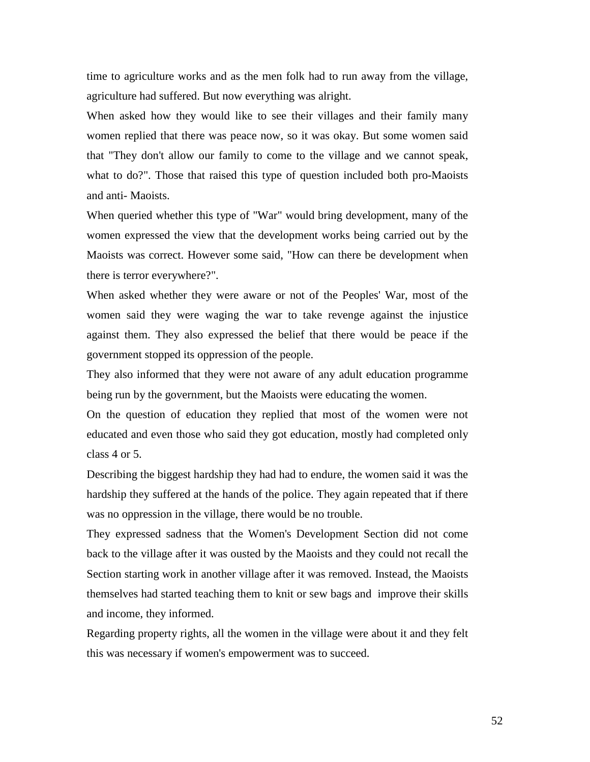time to agriculture works and as the men folk had to run away from the village, agriculture had suffered. But now everything was alright.

When asked how they would like to see their villages and their family many women replied that there was peace now, so it was okay. But some women said that "They don't allow our family to come to the village and we cannot speak, what to do?". Those that raised this type of question included both pro-Maoists and anti- Maoists.

When queried whether this type of "War" would bring development, many of the women expressed the view that the development works being carried out by the Maoists was correct. However some said, "How can there be development when there is terror everywhere?".

When asked whether they were aware or not of the Peoples' War, most of the women said they were waging the war to take revenge against the injustice against them. They also expressed the belief that there would be peace if the government stopped its oppression of the people.

They also informed that they were not aware of any adult education programme being run by the government, but the Maoists were educating the women.

On the question of education they replied that most of the women were not educated and even those who said they got education, mostly had completed only class 4 or 5.

Describing the biggest hardship they had had to endure, the women said it was the hardship they suffered at the hands of the police. They again repeated that if there was no oppression in the village, there would be no trouble.

They expressed sadness that the Women's Development Section did not come back to the village after it was ousted by the Maoists and they could not recall the Section starting work in another village after it was removed. Instead, the Maoists themselves had started teaching them to knit or sew bags and improve their skills and income, they informed.

Regarding property rights, all the women in the village were about it and they felt this was necessary if women's empowerment was to succeed.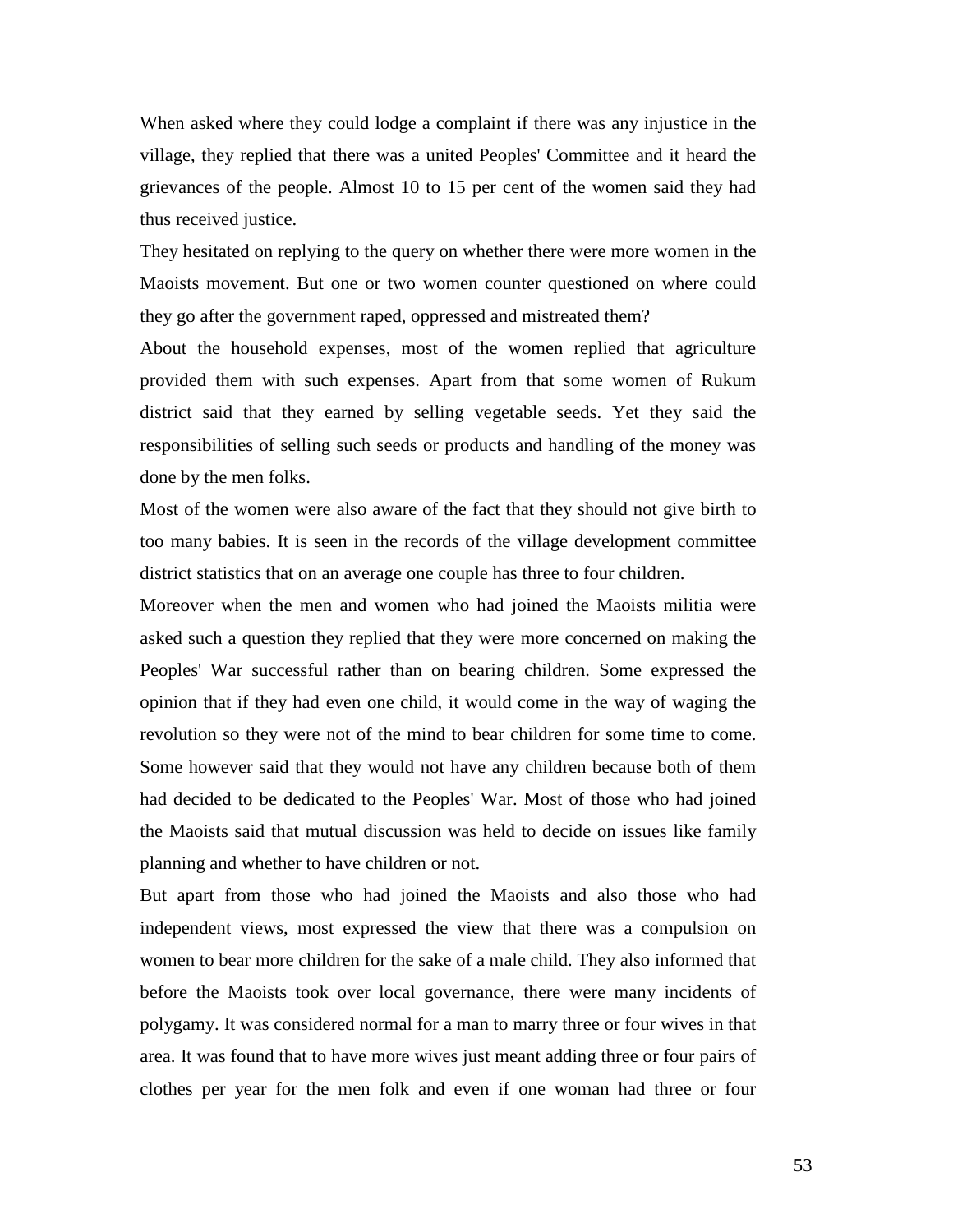When asked where they could lodge a complaint if there was any injustice in the village, they replied that there was a united Peoples' Committee and it heard the grievances of the people. Almost 10 to 15 per cent of the women said they had thus received justice.

They hesitated on replying to the query on whether there were more women in the Maoists movement. But one or two women counter questioned on where could they go after the government raped, oppressed and mistreated them?

About the household expenses, most of the women replied that agriculture provided them with such expenses. Apart from that some women of Rukum district said that they earned by selling vegetable seeds. Yet they said the responsibilities of selling such seeds or products and handling of the money was done by the men folks.

Most of the women were also aware of the fact that they should not give birth to too many babies. It is seen in the records of the village development committee district statistics that on an average one couple has three to four children.

Moreover when the men and women who had joined the Maoists militia were asked such a question they replied that they were more concerned on making the Peoples' War successful rather than on bearing children. Some expressed the opinion that if they had even one child, it would come in the way of waging the revolution so they were not of the mind to bear children for some time to come. Some however said that they would not have any children because both of them had decided to be dedicated to the Peoples' War. Most of those who had joined the Maoists said that mutual discussion was held to decide on issues like family planning and whether to have children or not.

But apart from those who had joined the Maoists and also those who had independent views, most expressed the view that there was a compulsion on women to bear more children for the sake of a male child. They also informed that before the Maoists took over local governance, there were many incidents of polygamy. It was considered normal for a man to marry three or four wives in that area. It was found that to have more wives just meant adding three or four pairs of clothes per year for the men folk and even if one woman had three or four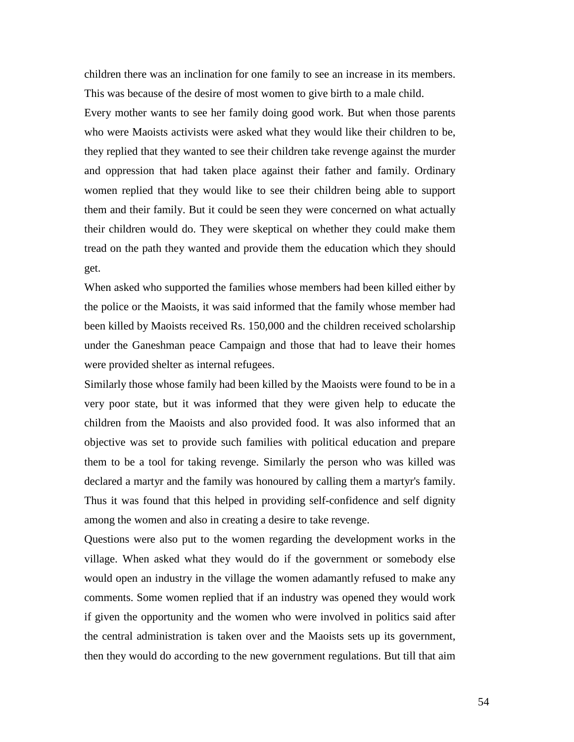children there was an inclination for one family to see an increase in its members. This was because of the desire of most women to give birth to a male child.

Every mother wants to see her family doing good work. But when those parents who were Maoists activists were asked what they would like their children to be, they replied that they wanted to see their children take revenge against the murder and oppression that had taken place against their father and family. Ordinary women replied that they would like to see their children being able to support them and their family. But it could be seen they were concerned on what actually their children would do. They were skeptical on whether they could make them tread on the path they wanted and provide them the education which they should get.

When asked who supported the families whose members had been killed either by the police or the Maoists, it was said informed that the family whose member had been killed by Maoists received Rs. 150,000 and the children received scholarship under the Ganeshman peace Campaign and those that had to leave their homes were provided shelter as internal refugees.

Similarly those whose family had been killed by the Maoists were found to be in a very poor state, but it was informed that they were given help to educate the children from the Maoists and also provided food. It was also informed that an objective was set to provide such families with political education and prepare them to be a tool for taking revenge. Similarly the person who was killed was declared a martyr and the family was honoured by calling them a martyr's family. Thus it was found that this helped in providing self-confidence and self dignity among the women and also in creating a desire to take revenge.

Questions were also put to the women regarding the development works in the village. When asked what they would do if the government or somebody else would open an industry in the village the women adamantly refused to make any comments. Some women replied that if an industry was opened they would work if given the opportunity and the women who were involved in politics said after the central administration is taken over and the Maoists sets up its government, then they would do according to the new government regulations. But till that aim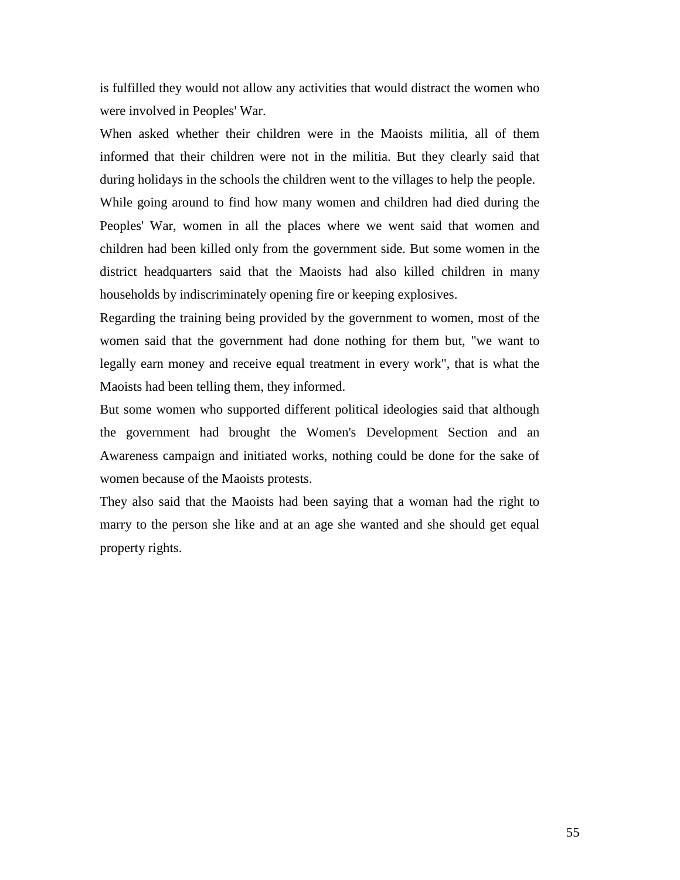is fulfilled they would not allow any activities that would distract the women who were involved in Peoples' War.

When asked whether their children were in the Maoists militia, all of them informed that their children were not in the militia. But they clearly said that during holidays in the schools the children went to the villages to help the people.

While going around to find how many women and children had died during the Peoples' War, women in all the places where we went said that women and children had been killed only from the government side. But some women in the district headquarters said that the Maoists had also killed children in many households by indiscriminately opening fire or keeping explosives.

Regarding the training being provided by the government to women, most of the women said that the government had done nothing for them but, "we want to legally earn money and receive equal treatment in every work", that is what the Maoists had been telling them, they informed.

But some women who supported different political ideologies said that although the government had brought the Women's Development Section and an Awareness campaign and initiated works, nothing could be done for the sake of women because of the Maoists protests.

They also said that the Maoists had been saying that a woman had the right to marry to the person she like and at an age she wanted and she should get equal property rights.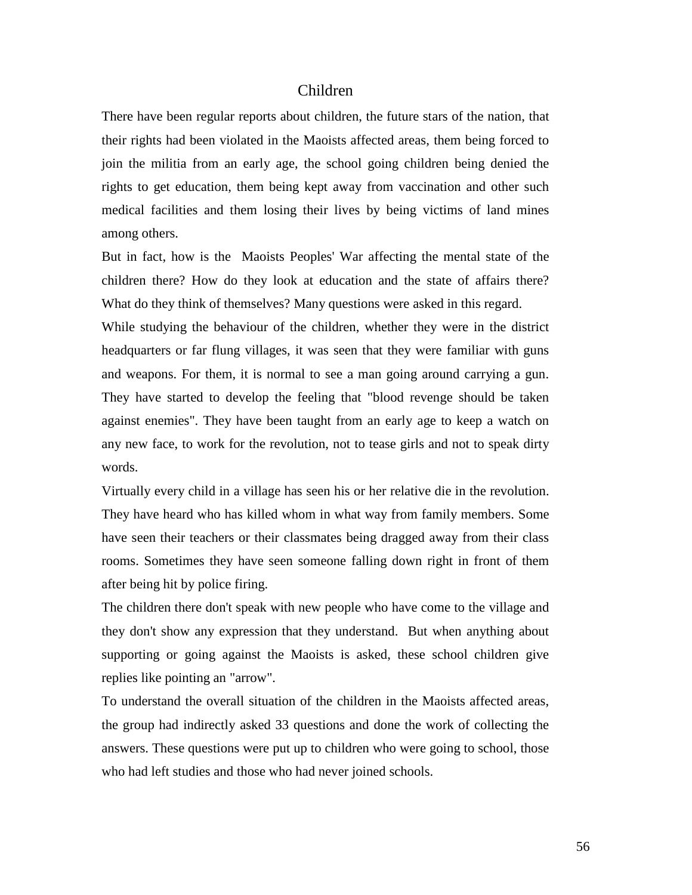# Children

There have been regular reports about children, the future stars of the nation, that their rights had been violated in the Maoists affected areas, them being forced to join the militia from an early age, the school going children being denied the rights to get education, them being kept away from vaccination and other such medical facilities and them losing their lives by being victims of land mines among others.

But in fact, how is the Maoists Peoples' War affecting the mental state of the children there? How do they look at education and the state of affairs there? What do they think of themselves? Many questions were asked in this regard.

While studying the behaviour of the children, whether they were in the district headquarters or far flung villages, it was seen that they were familiar with guns and weapons. For them, it is normal to see a man going around carrying a gun. They have started to develop the feeling that "blood revenge should be taken against enemies". They have been taught from an early age to keep a watch on any new face, to work for the revolution, not to tease girls and not to speak dirty words.

Virtually every child in a village has seen his or her relative die in the revolution. They have heard who has killed whom in what way from family members. Some have seen their teachers or their classmates being dragged away from their class rooms. Sometimes they have seen someone falling down right in front of them after being hit by police firing.

The children there don't speak with new people who have come to the village and they don't show any expression that they understand. But when anything about supporting or going against the Maoists is asked, these school children give replies like pointing an "arrow".

To understand the overall situation of the children in the Maoists affected areas, the group had indirectly asked 33 questions and done the work of collecting the answers. These questions were put up to children who were going to school, those who had left studies and those who had never joined schools.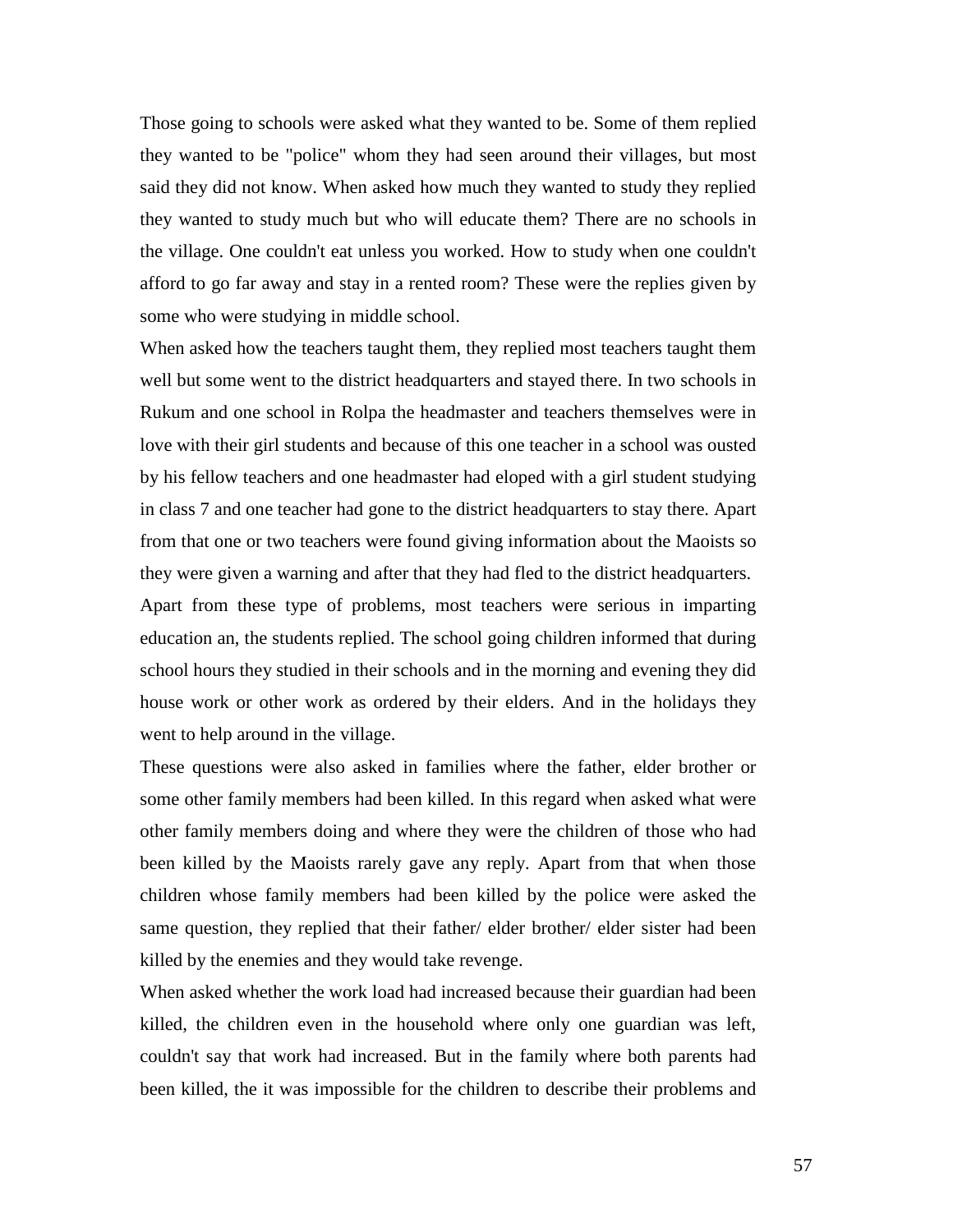Those going to schools were asked what they wanted to be. Some of them replied they wanted to be "police" whom they had seen around their villages, but most said they did not know. When asked how much they wanted to study they replied they wanted to study much but who will educate them? There are no schools in the village. One couldn't eat unless you worked. How to study when one couldn't afford to go far away and stay in a rented room? These were the replies given by some who were studying in middle school.

When asked how the teachers taught them, they replied most teachers taught them well but some went to the district headquarters and stayed there. In two schools in Rukum and one school in Rolpa the headmaster and teachers themselves were in love with their girl students and because of this one teacher in a school was ousted by his fellow teachers and one headmaster had eloped with a girl student studying in class 7 and one teacher had gone to the district headquarters to stay there. Apart from that one or two teachers were found giving information about the Maoists so they were given a warning and after that they had fled to the district headquarters.

Apart from these type of problems, most teachers were serious in imparting education an, the students replied. The school going children informed that during school hours they studied in their schools and in the morning and evening they did house work or other work as ordered by their elders. And in the holidays they went to help around in the village.

These questions were also asked in families where the father, elder brother or some other family members had been killed. In this regard when asked what were other family members doing and where they were the children of those who had been killed by the Maoists rarely gave any reply. Apart from that when those children whose family members had been killed by the police were asked the same question, they replied that their father/ elder brother/ elder sister had been killed by the enemies and they would take revenge.

When asked whether the work load had increased because their guardian had been killed, the children even in the household where only one guardian was left, couldn't say that work had increased. But in the family where both parents had been killed, the it was impossible for the children to describe their problems and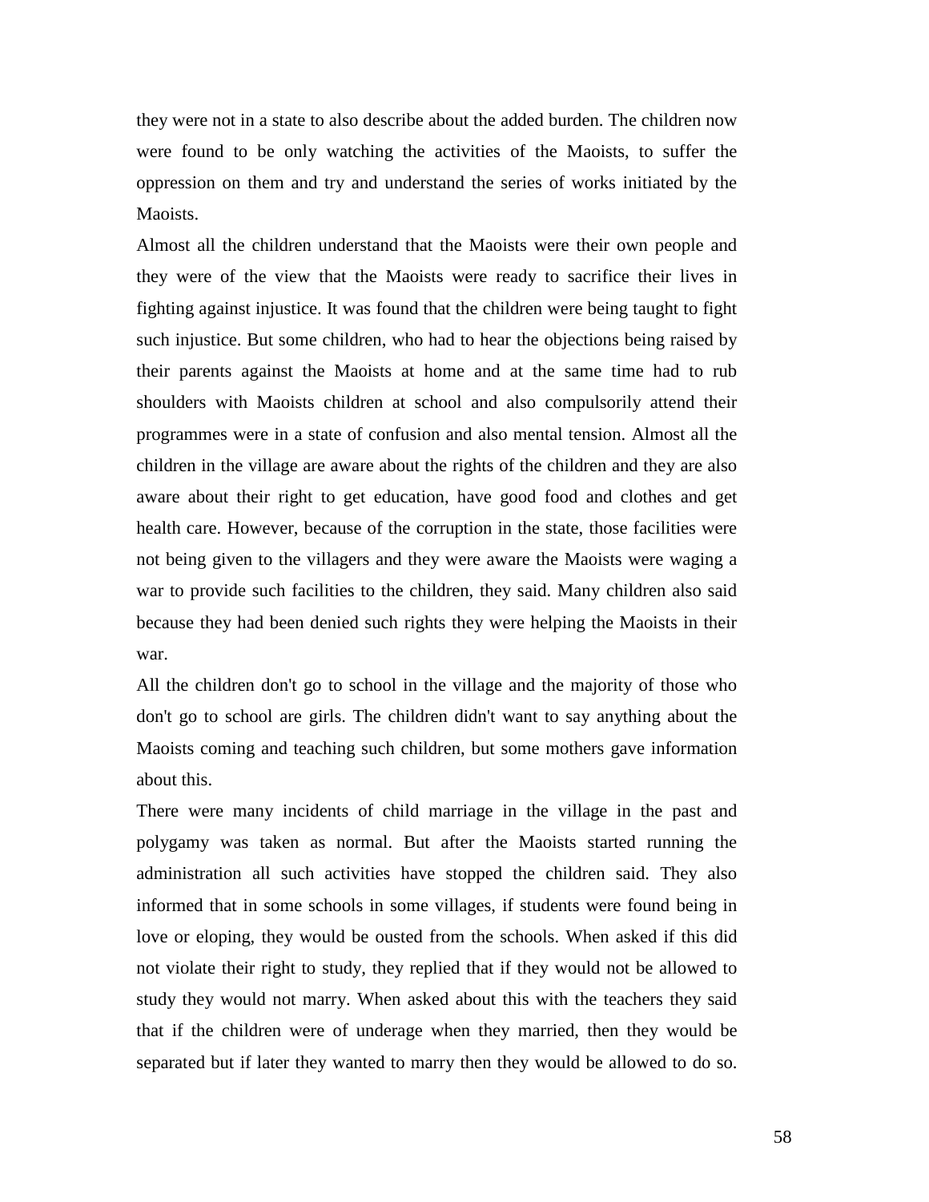they were not in a state to also describe about the added burden. The children now were found to be only watching the activities of the Maoists, to suffer the oppression on them and try and understand the series of works initiated by the Maoists.

Almost all the children understand that the Maoists were their own people and they were of the view that the Maoists were ready to sacrifice their lives in fighting against injustice. It was found that the children were being taught to fight such injustice. But some children, who had to hear the objections being raised by their parents against the Maoists at home and at the same time had to rub shoulders with Maoists children at school and also compulsorily attend their programmes were in a state of confusion and also mental tension. Almost all the children in the village are aware about the rights of the children and they are also aware about their right to get education, have good food and clothes and get health care. However, because of the corruption in the state, those facilities were not being given to the villagers and they were aware the Maoists were waging a war to provide such facilities to the children, they said. Many children also said because they had been denied such rights they were helping the Maoists in their war.

All the children don't go to school in the village and the majority of those who don't go to school are girls. The children didn't want to say anything about the Maoists coming and teaching such children, but some mothers gave information about this.

There were many incidents of child marriage in the village in the past and polygamy was taken as normal. But after the Maoists started running the administration all such activities have stopped the children said. They also informed that in some schools in some villages, if students were found being in love or eloping, they would be ousted from the schools. When asked if this did not violate their right to study, they replied that if they would not be allowed to study they would not marry. When asked about this with the teachers they said that if the children were of underage when they married, then they would be separated but if later they wanted to marry then they would be allowed to do so.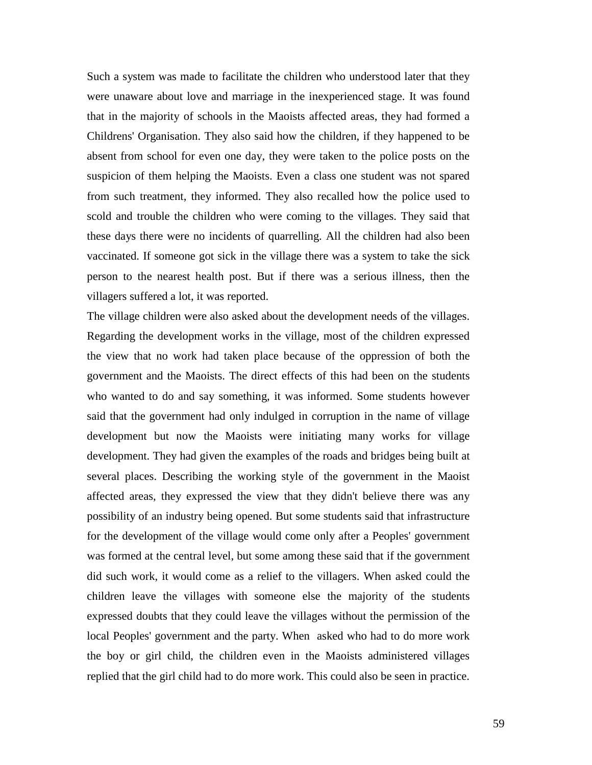Such a system was made to facilitate the children who understood later that they were unaware about love and marriage in the inexperienced stage. It was found that in the majority of schools in the Maoists affected areas, they had formed a Childrens' Organisation. They also said how the children, if they happened to be absent from school for even one day, they were taken to the police posts on the suspicion of them helping the Maoists. Even a class one student was not spared from such treatment, they informed. They also recalled how the police used to scold and trouble the children who were coming to the villages. They said that these days there were no incidents of quarrelling. All the children had also been vaccinated. If someone got sick in the village there was a system to take the sick person to the nearest health post. But if there was a serious illness, then the villagers suffered a lot, it was reported.

The village children were also asked about the development needs of the villages. Regarding the development works in the village, most of the children expressed the view that no work had taken place because of the oppression of both the government and the Maoists. The direct effects of this had been on the students who wanted to do and say something, it was informed. Some students however said that the government had only indulged in corruption in the name of village development but now the Maoists were initiating many works for village development. They had given the examples of the roads and bridges being built at several places. Describing the working style of the government in the Maoist affected areas, they expressed the view that they didn't believe there was any possibility of an industry being opened. But some students said that infrastructure for the development of the village would come only after a Peoples' government was formed at the central level, but some among these said that if the government did such work, it would come as a relief to the villagers. When asked could the children leave the villages with someone else the majority of the students expressed doubts that they could leave the villages without the permission of the local Peoples' government and the party. When asked who had to do more work the boy or girl child, the children even in the Maoists administered villages replied that the girl child had to do more work. This could also be seen in practice.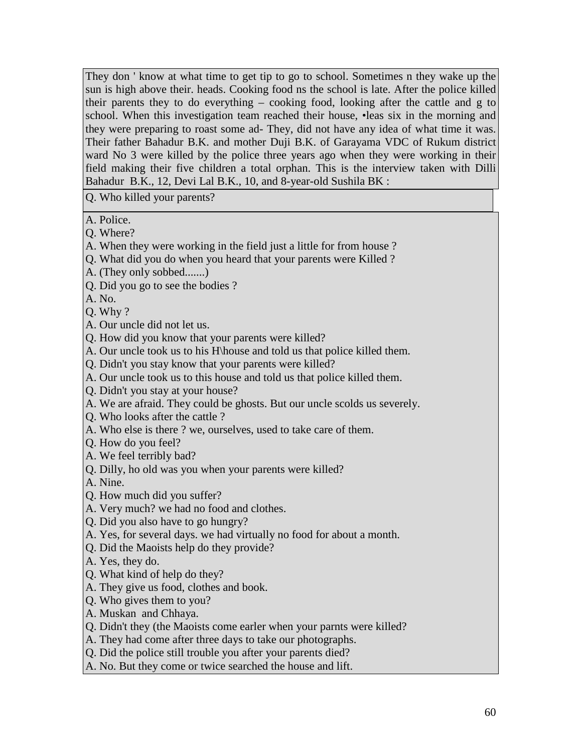They don ' know at what time to get tip to go to school. Sometimes n they wake up the sun is high above their. heads. Cooking food ns the school is late. After the police killed their parents they to do everything – cooking food, looking after the cattle and g to school. When this investigation team reached their house, •leas six in the morning and they were preparing to roast some ad- They, did not have any idea of what time it was. Their father Bahadur B.K. and mother Duji B.K. of Garayama VDC of Rukum district ward No 3 were killed by the police three years ago when they were working in their field making their five children a total orphan. This is the interview taken with Dilli Bahadur B.K., 12, Devi Lal B.K., 10, and 8-year-old Sushila BK :

Q. Who killed your parents?

A. Police.

Q. Where?

A. When they were working in the field just a little for from house ?

Q. What did you do when you heard that your parents were Killed ?

A. (They only sobbed.......)

Q. Did you go to see the bodies ?

A. No.

Q. Why ?

A. Our uncle did not let us.

Q. How did you know that your parents were killed?

A. Our uncle took us to his H\house and told us that police killed them.

Q. Didn't you stay know that your parents were killed?

A. Our uncle took us to this house and told us that police killed them.

Q. Didn't you stay at your house?

A. We are afraid. They could be ghosts. But our uncle scolds us severely.

Q. Who looks after the cattle ?

A. Who else is there ? we, ourselves, used to take care of them.

Q. How do you feel?

A. We feel terribly bad?

Q. Dilly, ho old was you when your parents were killed?

A. Nine.

Q. How much did you suffer?

A. Very much? we had no food and clothes.

Q. Did you also have to go hungry?

A. Yes, for several days. we had virtually no food for about a month.

Q. Did the Maoists help do they provide?

A. Yes, they do.

Q. What kind of help do they?

A. They give us food, clothes and book.

Q. Who gives them to you?

A. Muskan and Chhaya.

Q. Didn't they (the Maoists come earler when your parnts were killed?

A. They had come after three days to take our photographs.

Q. Did the police still trouble you after your parents died?

A. No. But they come or twice searched the house and lift.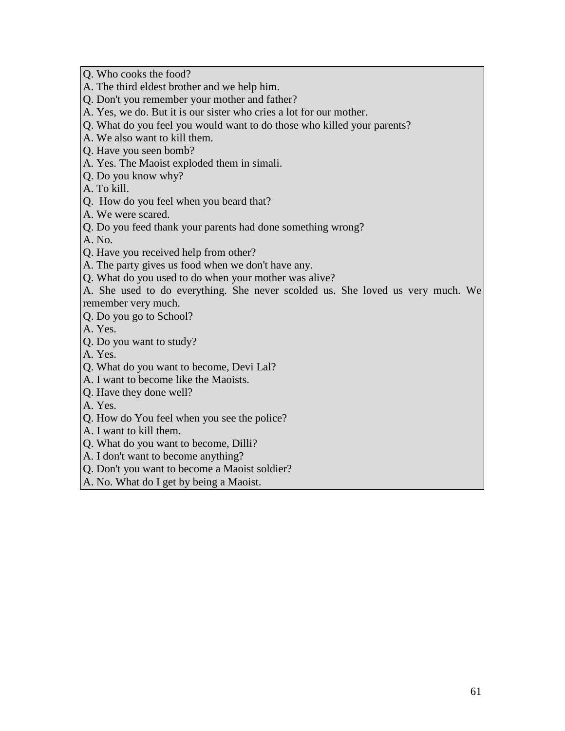Q. Who cooks the food?  
A. The third eldest brother and we help him.  
Q. Don't you remember your mother and father?  
A. Yes, we do. But it is our sister who cries a lot for our mother.  
Q. What do you feel you would want to do those who killed your parents?  
A. We also want to kill them.  
Q. Have you seen bomb?  
A. Yes. The Maoist exploded them in simali.  
Q. Do you know why?  
A. To kill.  
Q.  How do you feel when you beard that?  
A. We were scared.  
Q. Do you feed thank your parents had done something wrong?  
A. No.  
Q. Have you received help from other?  
A. The party gives us food when we don't have any.  
Q. What do you used to do when your mother was alive?  
A. She used to do everything. She never scolded us. She loved us very much. We remember very much.  
Q. Do you go to School?  
A. Yes.  
Q. Do you want to study?  
A. Yes.  
Q. What do you want to become, Devi Lal?  
A. I want to become like the Maoists.  
Q. Have they done well?  
A. Yes.  
Q. How do You feel when you see the police?  
A. I want to kill them.  
Q. What do you want to become, Dilli?  
A. I don't want to become anything?  
Q. Don't you want to become a Maoist soldier?  
A. No. What do I get by being a Maoist.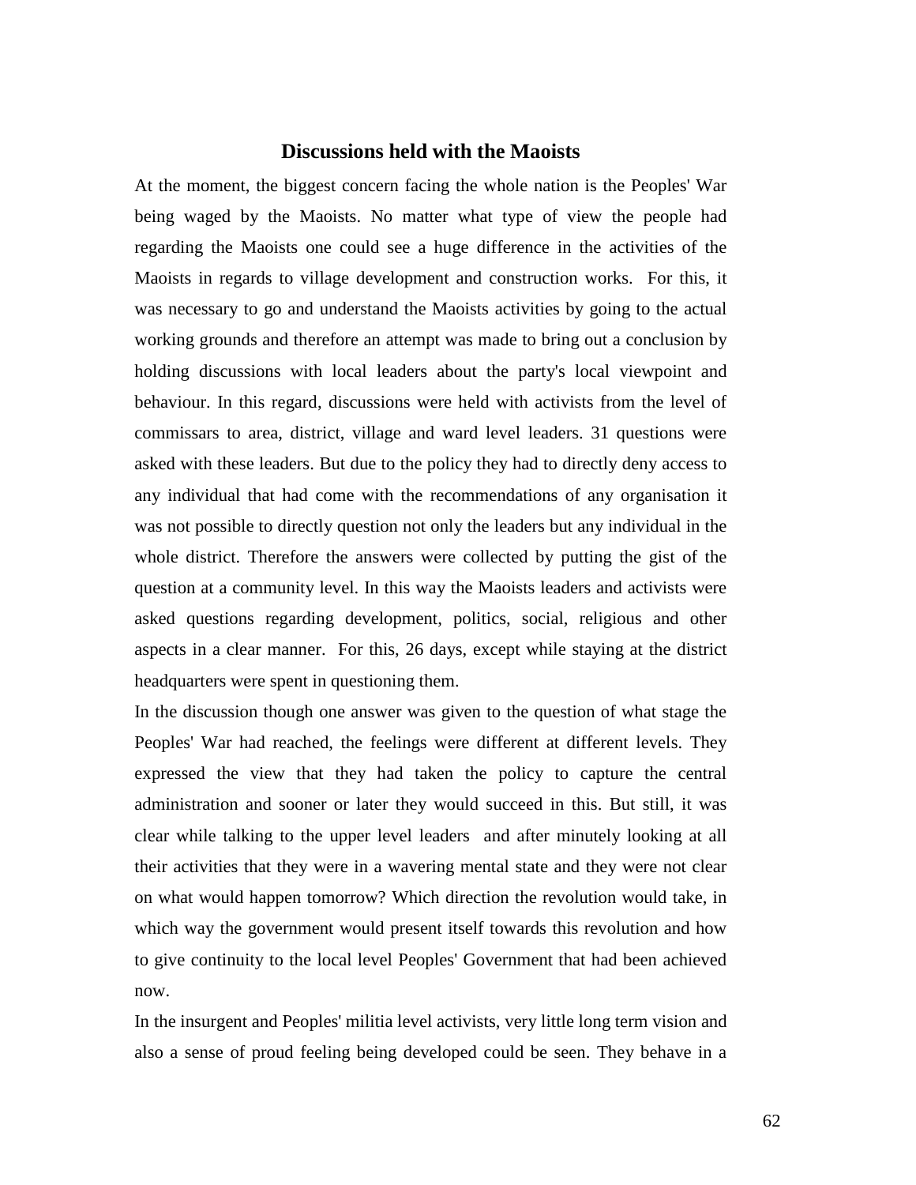## Discussions held with the Maoists

At the moment, the biggest concern facing the whole nation is the Peoples' War being waged by the Maoists. No matter what type of view the people had regarding the Maoists one could see a huge difference in the activities of the Maoists in regards to village development and construction works. For this, it was necessary to go and understand the Maoists activities by going to the actual working grounds and therefore an attempt was made to bring out a conclusion by holding discussions with local leaders about the party's local viewpoint and behaviour. In this regard, discussions were held with activists from the level of commissars to area, district, village and ward level leaders. 31 questions were asked with these leaders. But due to the policy they had to directly deny access to any individual that had come with the recommendations of any organisation it was not possible to directly question not only the leaders but any individual in the whole district. Therefore the answers were collected by putting the gist of the question at a community level. In this way the Maoists leaders and activists were asked questions regarding development, politics, social, religious and other aspects in a clear manner. For this, 26 days, except while staying at the district headquarters were spent in questioning them.

In the discussion though one answer was given to the question of what stage the Peoples' War had reached, the feelings were different at different levels. They expressed the view that they had taken the policy to capture the central administration and sooner or later they would succeed in this. But still, it was clear while talking to the upper level leaders and after minutely looking at all their activities that they were in a wavering mental state and they were not clear on what would happen tomorrow? Which direction the revolution would take, in which way the government would present itself towards this revolution and how to give continuity to the local level Peoples' Government that had been achieved now.

In the insurgent and Peoples' militia level activists, very little long term vision and also a sense of proud feeling being developed could be seen. They behave in a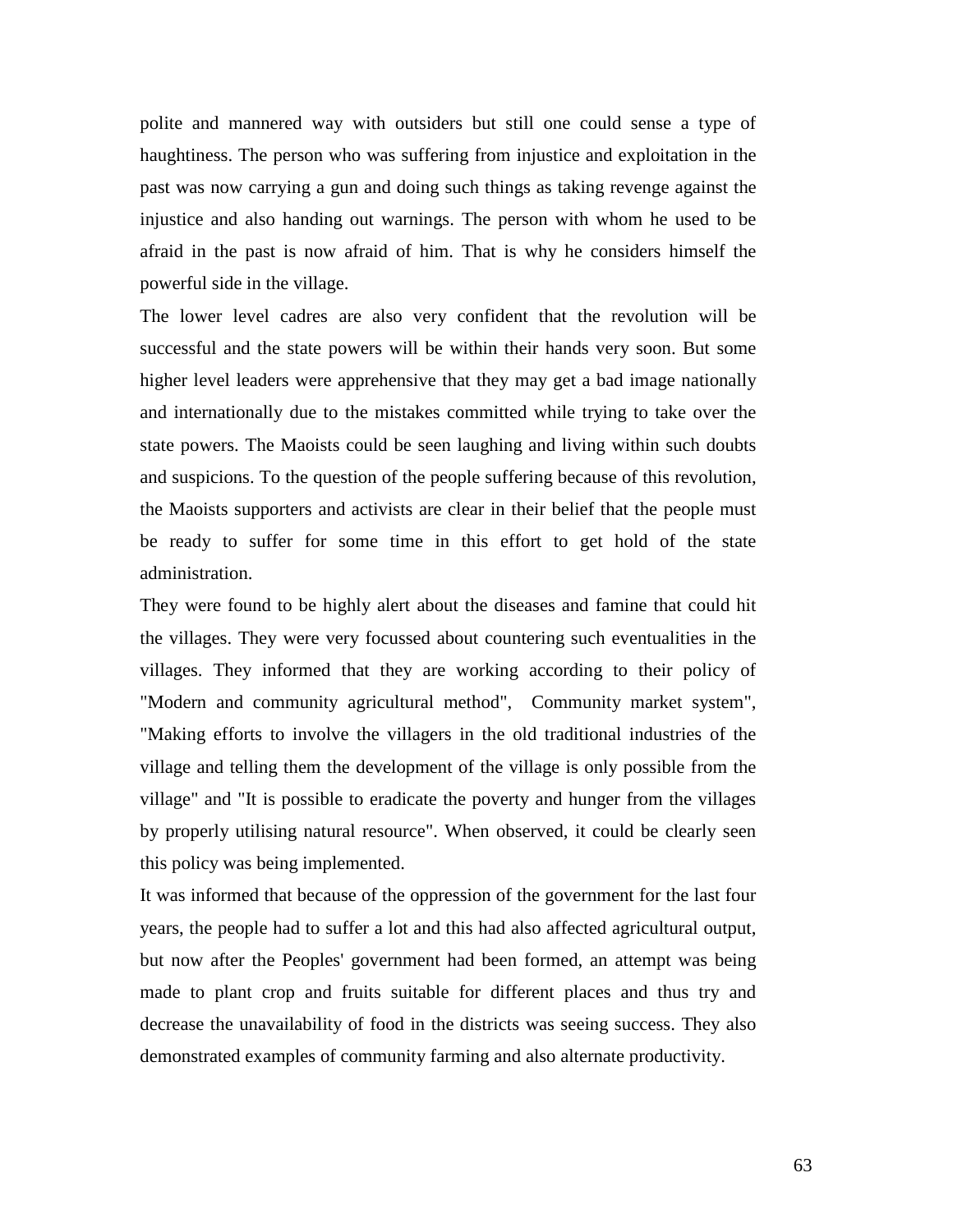polite and mannered way with outsiders but still one could sense a type of haughtiness. The person who was suffering from injustice and exploitation in the past was now carrying a gun and doing such things as taking revenge against the injustice and also handing out warnings. The person with whom he used to be afraid in the past is now afraid of him. That is why he considers himself the powerful side in the village.

The lower level cadres are also very confident that the revolution will be successful and the state powers will be within their hands very soon. But some higher level leaders were apprehensive that they may get a bad image nationally and internationally due to the mistakes committed while trying to take over the state powers. The Maoists could be seen laughing and living within such doubts and suspicions. To the question of the people suffering because of this revolution, the Maoists supporters and activists are clear in their belief that the people must be ready to suffer for some time in this effort to get hold of the state administration.

They were found to be highly alert about the diseases and famine that could hit the villages. They were very focussed about countering such eventualities in the villages. They informed that they are working according to their policy of "Modern and community agricultural method", Community market system", "Making efforts to involve the villagers in the old traditional industries of the village and telling them the development of the village is only possible from the village" and "It is possible to eradicate the poverty and hunger from the villages by properly utilising natural resource". When observed, it could be clearly seen this policy was being implemented.

It was informed that because of the oppression of the government for the last four years, the people had to suffer a lot and this had also affected agricultural output, but now after the Peoples' government had been formed, an attempt was being made to plant crop and fruits suitable for different places and thus try and decrease the unavailability of food in the districts was seeing success. They also demonstrated examples of community farming and also alternate productivity.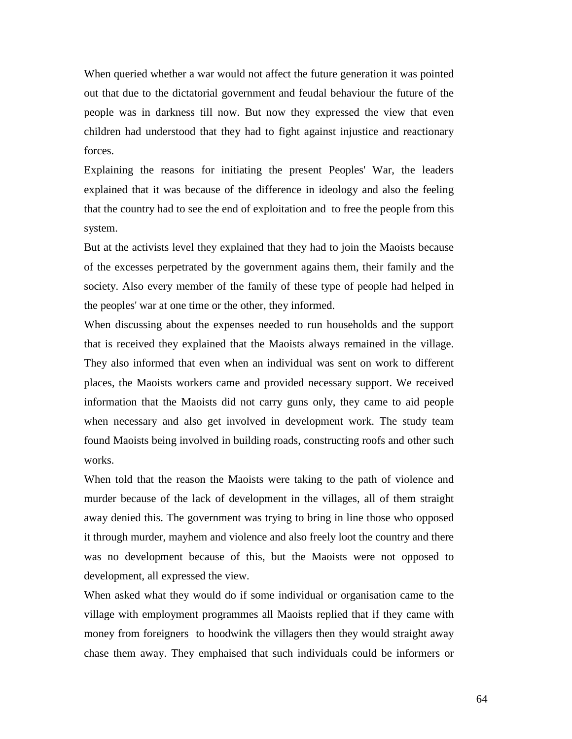When queried whether a war would not affect the future generation it was pointed out that due to the dictatorial government and feudal behaviour the future of the people was in darkness till now. But now they expressed the view that even children had understood that they had to fight against injustice and reactionary forces.

Explaining the reasons for initiating the present Peoples' War, the leaders explained that it was because of the difference in ideology and also the feeling that the country had to see the end of exploitation and to free the people from this system.

But at the activists level they explained that they had to join the Maoists because of the excesses perpetrated by the government agains them, their family and the society. Also every member of the family of these type of people had helped in the peoples' war at one time or the other, they informed.

When discussing about the expenses needed to run households and the support that is received they explained that the Maoists always remained in the village. They also informed that even when an individual was sent on work to different places, the Maoists workers came and provided necessary support. We received information that the Maoists did not carry guns only, they came to aid people when necessary and also get involved in development work. The study team found Maoists being involved in building roads, constructing roofs and other such works.

When told that the reason the Maoists were taking to the path of violence and murder because of the lack of development in the villages, all of them straight away denied this. The government was trying to bring in line those who opposed it through murder, mayhem and violence and also freely loot the country and there was no development because of this, but the Maoists were not opposed to development, all expressed the view.

When asked what they would do if some individual or organisation came to the village with employment programmes all Maoists replied that if they came with money from foreigners to hoodwink the villagers then they would straight away chase them away. They emphaised that such individuals could be informers or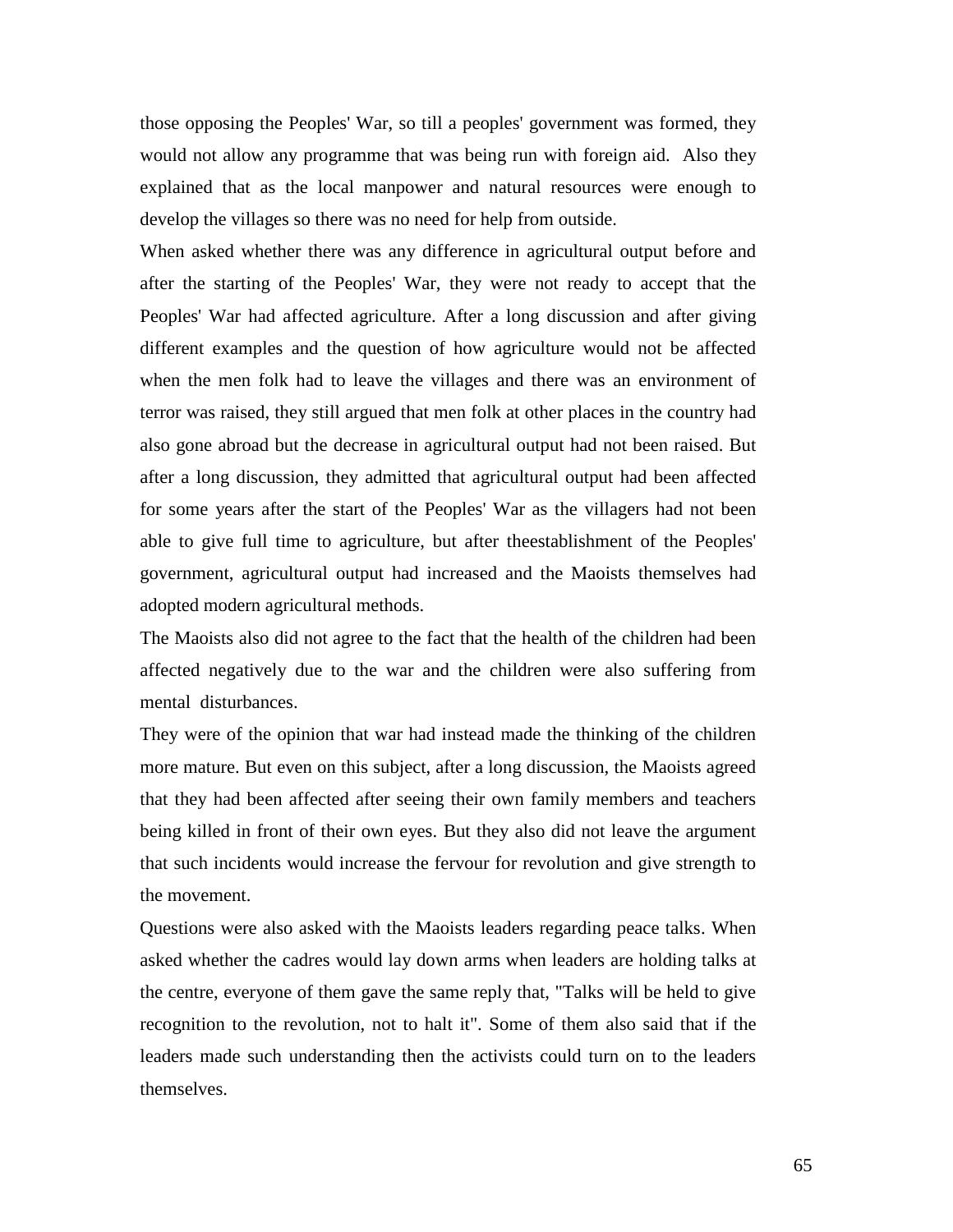those opposing the Peoples' War, so till a peoples' government was formed, they would not allow any programme that was being run with foreign aid. Also they explained that as the local manpower and natural resources were enough to develop the villages so there was no need for help from outside.

When asked whether there was any difference in agricultural output before and after the starting of the Peoples' War, they were not ready to accept that the Peoples' War had affected agriculture. After a long discussion and after giving different examples and the question of how agriculture would not be affected when the men folk had to leave the villages and there was an environment of terror was raised, they still argued that men folk at other places in the country had also gone abroad but the decrease in agricultural output had not been raised. But after a long discussion, they admitted that agricultural output had been affected for some years after the start of the Peoples' War as the villagers had not been able to give full time to agriculture, but after theestablishment of the Peoples' government, agricultural output had increased and the Maoists themselves had adopted modern agricultural methods.

The Maoists also did not agree to the fact that the health of the children had been affected negatively due to the war and the children were also suffering from mental disturbances.

They were of the opinion that war had instead made the thinking of the children more mature. But even on this subject, after a long discussion, the Maoists agreed that they had been affected after seeing their own family members and teachers being killed in front of their own eyes. But they also did not leave the argument that such incidents would increase the fervour for revolution and give strength to the movement.

Questions were also asked with the Maoists leaders regarding peace talks. When asked whether the cadres would lay down arms when leaders are holding talks at the centre, everyone of them gave the same reply that, "Talks will be held to give recognition to the revolution, not to halt it". Some of them also said that if the leaders made such understanding then the activists could turn on to the leaders themselves.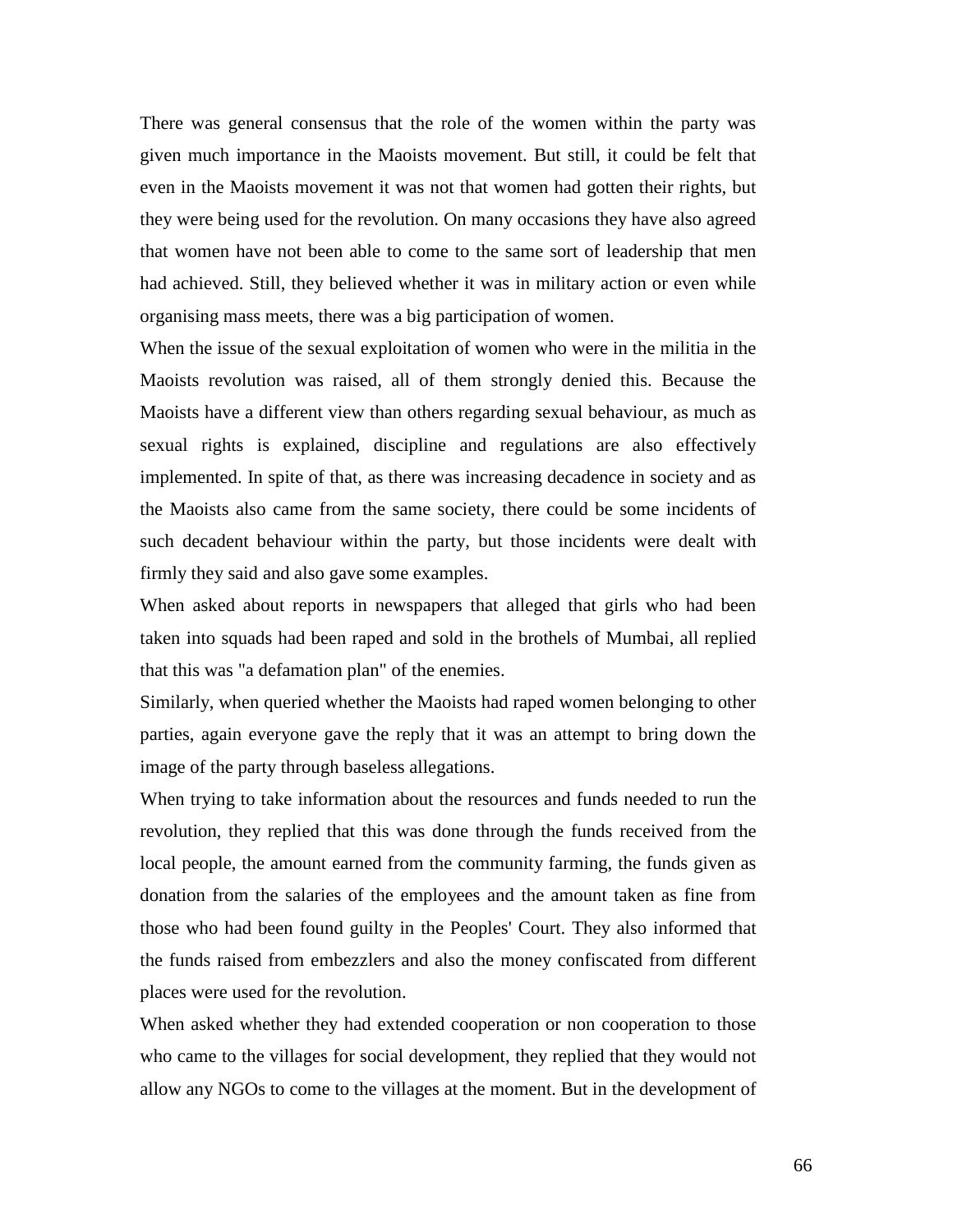There was general consensus that the role of the women within the party was given much importance in the Maoists movement. But still, it could be felt that even in the Maoists movement it was not that women had gotten their rights, but they were being used for the revolution. On many occasions they have also agreed that women have not been able to come to the same sort of leadership that men had achieved. Still, they believed whether it was in military action or even while organising mass meets, there was a big participation of women.

When the issue of the sexual exploitation of women who were in the militia in the Maoists revolution was raised, all of them strongly denied this. Because the Maoists have a different view than others regarding sexual behaviour, as much as sexual rights is explained, discipline and regulations are also effectively implemented. In spite of that, as there was increasing decadence in society and as the Maoists also came from the same society, there could be some incidents of such decadent behaviour within the party, but those incidents were dealt with firmly they said and also gave some examples.

When asked about reports in newspapers that alleged that girls who had been taken into squads had been raped and sold in the brothels of Mumbai, all replied that this was "a defamation plan" of the enemies.

Similarly, when queried whether the Maoists had raped women belonging to other parties, again everyone gave the reply that it was an attempt to bring down the image of the party through baseless allegations.

When trying to take information about the resources and funds needed to run the revolution, they replied that this was done through the funds received from the local people, the amount earned from the community farming, the funds given as donation from the salaries of the employees and the amount taken as fine from those who had been found guilty in the Peoples' Court. They also informed that the funds raised from embezzlers and also the money confiscated from different places were used for the revolution.

When asked whether they had extended cooperation or non cooperation to those who came to the villages for social development, they replied that they would not allow any NGOs to come to the villages at the moment. But in the development of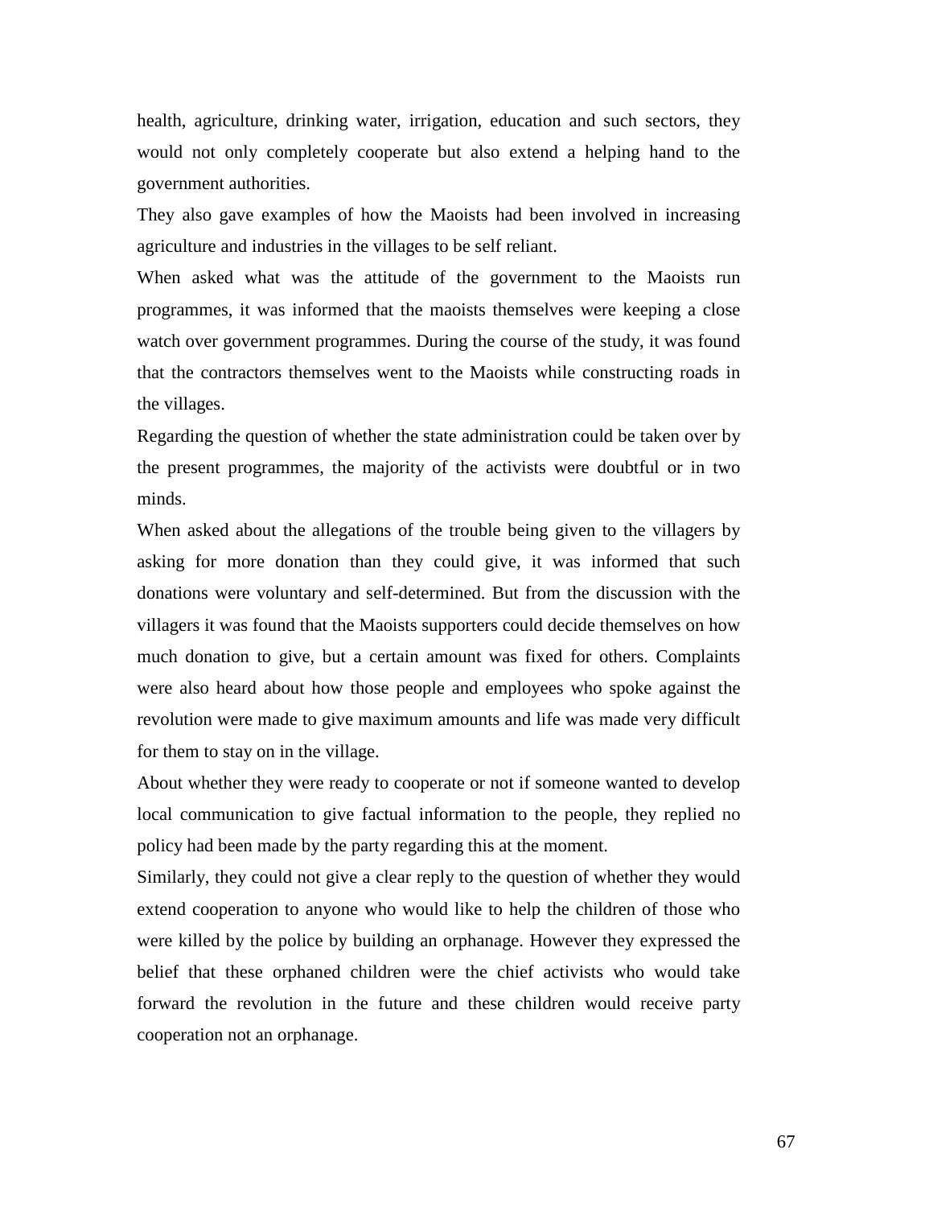health, agriculture, drinking water, irrigation, education and such sectors, they would not only completely cooperate but also extend a helping hand to the government authorities.

They also gave examples of how the Maoists had been involved in increasing agriculture and industries in the villages to be self reliant.

When asked what was the attitude of the government to the Maoists run programmes, it was informed that the maoists themselves were keeping a close watch over government programmes. During the course of the study, it was found that the contractors themselves went to the Maoists while constructing roads in the villages.

Regarding the question of whether the state administration could be taken over by the present programmes, the majority of the activists were doubtful or in two minds.

When asked about the allegations of the trouble being given to the villagers by asking for more donation than they could give, it was informed that such donations were voluntary and self-determined. But from the discussion with the villagers it was found that the Maoists supporters could decide themselves on how much donation to give, but a certain amount was fixed for others. Complaints were also heard about how those people and employees who spoke against the revolution were made to give maximum amounts and life was made very difficult for them to stay on in the village.

About whether they were ready to cooperate or not if someone wanted to develop local communication to give factual information to the people, they replied no policy had been made by the party regarding this at the moment.

Similarly, they could not give a clear reply to the question of whether they would extend cooperation to anyone who would like to help the children of those who were killed by the police by building an orphanage. However they expressed the belief that these orphaned children were the chief activists who would take forward the revolution in the future and these children would receive party cooperation not an orphanage.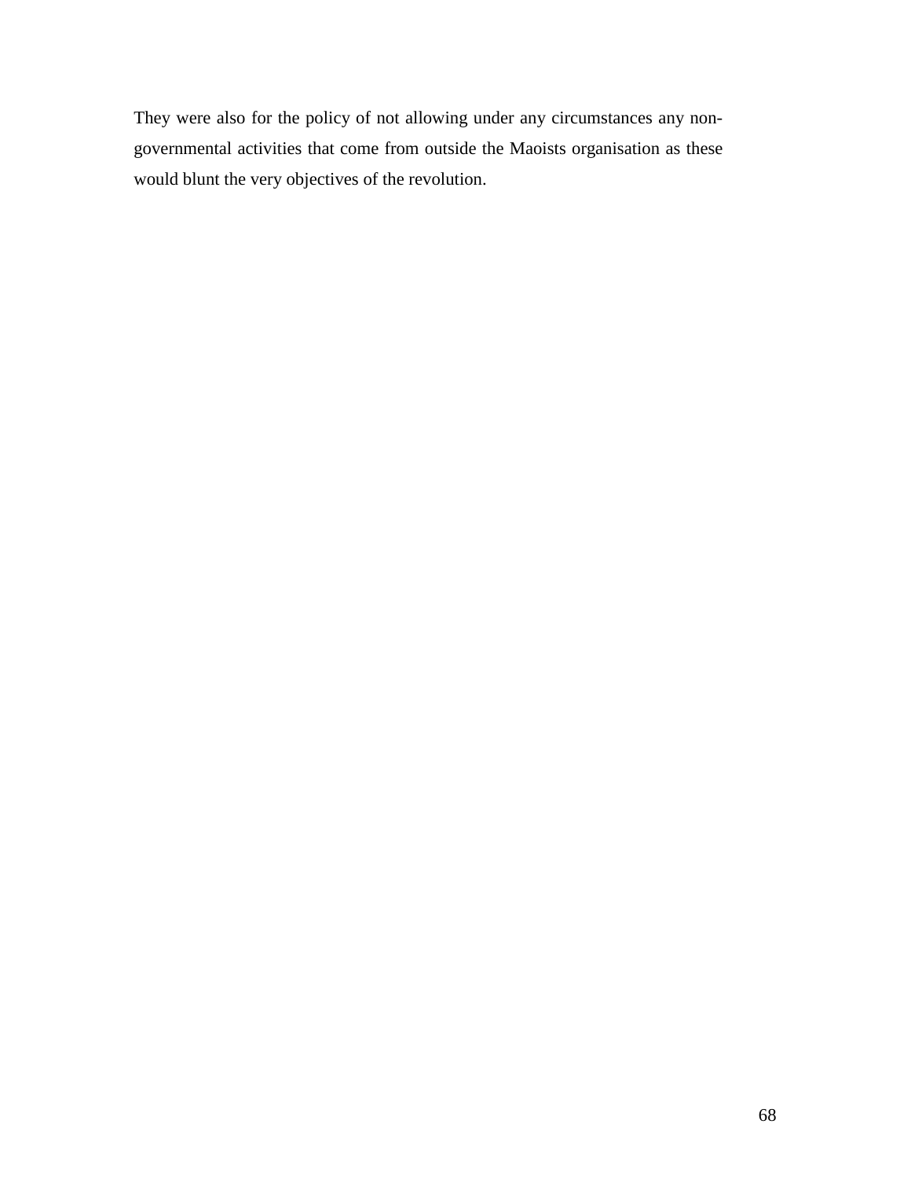They were also for the policy of not allowing under any circumstances any non-governmental activities that come from outside the Maoists organisation as these would blunt the very objectives of the revolution.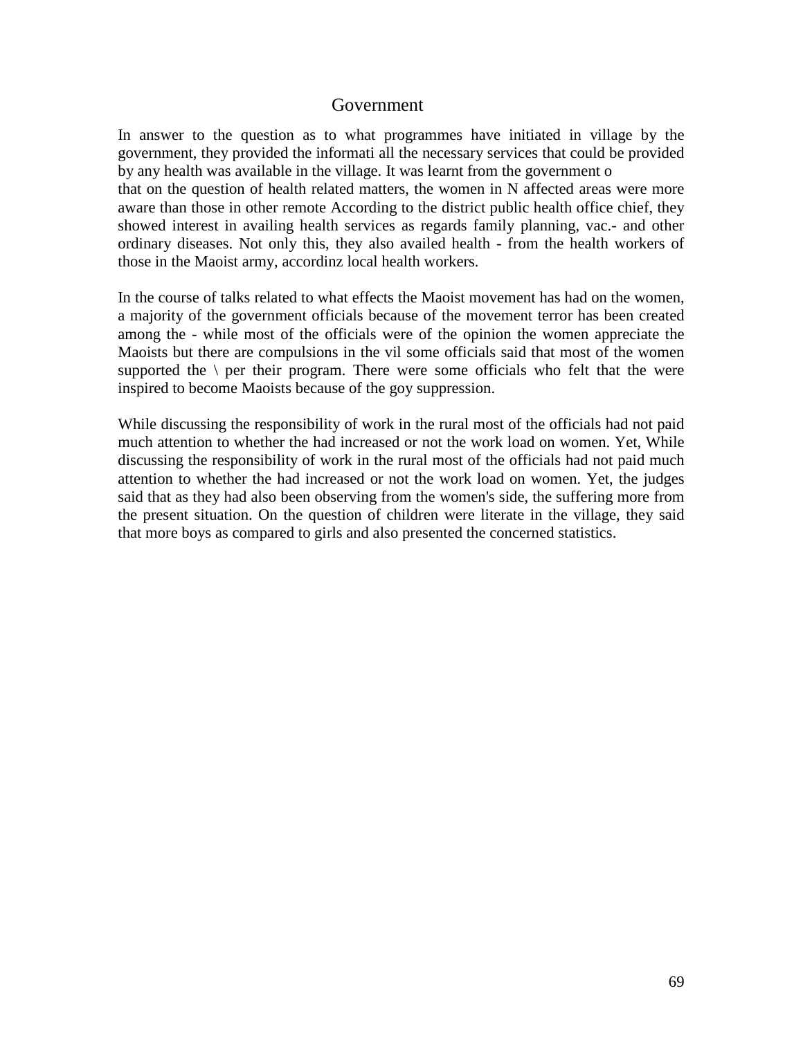## Government

In answer to the question as to what programmes have initiated in village by the government, they provided the informati all the necessary services that could be provided by any health was available in the village. It was learnt from the government o
that on the question of health related matters, the women in N affected areas were more aware than those in other remote According to the district public health office chief, they showed interest in availing health services as regards family planning, vac.- and other ordinary diseases. Not only this, they also availed health - from the health workers of those in the Maoist army, accordinz local health workers.

In the course of talks related to what effects the Maoist movement has had on the women, a majority of the government officials because of the movement terror has been created among the - while most of the officials were of the opinion the women appreciate the Maoists but there are compulsions in the vil some officials said that most of the women supported the \ per their program. There were some officials who felt that the were inspired to become Maoists because of the goy suppression.

While discussing the responsibility of work in the rural most of the officials had not paid much attention to whether the had increased or not the work load on women. Yet, While discussing the responsibility of work in the rural most of the officials had not paid much attention to whether the had increased or not the work load on women. Yet, the judges said that as they had also been observing from the women's side, the suffering more from the present situation. On the question of children were literate in the village, they said that more boys as compared to girls and also presented the concerned statistics.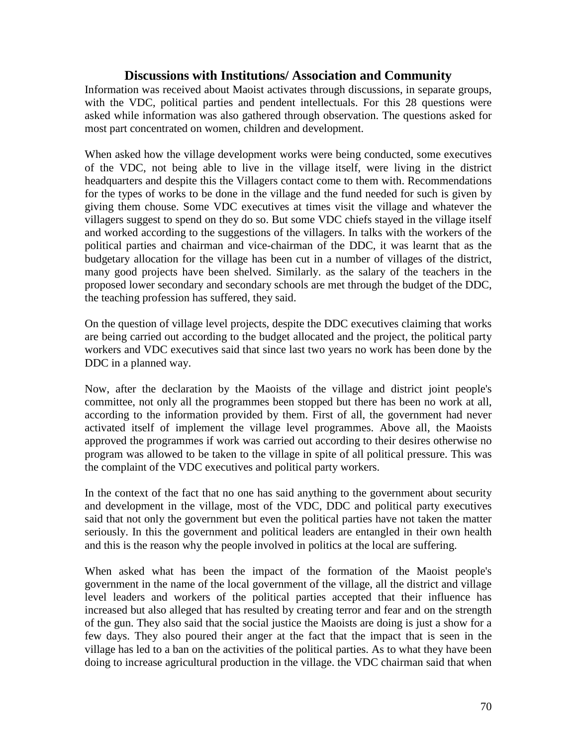## Discussions with Institutions/ Association and Community

Information was received about Maoist activates through discussions, in separate groups, with the VDC, political parties and pendent intellectuals. For this 28 questions were asked while information was also gathered through observation. The questions asked for most part concentrated on women, children and development.

When asked how the village development works were being conducted, some executives of the VDC, not being able to live in the village itself, were living in the district headquarters and despite this the Villagers contact come to them with. Recommendations for the types of works to be done in the village and the fund needed for such is given by giving them chouse. Some VDC executives at times visit the village and whatever the villagers suggest to spend on they do so. But some VDC chiefs stayed in the village itself and worked according to the suggestions of the villagers. In talks with the workers of the political parties and chairman and vice-chairman of the DDC, it was learnt that as the budgetary allocation for the village has been cut in a number of villages of the district, many good projects have been shelved. Similarly. as the salary of the teachers in the proposed lower secondary and secondary schools are met through the budget of the DDC, the teaching profession has suffered, they said.

On the question of village level projects, despite the DDC executives claiming that works are being carried out according to the budget allocated and the project, the political party workers and VDC executives said that since last two years no work has been done by the DDC in a planned way.

Now, after the declaration by the Maoists of the village and district joint people's committee, not only all the programmes been stopped but there has been no work at all, according to the information provided by them. First of all, the government had never activated itself of implement the village level programmes. Above all, the Maoists approved the programmes if work was carried out according to their desires otherwise no program was allowed to be taken to the village in spite of all political pressure. This was the complaint of the VDC executives and political party workers.

In the context of the fact that no one has said anything to the government about security and development in the village, most of the VDC, DDC and political party executives said that not only the government but even the political parties have not taken the matter seriously. In this the government and political leaders are entangled in their own health and this is the reason why the people involved in politics at the local are suffering.

When asked what has been the impact of the formation of the Maoist people's government in the name of the local government of the village, all the district and village level leaders and workers of the political parties accepted that their influence has increased but also alleged that has resulted by creating terror and fear and on the strength of the gun. They also said that the social justice the Maoists are doing is just a show for a few days. They also poured their anger at the fact that the impact that is seen in the village has led to a ban on the activities of the political parties. As to what they have been doing to increase agricultural production in the village. the VDC chairman said that when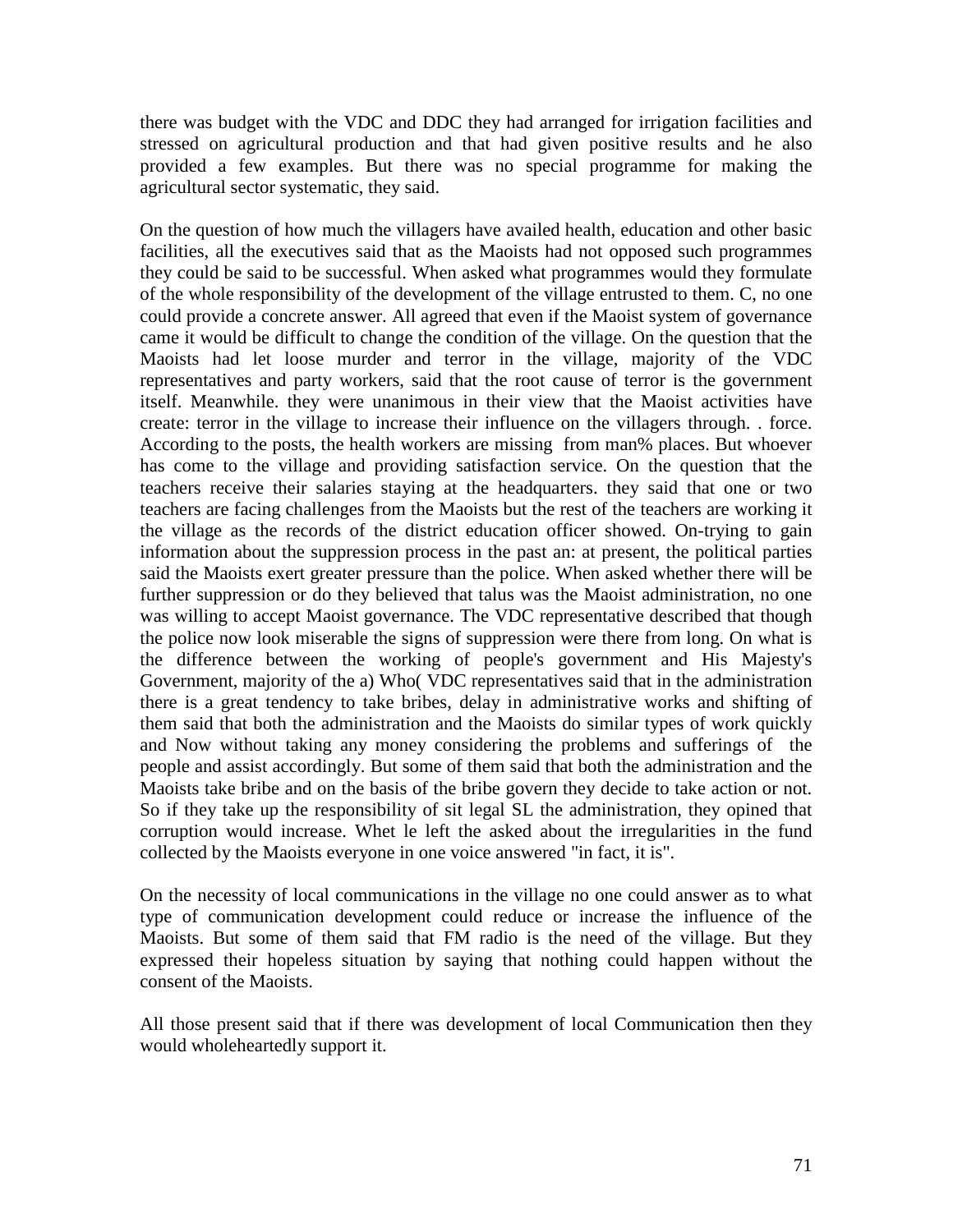there was budget with the VDC and DDC they had arranged for irrigation facilities and stressed on agricultural production and that had given positive results and he also provided a few examples. But there was no special programme for making the agricultural sector systematic, they said.

On the question of how much the villagers have availed health, education and other basic facilities, all the executives said that as the Maoists had not opposed such programmes they could be said to be successful. When asked what programmes would they formulate of the whole responsibility of the development of the village entrusted to them. C, no one could provide a concrete answer. All agreed that even if the Maoist system of governance came it would be difficult to change the condition of the village. On the question that the Maoists had let loose murder and terror in the village, majority of the VDC representatives and party workers, said that the root cause of terror is the government itself. Meanwhile. they were unanimous in their view that the Maoist activities have create: terror in the village to increase their influence on the villagers through. . force. According to the posts, the health workers are missing from man% places. But whoever has come to the village and providing satisfaction service. On the question that the teachers receive their salaries staying at the headquarters. they said that one or two teachers are facing challenges from the Maoists but the rest of the teachers are working it the village as the records of the district education officer showed. On-trying to gain information about the suppression process in the past an: at present, the political parties said the Maoists exert greater pressure than the police. When asked whether there will be further suppression or do they believed that talus was the Maoist administration, no one was willing to accept Maoist governance. The VDC representative described that though the police now look miserable the signs of suppression were there from long. On what is the difference between the working of people's government and His Majesty's Government, majority of the a) Who( VDC representatives said that in the administration there is a great tendency to take bribes, delay in administrative works and shifting of them said that both the administration and the Maoists do similar types of work quickly and Now without taking any money considering the problems and sufferings of the people and assist accordingly. But some of them said that both the administration and the Maoists take bribe and on the basis of the bribe govern they decide to take action or not. So if they take up the responsibility of sit legal SL the administration, they opined that corruption would increase. Whet le left the asked about the irregularities in the fund collected by the Maoists everyone in one voice answered "in fact, it is".

On the necessity of local communications in the village no one could answer as to what type of communication development could reduce or increase the influence of the Maoists. But some of them said that FM radio is the need of the village. But they expressed their hopeless situation by saying that nothing could happen without the consent of the Maoists.

All those present said that if there was development of local Communication then they would wholeheartedly support it.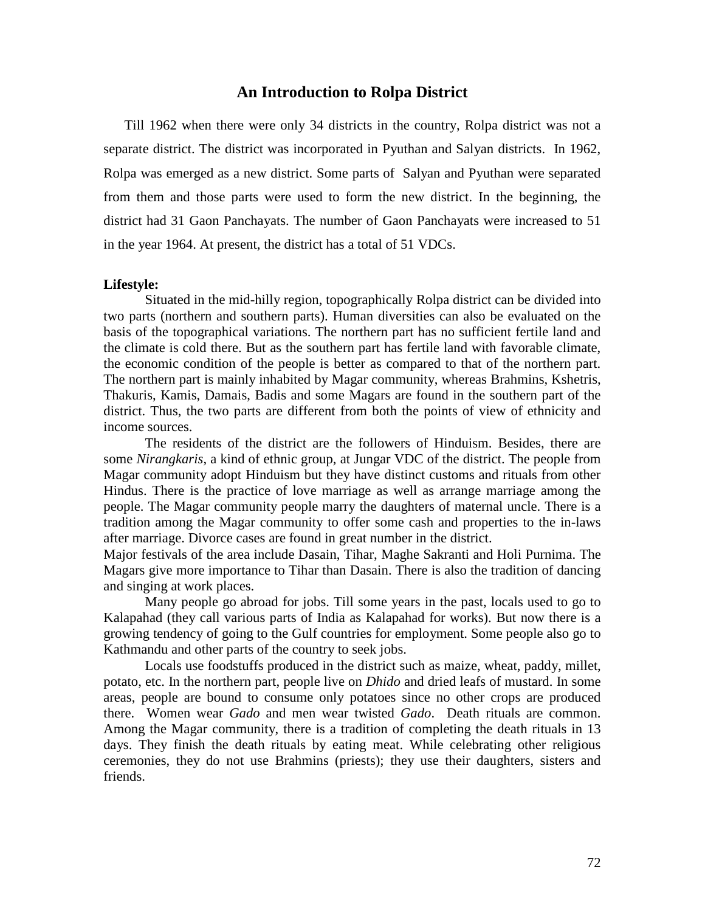## An Introduction to Rolpa District

Till 1962 when there were only 34 districts in the country, Rolpa district was not a separate district. The district was incorporated in Pyuthan and Salyan districts. In 1962, Rolpa was emerged as a new district. Some parts of Salyan and Pyuthan were separated from them and those parts were used to form the new district. In the beginning, the district had 31 Gaon Panchayats. The number of Gaon Panchayats were increased to 51 in the year 1964. At present, the district has a total of 51 VDCs.

**Lifestyle:**

Situated in the mid-hilly region, topographically Rolpa district can be divided into two parts (northern and southern parts). Human diversities can also be evaluated on the basis of the topographical variations. The northern part has no sufficient fertile land and the climate is cold there. But as the southern part has fertile land with favorable climate, the economic condition of the people is better as compared to that of the northern part. The northern part is mainly inhabited by Magar community, whereas Brahmins, Kshetris, Thakuris, Kamis, Damais, Badis and some Magars are found in the southern part of the district. Thus, the two parts are different from both the points of view of ethnicity and income sources.

The residents of the district are the followers of Hinduism. Besides, there are some *Nirangkaris*, a kind of ethnic group, at Jungar VDC of the district. The people from Magar community adopt Hinduism but they have distinct customs and rituals from other Hindus. There is the practice of love marriage as well as arrange marriage among the people. The Magar community people marry the daughters of maternal uncle. There is a tradition among the Magar community to offer some cash and properties to the in-laws after marriage. Divorce cases are found in great number in the district.

Major festivals of the area include Dasain, Tihar, Maghe Sakranti and Holi Purnima. The Magars give more importance to Tihar than Dasain. There is also the tradition of dancing and singing at work places.

Many people go abroad for jobs. Till some years in the past, locals used to go to Kalapahad (they call various parts of India as Kalapahad for works). But now there is a growing tendency of going to the Gulf countries for employment. Some people also go to Kathmandu and other parts of the country to seek jobs.

Locals use foodstuffs produced in the district such as maize, wheat, paddy, millet, potato, etc. In the northern part, people live on *Dhido* and dried leafs of mustard. In some areas, people are bound to consume only potatoes since no other crops are produced there. Women wear *Gado* and men wear twisted *Gado*. Death rituals are common. Among the Magar community, there is a tradition of completing the death rituals in 13 days. They finish the death rituals by eating meat. While celebrating other religious ceremonies, they do not use Brahmins (priests); they use their daughters, sisters and friends.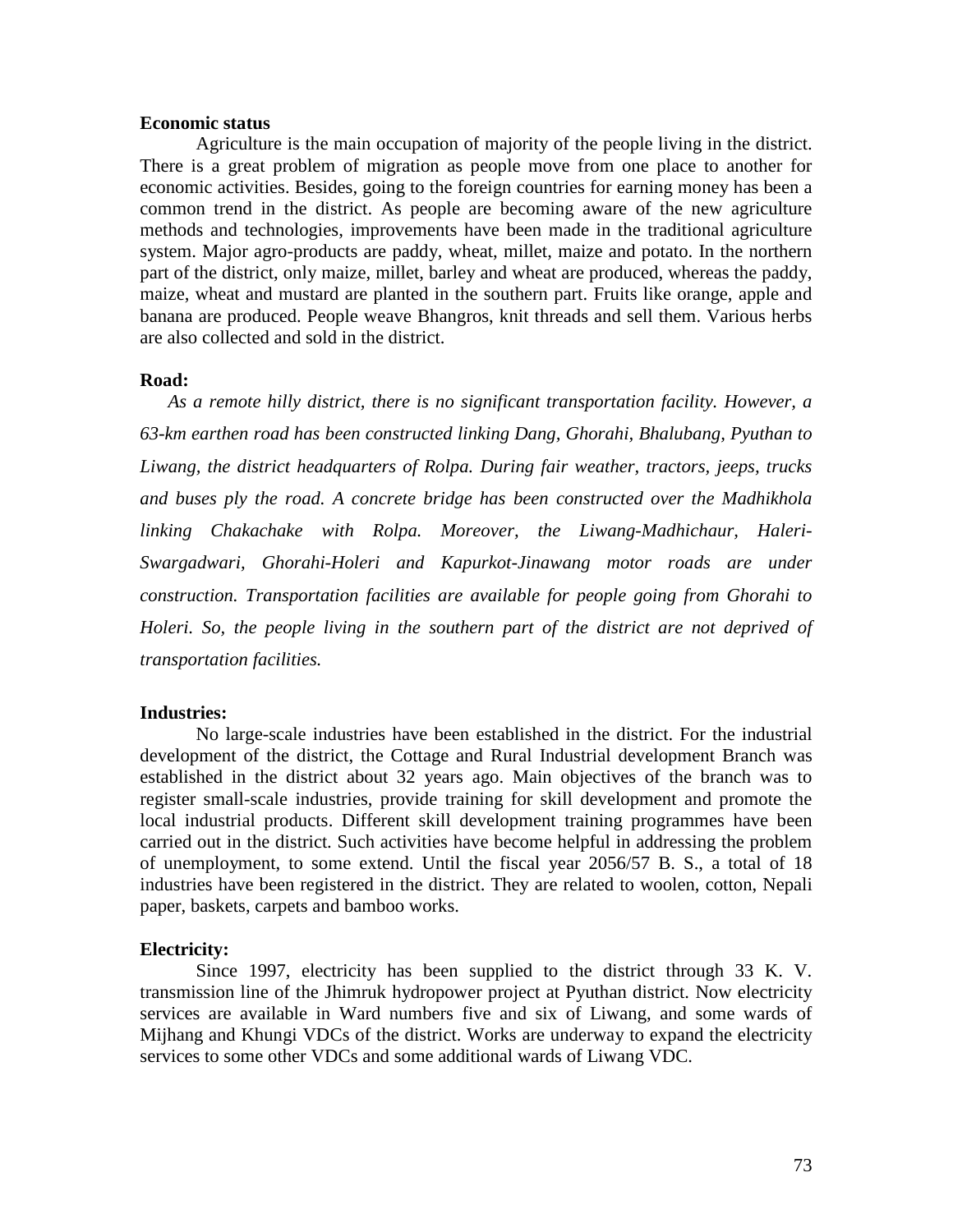**Economic status**

Agriculture is the main occupation of majority of the people living in the district. There is a great problem of migration as people move from one place to another for economic activities. Besides, going to the foreign countries for earning money has been a common trend in the district. As people are becoming aware of the new agriculture methods and technologies, improvements have been made in the traditional agriculture system. Major agro-products are paddy, wheat, millet, maize and potato. In the northern part of the district, only maize, millet, barley and wheat are produced, whereas the paddy, maize, wheat and mustard are planted in the southern part. Fruits like orange, apple and banana are produced. People weave Bhangros, knit threads and sell them. Various herbs are also collected and sold in the district.

**Road:**

*As a remote hilly district, there is no significant transportation facility. However, a 63-km earthen road has been constructed linking Dang, Ghorahi, Bhalubang, Pyuthan to Liwang, the district headquarters of Rolpa. During fair weather, tractors, jeeps, trucks and buses ply the road. A concrete bridge has been constructed over the Madhikhola linking Chakachake with Rolpa. Moreover, the Liwang-Madhichaur, Haleri-Swargadwari, Ghorahi-Holeri and Kapurkot-Jinawang motor roads are under construction. Transportation facilities are available for people going from Ghorahi to Holeri. So, the people living in the southern part of the district are not deprived of transportation facilities.*

**Industries:**

No large-scale industries have been established in the district. For the industrial development of the district, the Cottage and Rural Industrial development Branch was established in the district about 32 years ago. Main objectives of the branch was to register small-scale industries, provide training for skill development and promote the local industrial products. Different skill development training programmes have been carried out in the district. Such activities have become helpful in addressing the problem of unemployment, to some extend. Until the fiscal year 2056/57 B. S., a total of 18 industries have been registered in the district. They are related to woolen, cotton, Nepali paper, baskets, carpets and bamboo works.

**Electricity:**

Since 1997, electricity has been supplied to the district through 33 K. V. transmission line of the Jhimruk hydropower project at Pyuthan district. Now electricity services are available in Ward numbers five and six of Liwang, and some wards of Mijhang and Khungi VDCs of the district. Works are underway to expand the electricity services to some other VDCs and some additional wards of Liwang VDC.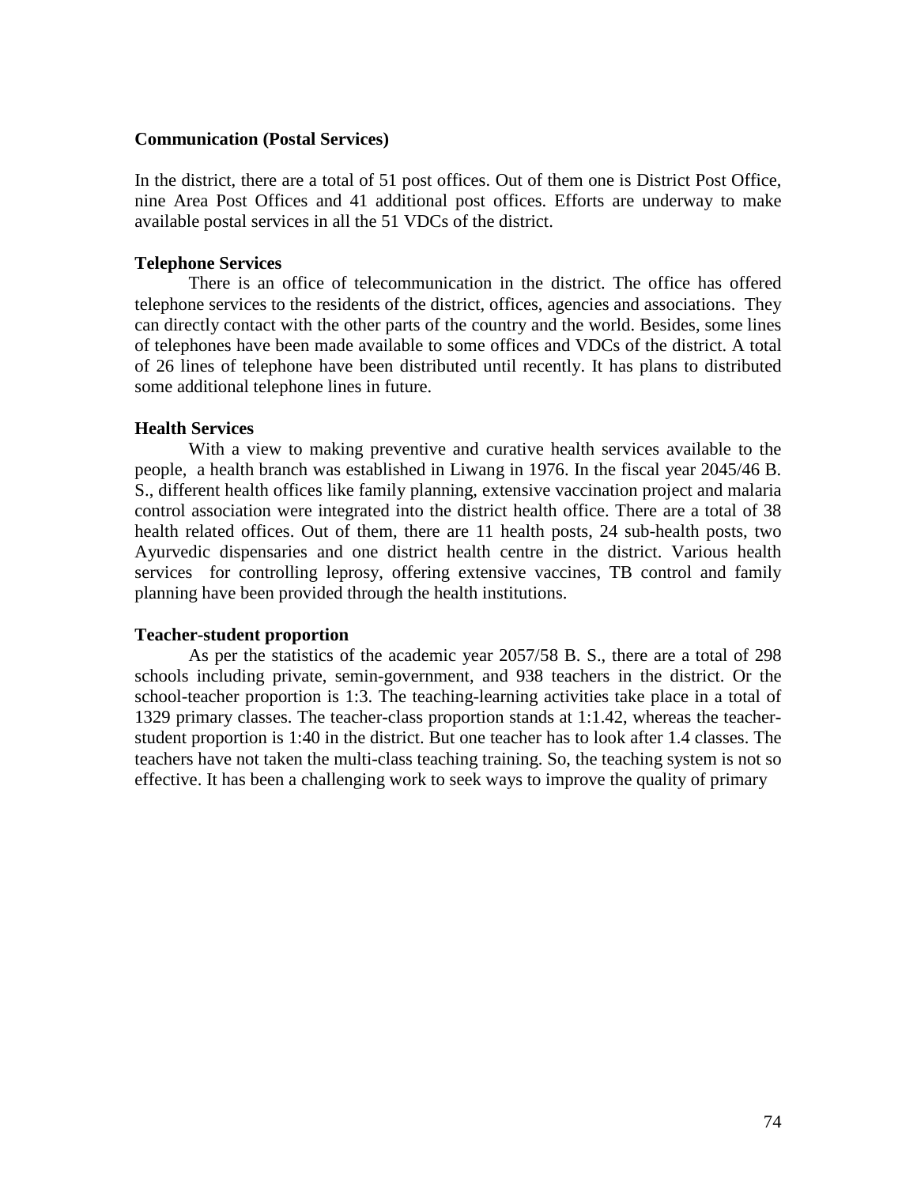**Communication (Postal Services)**

In the district, there are a total of 51 post offices. Out of them one is District Post Office, nine Area Post Offices and 41 additional post offices. Efforts are underway to make available postal services in all the 51 VDCs of the district.

**Telephone Services**

There is an office of telecommunication in the district. The office has offered telephone services to the residents of the district, offices, agencies and associations. They can directly contact with the other parts of the country and the world. Besides, some lines of telephones have been made available to some offices and VDCs of the district. A total of 26 lines of telephone have been distributed until recently. It has plans to distributed some additional telephone lines in future.

**Health Services**

With a view to making preventive and curative health services available to the people, a health branch was established in Liwang in 1976. In the fiscal year 2045/46 B. S., different health offices like family planning, extensive vaccination project and malaria control association were integrated into the district health office. There are a total of 38 health related offices. Out of them, there are 11 health posts, 24 sub-health posts, two Ayurvedic dispensaries and one district health centre in the district. Various health services for controlling leprosy, offering extensive vaccines, TB control and family planning have been provided through the health institutions.

**Teacher-student proportion**

As per the statistics of the academic year 2057/58 B. S., there are a total of 298 schools including private, semin-government, and 938 teachers in the district. Or the school-teacher proportion is 1:3. The teaching-learning activities take place in a total of 1329 primary classes. The teacher-class proportion stands at 1:1.42, whereas the teacher-student proportion is 1:40 in the district. But one teacher has to look after 1.4 classes. The teachers have not taken the multi-class teaching training. So, the teaching system is not so effective. It has been a challenging work to seek ways to improve the quality of primary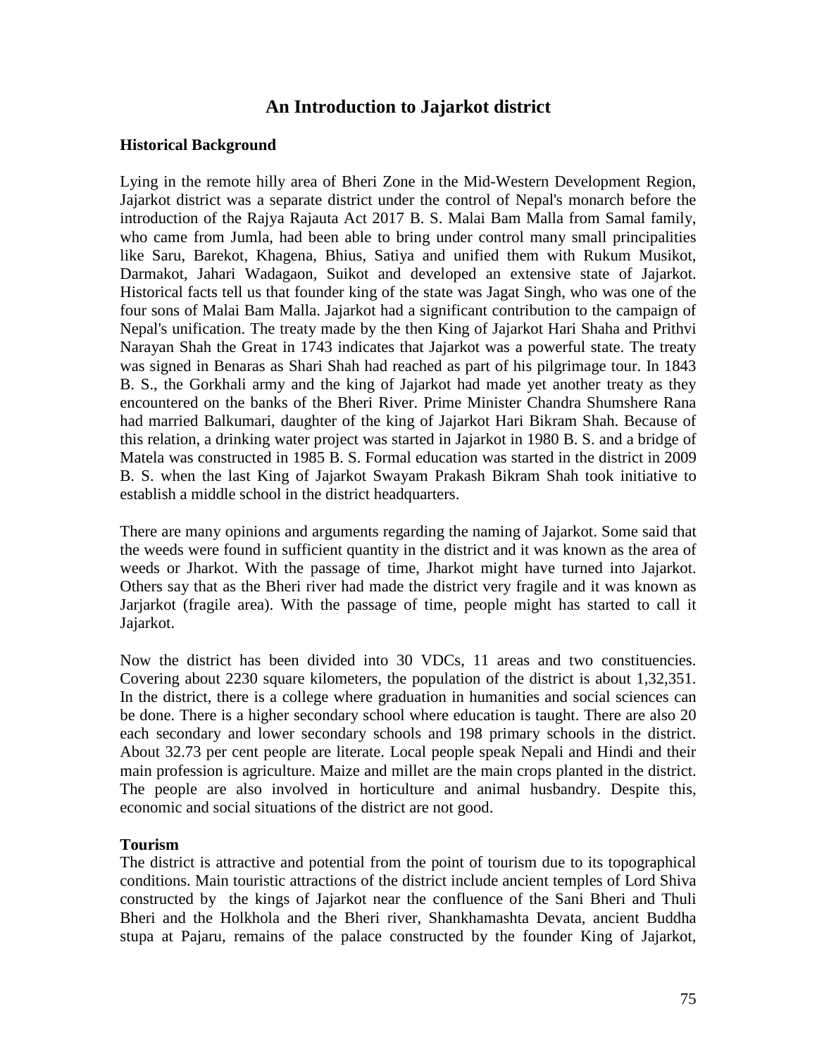# An Introduction to Jajarkot district

## Historical Background

Lying in the remote hilly area of Bheri Zone in the Mid-Western Development Region, Jajarkot district was a separate district under the control of Nepal's monarch before the introduction of the Rajya Rajauta Act 2017 B. S. Malai Bam Malla from Samal family, who came from Jumla, had been able to bring under control many small principalities like Saru, Barekot, Khagena, Bhius, Satiya and unified them with Rukum Musikot, Darmakot, Jahari Wadagaon, Suikot and developed an extensive state of Jajarkot. Historical facts tell us that founder king of the state was Jagat Singh, who was one of the four sons of Malai Bam Malla. Jajarkot had a significant contribution to the campaign of Nepal's unification. The treaty made by the then King of Jajarkot Hari Shaha and Prithvi Narayan Shah the Great in 1743 indicates that Jajarkot was a powerful state. The treaty was signed in Benaras as Shari Shah had reached as part of his pilgrimage tour. In 1843 B. S., the Gorkhali army and the king of Jajarkot had made yet another treaty as they encountered on the banks of the Bheri River. Prime Minister Chandra Shumshere Rana had married Balkumari, daughter of the king of Jajarkot Hari Bikram Shah. Because of this relation, a drinking water project was started in Jajarkot in 1980 B. S. and a bridge of Matela was constructed in 1985 B. S. Formal education was started in the district in 2009 B. S. when the last King of Jajarkot Swayam Prakash Bikram Shah took initiative to establish a middle school in the district headquarters.

There are many opinions and arguments regarding the naming of Jajarkot. Some said that the weeds were found in sufficient quantity in the district and it was known as the area of weeds or Jharkot. With the passage of time, Jharkot might have turned into Jajarkot. Others say that as the Bheri river had made the district very fragile and it was known as Jarjarkot (fragile area). With the passage of time, people might has started to call it Jajarkot.

Now the district has been divided into 30 VDCs, 11 areas and two constituencies. Covering about 2230 square kilometers, the population of the district is about 1,32,351. In the district, there is a college where graduation in humanities and social sciences can be done. There is a higher secondary school where education is taught. There are also 20 each secondary and lower secondary schools and 198 primary schools in the district. About 32.73 per cent people are literate. Local people speak Nepali and Hindi and their main profession is agriculture. Maize and millet are the main crops planted in the district. The people are also involved in horticulture and animal husbandry. Despite this, economic and social situations of the district are not good.

## Tourism

The district is attractive and potential from the point of tourism due to its topographical conditions. Main touristic attractions of the district include ancient temples of Lord Shiva constructed by the kings of Jajarkot near the confluence of the Sani Bheri and Thuli Bheri and the Holkhola and the Bheri river, Shankhamashta Devata, ancient Buddha stupa at Pajaru, remains of the palace constructed by the founder King of Jajarkot,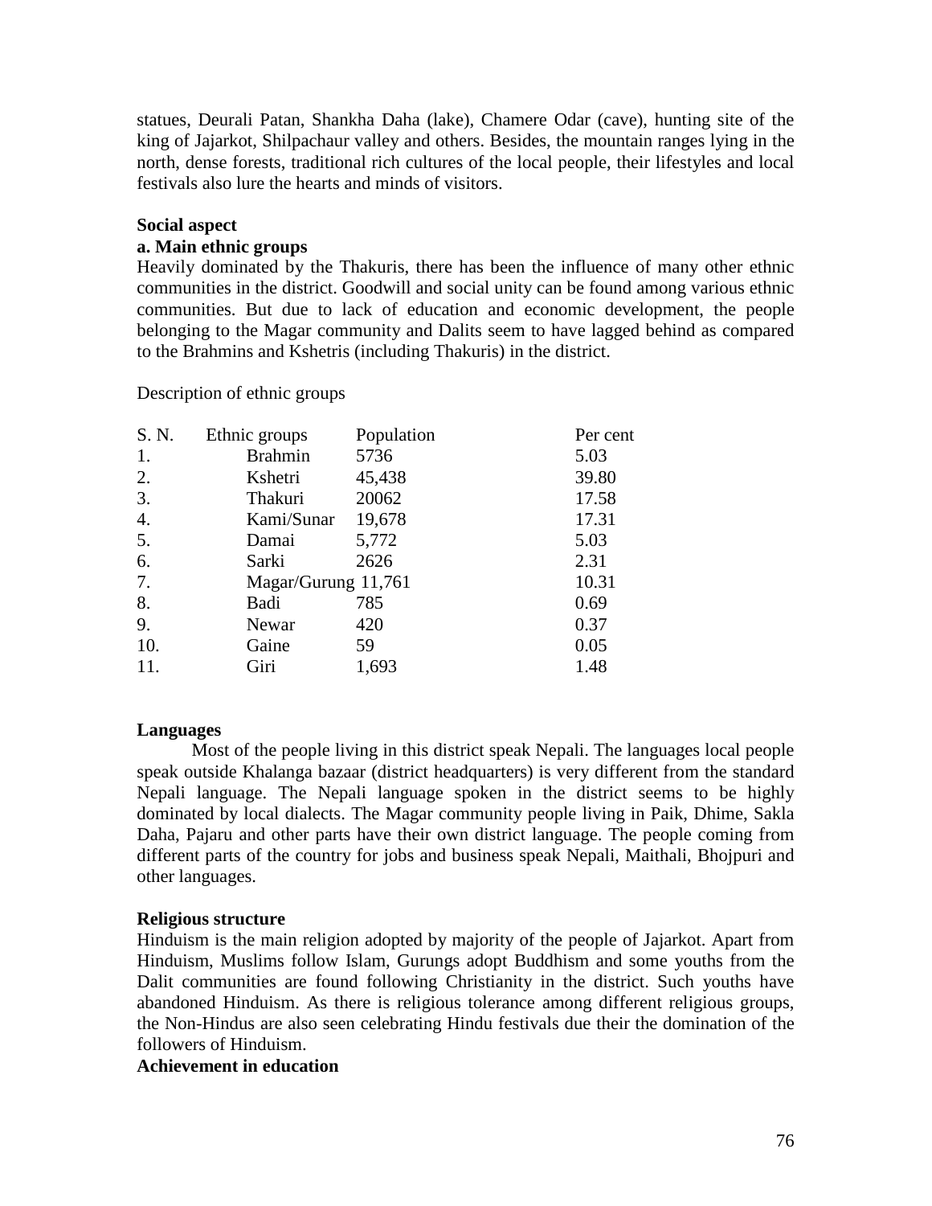statues, Deurali Patan, Shankha Daha (lake), Chamere Odar (cave), hunting site of the king of Jajarkot, Shilpachaur valley and others. Besides, the mountain ranges lying in the north, dense forests, traditional rich cultures of the local people, their lifestyles and local festivals also lure the hearts and minds of visitors.

**Social aspect**

**a. Main ethnic groups**

Heavily dominated by the Thakuris, there has been the influence of many other ethnic communities in the district. Goodwill and social unity can be found among various ethnic communities. But due to lack of education and economic development, the people belonging to the Magar community and Dalits seem to have lagged behind as compared to the Brahmins and Kshetris (including Thakuris) in the district.

Description of ethnic groups

| S. N. | Ethnic groups | Population | Per cent |
|---|---|---|---|
| 1. | Brahmin | 5736 | 5.03 |
| 2. | Kshetri | 45,438 | 39.80 |
| 3. | Thakuri | 20062 | 17.58 |
| 4. | Kami/Sunar | 19,678 | 17.31 |
| 5. | Damai | 5,772 | 5.03 |
| 6. | Sarki | 2626 | 2.31 |
| 7. | Magar/Gurung | 11,761 | 10.31 |
| 8. | Badi | 785 | 0.69 |
| 9. | Newar | 420 | 0.37 |
| 10. | Gaine | 59 | 0.05 |
| 11. | Giri | 1,693 | 1.48 |

**Languages**

Most of the people living in this district speak Nepali. The languages local people speak outside Khalanga bazaar (district headquarters) is very different from the standard Nepali language. The Nepali language spoken in the district seems to be highly dominated by local dialects. The Magar community people living in Paik, Dhime, Sakla Daha, Pajaru and other parts have their own district language. The people coming from different parts of the country for jobs and business speak Nepali, Maithali, Bhojpuri and other languages.

**Religious structure**

Hinduism is the main religion adopted by majority of the people of Jajarkot. Apart from Hinduism, Muslims follow Islam, Gurungs adopt Buddhism and some youths from the Dalit communities are found following Christianity in the district. Such youths have abandoned Hinduism. As there is religious tolerance among different religious groups, the Non-Hindus are also seen celebrating Hindu festivals due their the domination of the followers of Hinduism.

**Achievement in education**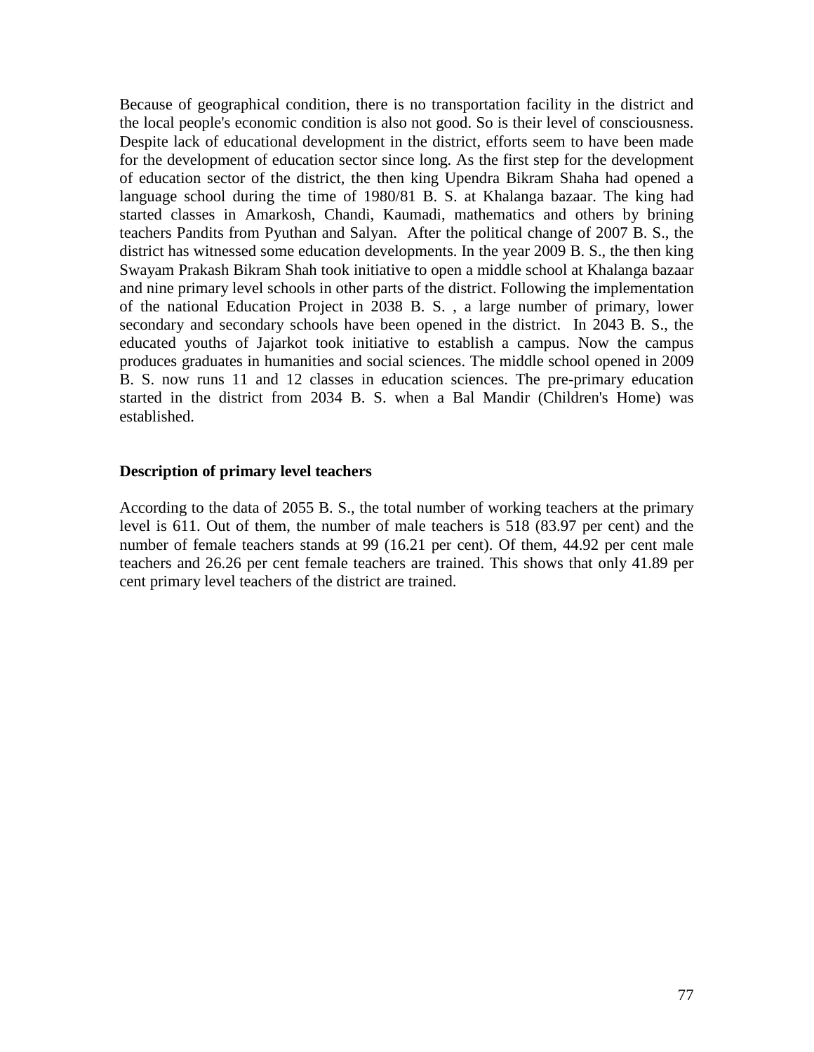Because of geographical condition, there is no transportation facility in the district and the local people's economic condition is also not good. So is their level of consciousness. Despite lack of educational development in the district, efforts seem to have been made for the development of education sector since long. As the first step for the development of education sector of the district, the then king Upendra Bikram Shaha had opened a language school during the time of 1980/81 B. S. at Khalanga bazaar. The king had started classes in Amarkosh, Chandi, Kaumadi, mathematics and others by brining teachers Pandits from Pyuthan and Salyan. After the political change of 2007 B. S., the district has witnessed some education developments. In the year 2009 B. S., the then king Swayam Prakash Bikram Shah took initiative to open a middle school at Khalanga bazaar and nine primary level schools in other parts of the district. Following the implementation of the national Education Project in 2038 B. S. , a large number of primary, lower secondary and secondary schools have been opened in the district. In 2043 B. S., the educated youths of Jajarkot took initiative to establish a campus. Now the campus produces graduates in humanities and social sciences. The middle school opened in 2009 B. S. now runs 11 and 12 classes in education sciences. The pre-primary education started in the district from 2034 B. S. when a Bal Mandir (Children's Home) was established.

**Description of primary level teachers**

According to the data of 2055 B. S., the total number of working teachers at the primary level is 611. Out of them, the number of male teachers is 518 (83.97 per cent) and the number of female teachers stands at 99 (16.21 per cent). Of them, 44.92 per cent male teachers and 26.26 per cent female teachers are trained. This shows that only 41.89 per cent primary level teachers of the district are trained.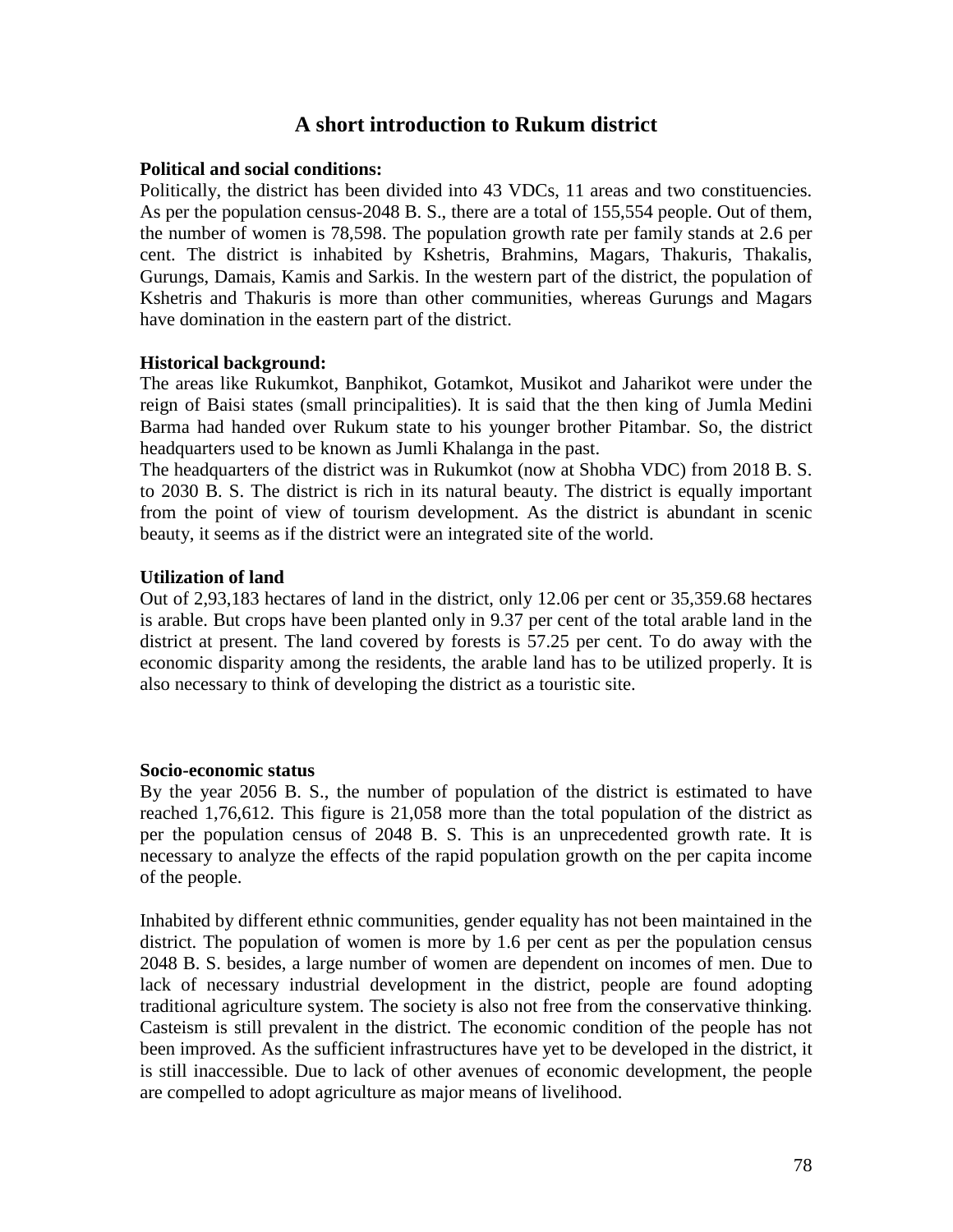# A short introduction to Rukum district

**Political and social conditions:**

Politically, the district has been divided into 43 VDCs, 11 areas and two constituencies. As per the population census-2048 B. S., there are a total of 155,554 people. Out of them, the number of women is 78,598. The population growth rate per family stands at 2.6 per cent. The district is inhabited by Kshetris, Brahmins, Magars, Thakuris, Thakalis, Gurungs, Damais, Kamis and Sarkis. In the western part of the district, the population of Kshetris and Thakuris is more than other communities, whereas Gurungs and Magars have domination in the eastern part of the district.

**Historical background:**

The areas like Rukumkot, Banphikot, Gotamkot, Musikot and Jaharikot were under the reign of Baisi states (small principalities). It is said that the then king of Jumla Medini Barma had handed over Rukum state to his younger brother Pitambar. So, the district headquarters used to be known as Jumli Khalanga in the past.

The headquarters of the district was in Rukumkot (now at Shobha VDC) from 2018 B. S. to 2030 B. S. The district is rich in its natural beauty. The district is equally important from the point of view of tourism development. As the district is abundant in scenic beauty, it seems as if the district were an integrated site of the world.

**Utilization of land**

Out of 2,93,183 hectares of land in the district, only 12.06 per cent or 35,359.68 hectares is arable. But crops have been planted only in 9.37 per cent of the total arable land in the district at present. The land covered by forests is 57.25 per cent. To do away with the economic disparity among the residents, the arable land has to be utilized properly. It is also necessary to think of developing the district as a touristic site.

**Socio-economic status**

By the year 2056 B. S., the number of population of the district is estimated to have reached 1,76,612. This figure is 21,058 more than the total population of the district as per the population census of 2048 B. S. This is an unprecedented growth rate. It is necessary to analyze the effects of the rapid population growth on the per capita income of the people.

Inhabited by different ethnic communities, gender equality has not been maintained in the district. The population of women is more by 1.6 per cent as per the population census 2048 B. S. besides, a large number of women are dependent on incomes of men. Due to lack of necessary industrial development in the district, people are found adopting traditional agriculture system. The society is also not free from the conservative thinking. Casteism is still prevalent in the district. The economic condition of the people has not been improved. As the sufficient infrastructures have yet to be developed in the district, it is still inaccessible. Due to lack of other avenues of economic development, the people are compelled to adopt agriculture as major means of livelihood.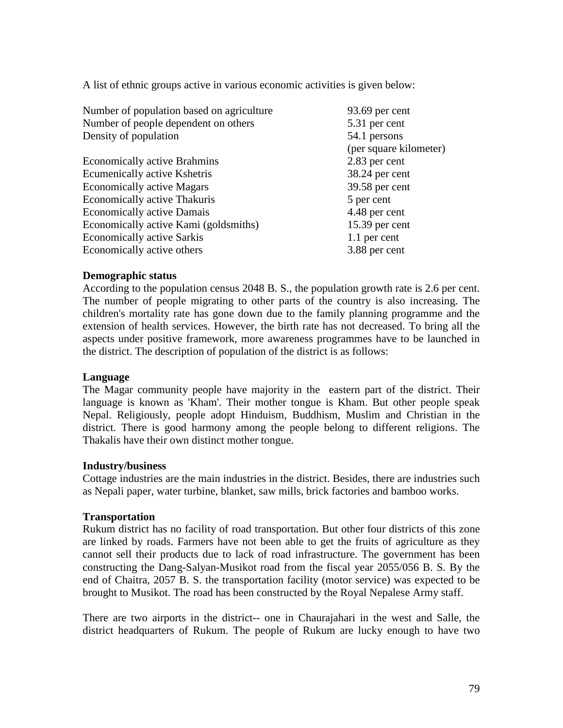A list of ethnic groups active in various economic activities is given below:

| | |
|---|---|
| Number of population based on agriculture | 93.69 per cent |
| Number of people dependent on others | 5.31 per cent |
| Density of population | 54.1 persons (per square kilometer) |
| Economically active Brahmins | 2.83 per cent |
| Ecumenically active Kshetris | 38.24 per cent |
| Economically active Magars | 39.58 per cent |
| Economically active Thakuris | 5 per cent |
| Economically active Damais | 4.48 per cent |
| Economically active Kami (goldsmiths) | 15.39 per cent |
| Economically active Sarkis | 1.1 per cent |
| Economically active others | 3.88 per cent |

**Demographic status**

According to the population census 2048 B. S., the population growth rate is 2.6 per cent. The number of people migrating to other parts of the country is also increasing. The children's mortality rate has gone down due to the family planning programme and the extension of health services. However, the birth rate has not decreased. To bring all the aspects under positive framework, more awareness programmes have to be launched in the district. The description of population of the district is as follows:

**Language**

The Magar community people have majority in the eastern part of the district. Their language is known as 'Kham'. Their mother tongue is Kham. But other people speak Nepal. Religiously, people adopt Hinduism, Buddhism, Muslim and Christian in the district. There is good harmony among the people belong to different religions. The Thakalis have their own distinct mother tongue.

**Industry/business**

Cottage industries are the main industries in the district. Besides, there are industries such as Nepali paper, water turbine, blanket, saw mills, brick factories and bamboo works.

**Transportation**

Rukum district has no facility of road transportation. But other four districts of this zone are linked by roads. Farmers have not been able to get the fruits of agriculture as they cannot sell their products due to lack of road infrastructure. The government has been constructing the Dang-Salyan-Musikot road from the fiscal year 2055/056 B. S. By the end of Chaitra, 2057 B. S. the transportation facility (motor service) was expected to be brought to Musikot. The road has been constructed by the Royal Nepalese Army staff.

There are two airports in the district-- one in Chaurajahari in the west and Salle, the district headquarters of Rukum. The people of Rukum are lucky enough to have two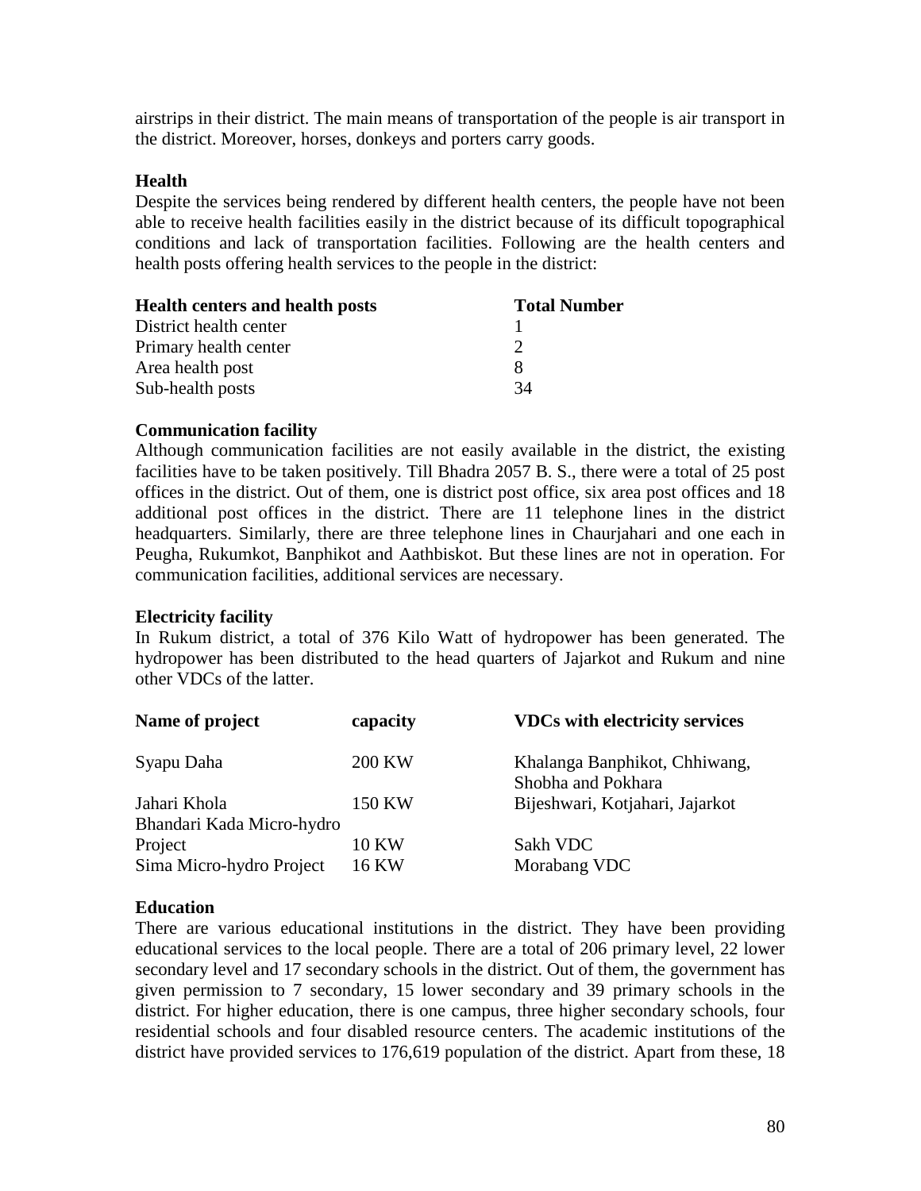airstrips in their district. The main means of transportation of the people is air transport in the district. Moreover, horses, donkeys and porters carry goods.

**Health**

Despite the services being rendered by different health centers, the people have not been able to receive health facilities easily in the district because of its difficult topographical conditions and lack of transportation facilities. Following are the health centers and health posts offering health services to the people in the district:

| Health centers and health posts | Total Number |
|---|---|
| District health center | 1 |
| Primary health center | 2 |
| Area health post | 8 |
| Sub-health posts | 34 |

**Communication facility**

Although communication facilities are not easily available in the district, the existing facilities have to be taken positively. Till Bhadra 2057 B. S., there were a total of 25 post offices in the district. Out of them, one is district post office, six area post offices and 18 additional post offices in the district. There are 11 telephone lines in the district headquarters. Similarly, there are three telephone lines in Chaurjahari and one each in Peugha, Rukumkot, Banphikot and Aathbiskot. But these lines are not in operation. For communication facilities, additional services are necessary.

**Electricity facility**

In Rukum district, a total of 376 Kilo Watt of hydropower has been generated. The hydropower has been distributed to the head quarters of Jajarkot and Rukum and nine other VDCs of the latter.

| Name of project | capacity | VDCs with electricity services |
|---|---|---|
| Syapu Daha | 200 KW | Khalanga Banphikot, Chhiwang, Shobha and Pokhara |
| Jahari Khola | 150 KW | Bijeshwari, Kotjahari, Jajarkot |
| Bhandari Kada Micro-hydro Project | 10 KW | Sakh VDC |
| Sima Micro-hydro Project | 16 KW | Morabang VDC |

**Education**

There are various educational institutions in the district. They have been providing educational services to the local people. There are a total of 206 primary level, 22 lower secondary level and 17 secondary schools in the district. Out of them, the government has given permission to 7 secondary, 15 lower secondary and 39 primary schools in the district. For higher education, there is one campus, three higher secondary schools, four residential schools and four disabled resource centers. The academic institutions of the district have provided services to 176,619 population of the district. Apart from these, 18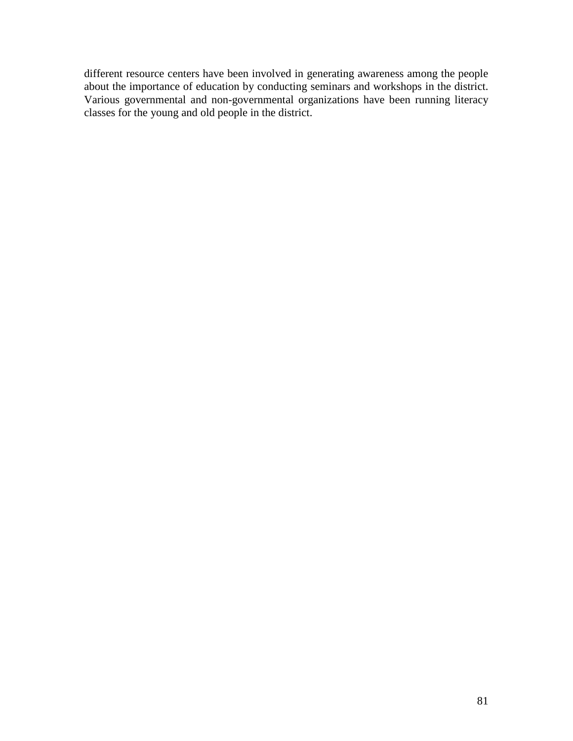different resource centers have been involved in generating awareness among the people about the importance of education by conducting seminars and workshops in the district. Various governmental and non-governmental organizations have been running literacy classes for the young and old people in the district.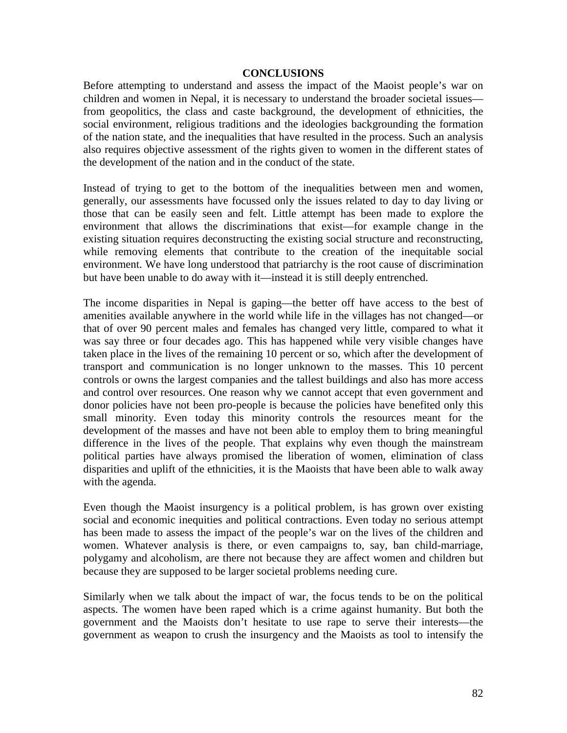## CONCLUSIONS

Before attempting to understand and assess the impact of the Maoist people's war on children and women in Nepal, it is necessary to understand the broader societal issues—from geopolitics, the class and caste background, the development of ethnicities, the social environment, religious traditions and the ideologies backgrounding the formation of the nation state, and the inequalities that have resulted in the process. Such an analysis also requires objective assessment of the rights given to women in the different states of the development of the nation and in the conduct of the state.

Instead of trying to get to the bottom of the inequalities between men and women, generally, our assessments have focussed only the issues related to day to day living or those that can be easily seen and felt. Little attempt has been made to explore the environment that allows the discriminations that exist—for example change in the existing situation requires deconstructing the existing social structure and reconstructing, while removing elements that contribute to the creation of the inequitable social environment. We have long understood that patriarchy is the root cause of discrimination but have been unable to do away with it—instead it is still deeply entrenched.

The income disparities in Nepal is gaping—the better off have access to the best of amenities available anywhere in the world while life in the villages has not changed—or that of over 90 percent males and females has changed very little, compared to what it was say three or four decades ago. This has happened while very visible changes have taken place in the lives of the remaining 10 percent or so, which after the development of transport and communication is no longer unknown to the masses. This 10 percent controls or owns the largest companies and the tallest buildings and also has more access and control over resources. One reason why we cannot accept that even government and donor policies have not been pro-people is because the policies have benefited only this small minority. Even today this minority controls the resources meant for the development of the masses and have not been able to employ them to bring meaningful difference in the lives of the people. That explains why even though the mainstream political parties have always promised the liberation of women, elimination of class disparities and uplift of the ethnicities, it is the Maoists that have been able to walk away with the agenda.

Even though the Maoist insurgency is a political problem, is has grown over existing social and economic inequities and political contractions. Even today no serious attempt has been made to assess the impact of the people's war on the lives of the children and women. Whatever analysis is there, or even campaigns to, say, ban child-marriage, polygamy and alcoholism, are there not because they are affect women and children but because they are supposed to be larger societal problems needing cure.

Similarly when we talk about the impact of war, the focus tends to be on the political aspects. The women have been raped which is a crime against humanity. But both the government and the Maoists don't hesitate to use rape to serve their interests—the government as weapon to crush the insurgency and the Maoists as tool to intensify the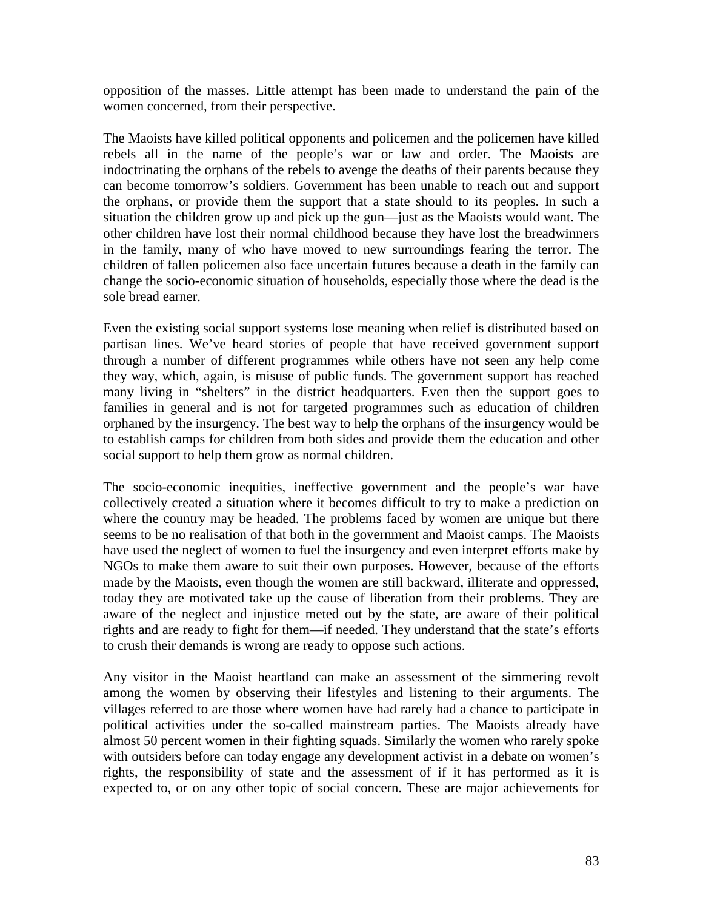opposition of the masses. Little attempt has been made to understand the pain of the women concerned, from their perspective.

The Maoists have killed political opponents and policemen and the policemen have killed rebels all in the name of the people's war or law and order. The Maoists are indoctrinating the orphans of the rebels to avenge the deaths of their parents because they can become tomorrow's soldiers. Government has been unable to reach out and support the orphans, or provide them the support that a state should to its peoples. In such a situation the children grow up and pick up the gun—just as the Maoists would want. The other children have lost their normal childhood because they have lost the breadwinners in the family, many of who have moved to new surroundings fearing the terror. The children of fallen policemen also face uncertain futures because a death in the family can change the socio-economic situation of households, especially those where the dead is the sole bread earner.

Even the existing social support systems lose meaning when relief is distributed based on partisan lines. We've heard stories of people that have received government support through a number of different programmes while others have not seen any help come they way, which, again, is misuse of public funds. The government support has reached many living in "shelters" in the district headquarters. Even then the support goes to families in general and is not for targeted programmes such as education of children orphaned by the insurgency. The best way to help the orphans of the insurgency would be to establish camps for children from both sides and provide them the education and other social support to help them grow as normal children.

The socio-economic inequities, ineffective government and the people's war have collectively created a situation where it becomes difficult to try to make a prediction on where the country may be headed. The problems faced by women are unique but there seems to be no realisation of that both in the government and Maoist camps. The Maoists have used the neglect of women to fuel the insurgency and even interpret efforts make by NGOs to make them aware to suit their own purposes. However, because of the efforts made by the Maoists, even though the women are still backward, illiterate and oppressed, today they are motivated take up the cause of liberation from their problems. They are aware of the neglect and injustice meted out by the state, are aware of their political rights and are ready to fight for them—if needed. They understand that the state's efforts to crush their demands is wrong are ready to oppose such actions.

Any visitor in the Maoist heartland can make an assessment of the simmering revolt among the women by observing their lifestyles and listening to their arguments. The villages referred to are those where women have had rarely had a chance to participate in political activities under the so-called mainstream parties. The Maoists already have almost 50 percent women in their fighting squads. Similarly the women who rarely spoke with outsiders before can today engage any development activist in a debate on women's rights, the responsibility of state and the assessment of if it has performed as it is expected to, or on any other topic of social concern. These are major achievements for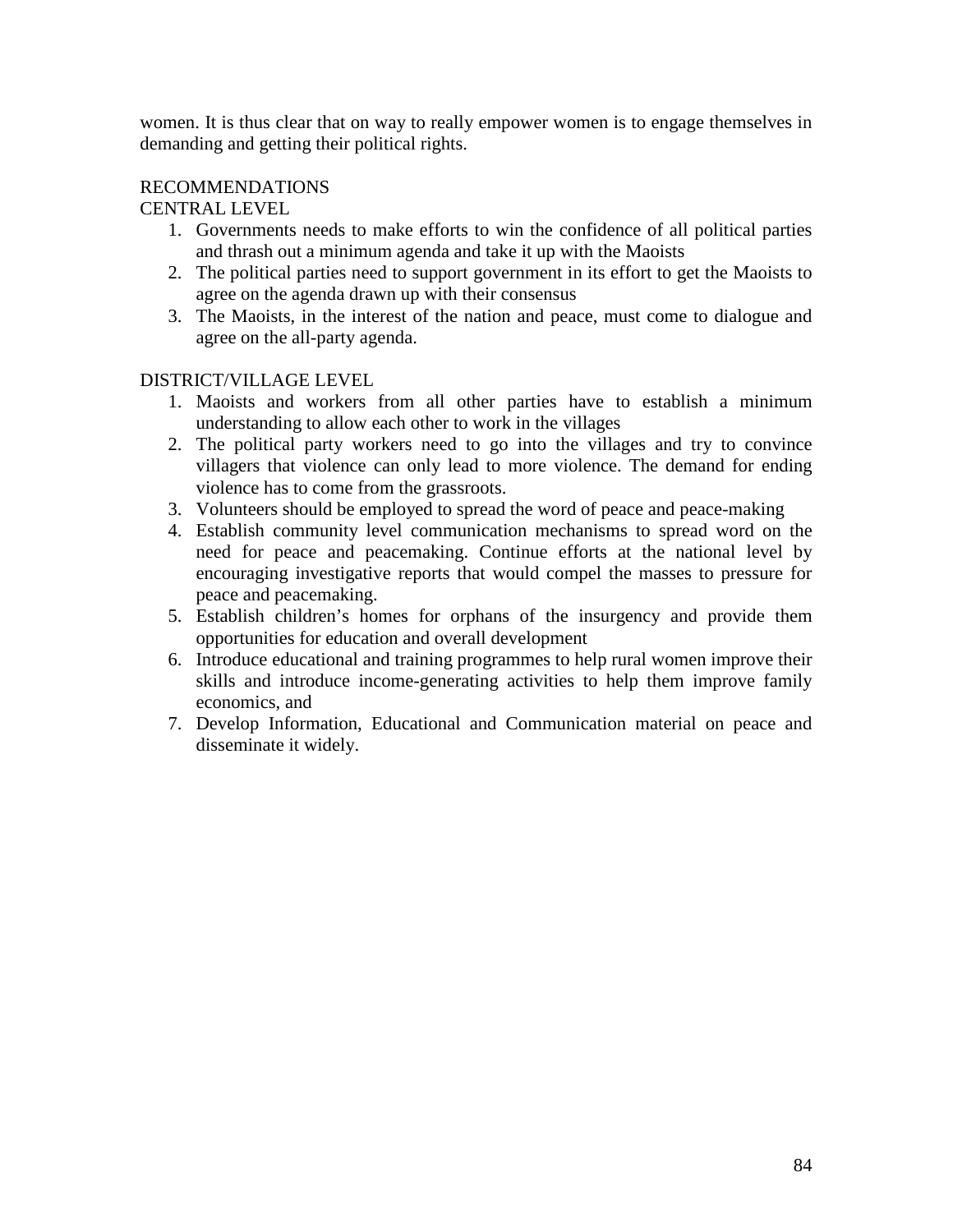women. It is thus clear that on way to really empower women is to engage themselves in demanding and getting their political rights.

## RECOMMENDATIONS

### CENTRAL LEVEL

1. Governments needs to make efforts to win the confidence of all political parties and thrash out a minimum agenda and take it up with the Maoists
2. The political parties need to support government in its effort to get the Maoists to agree on the agenda drawn up with their consensus
3. The Maoists, in the interest of the nation and peace, must come to dialogue and agree on the all-party agenda.

### DISTRICT/VILLAGE LEVEL

1. Maoists and workers from all other parties have to establish a minimum understanding to allow each other to work in the villages
2. The political party workers need to go into the villages and try to convince villagers that violence can only lead to more violence. The demand for ending violence has to come from the grassroots.
3. Volunteers should be employed to spread the word of peace and peace-making
4. Establish community level communication mechanisms to spread word on the need for peace and peacemaking. Continue efforts at the national level by encouraging investigative reports that would compel the masses to pressure for peace and peacemaking.
5. Establish children's homes for orphans of the insurgency and provide them opportunities for education and overall development
6. Introduce educational and training programmes to help rural women improve their skills and introduce income-generating activities to help them improve family economics, and
7. Develop Information, Educational and Communication material on peace and disseminate it widely.